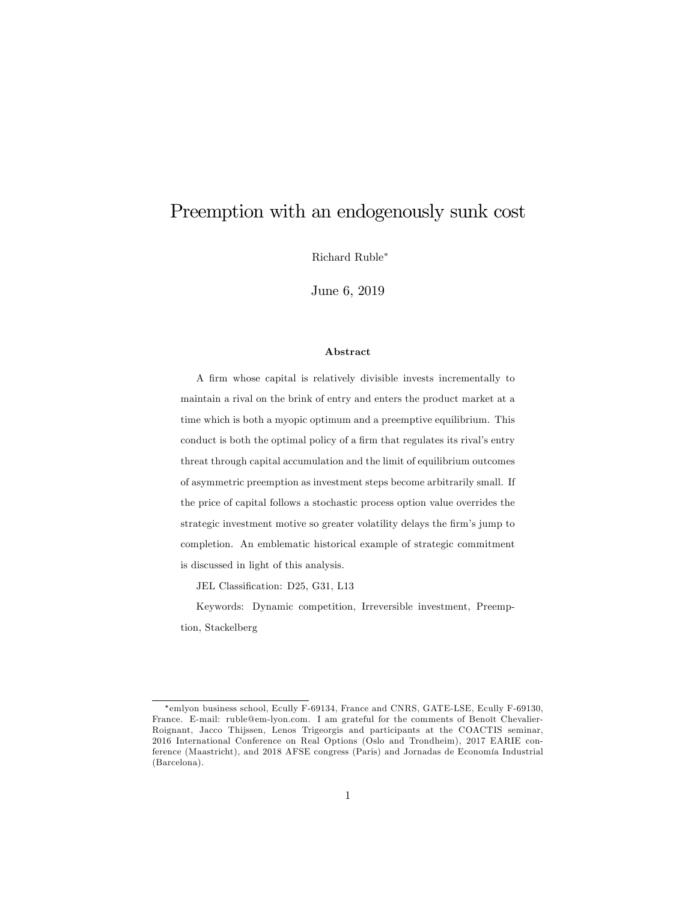# Preemption with an endogenously sunk cost

Richard Ruble*

June 6, 2019

### Abstract

A firm whose capital is relatively divisible invests incrementally to maintain a rival on the brink of entry and enters the product market at a time which is both a myopic optimum and a preemptive equilibrium. This conduct is both the optimal policy of a firm that regulates its rival's entry threat through capital accumulation and the limit of equilibrium outcomes of asymmetric preemption as investment steps become arbitrarily small. If the price of capital follows a stochastic process option value overrides the strategic investment motive so greater volatility delays the firm's jump to completion. An emblematic historical example of strategic commitment is discussed in light of this analysis.

JEL Classification: D25, G31, L13

Keywords: Dynamic competition, Irreversible investment, Preemption, Stackelberg

---

*emlyon business school, Ecully F-69134, France and CNRS, GATE-LSE, Ecully F-69130, France. E-mail: ruble@em-lyon.com. I am grateful for the comments of Benoît Chevalier-Roignant, Jacco Thijssen, Lenos Trigeorgis and participants at the COACTIS seminar, 2016 International Conference on Real Options (Oslo and Trondheim), 2017 EARIE conference (Maastricht), and 2018 AFSE congress (Paris) and Jornadas de Economía Industrial (Barcelona).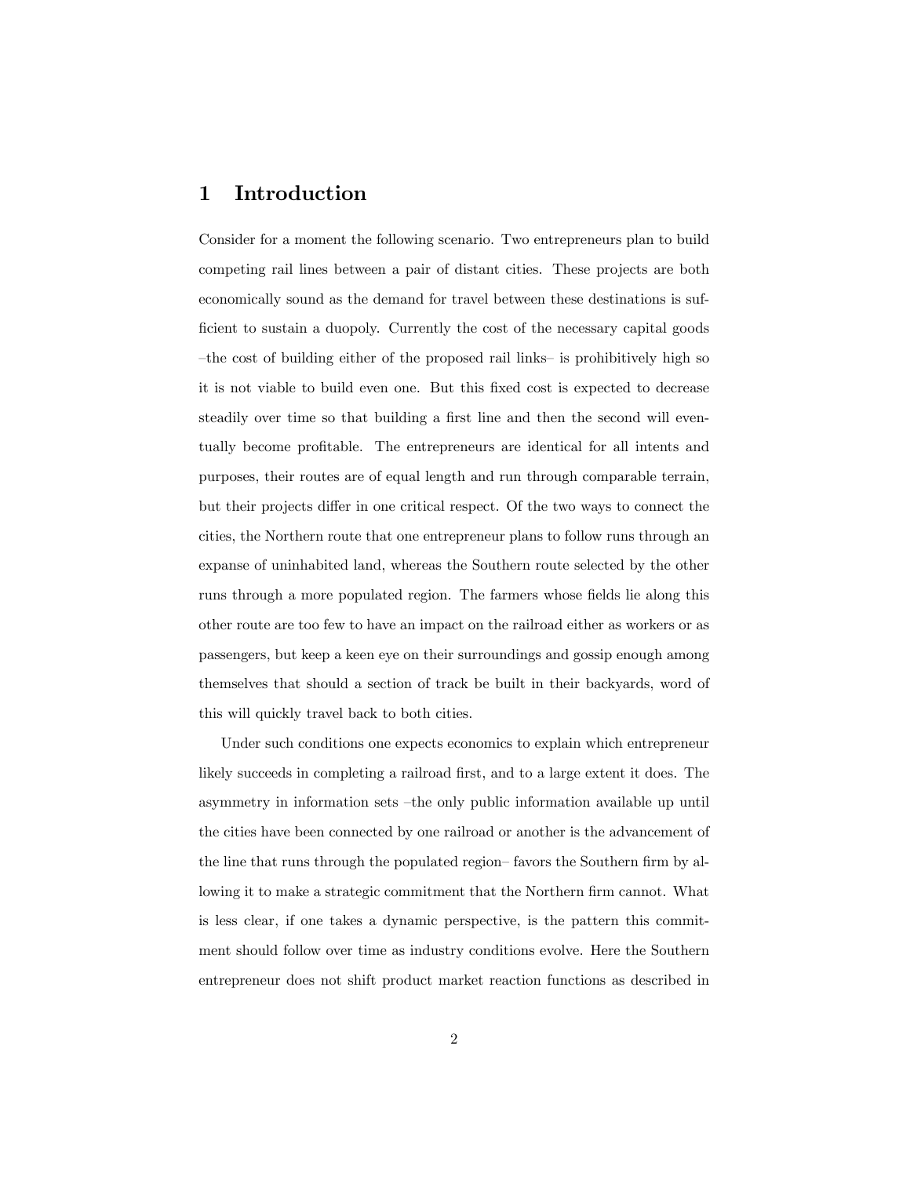# 1 Introduction

Consider for a moment the following scenario. Two entrepreneurs plan to build competing rail lines between a pair of distant cities. These projects are both economically sound as the demand for travel between these destinations is sufficient to sustain a duopoly. Currently the cost of the necessary capital goods –the cost of building either of the proposed rail links– is prohibitively high so it is not viable to build even one. But this fixed cost is expected to decrease steadily over time so that building a first line and then the second will eventually become profitable. The entrepreneurs are identical for all intents and purposes, their routes are of equal length and run through comparable terrain, but their projects differ in one critical respect. Of the two ways to connect the cities, the Northern route that one entrepreneur plans to follow runs through an expanse of uninhabited land, whereas the Southern route selected by the other runs through a more populated region. The farmers whose fields lie along this other route are too few to have an impact on the railroad either as workers or as passengers, but keep a keen eye on their surroundings and gossip enough among themselves that should a section of track be built in their backyards, word of this will quickly travel back to both cities.

Under such conditions one expects economics to explain which entrepreneur likely succeeds in completing a railroad first, and to a large extent it does. The asymmetry in information sets –the only public information available up until the cities have been connected by one railroad or another is the advancement of the line that runs through the populated region– favors the Southern firm by allowing it to make a strategic commitment that the Northern firm cannot. What is less clear, if one takes a dynamic perspective, is the pattern this commitment should follow over time as industry conditions evolve. Here the Southern entrepreneur does not shift product market reaction functions as described in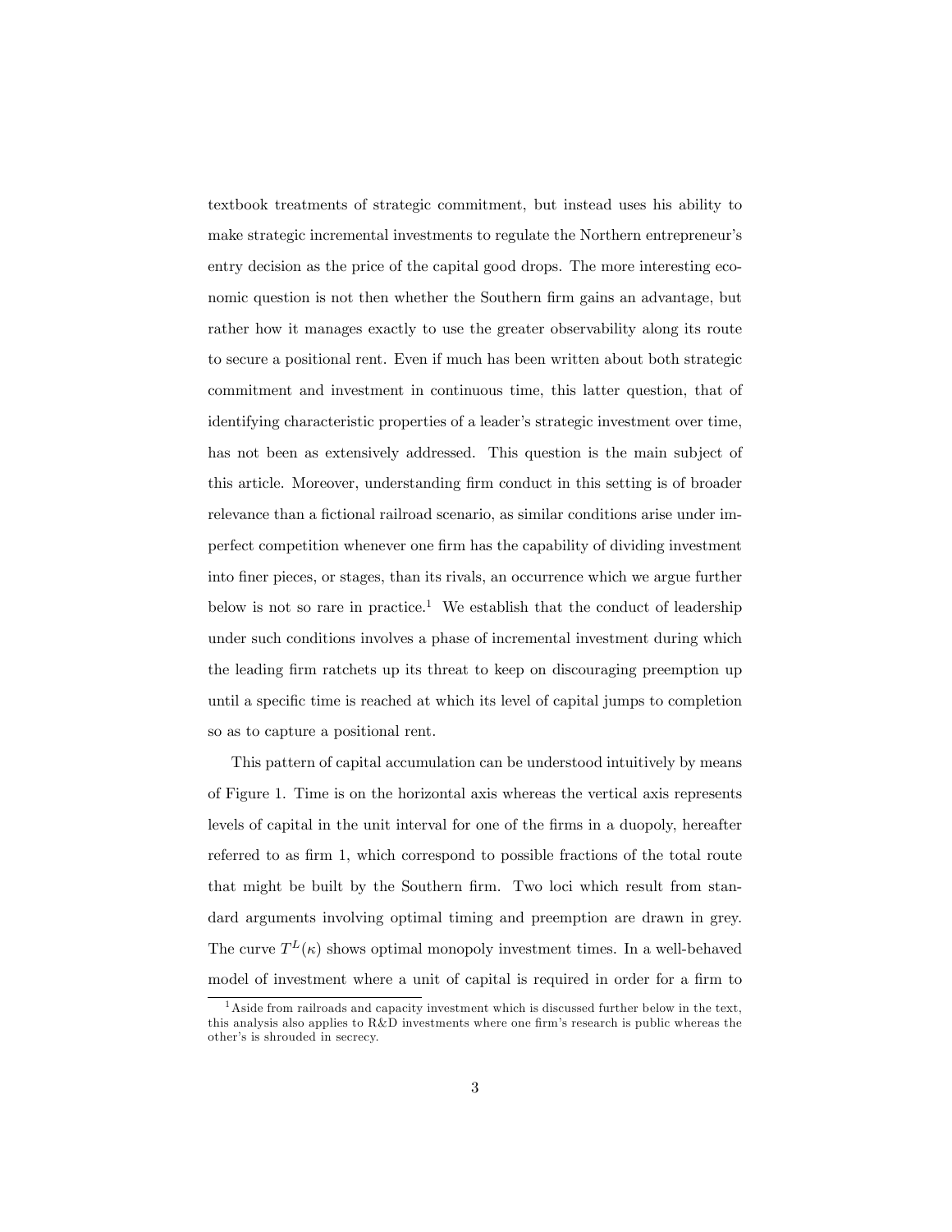textbook treatments of strategic commitment, but instead uses his ability to make strategic incremental investments to regulate the Northern entrepreneur's entry decision as the price of the capital good drops. The more interesting economic question is not then whether the Southern firm gains an advantage, but rather how it manages exactly to use the greater observability along its route to secure a positional rent. Even if much has been written about both strategic commitment and investment in continuous time, this latter question, that of identifying characteristic properties of a leader's strategic investment over time, has not been as extensively addressed. This question is the main subject of this article. Moreover, understanding firm conduct in this setting is of broader relevance than a fictional railroad scenario, as similar conditions arise under imperfect competition whenever one firm has the capability of dividing investment into finer pieces, or stages, than its rivals, an occurrence which we argue further below is not so rare in practice.[1] We establish that the conduct of leadership under such conditions involves a phase of incremental investment during which the leading firm ratchets up its threat to keep on discouraging preemption up until a specific time is reached at which its level of capital jumps to completion so as to capture a positional rent.

This pattern of capital accumulation can be understood intuitively by means of Figure 1. Time is on the horizontal axis whereas the vertical axis represents levels of capital in the unit interval for one of the firms in a duopoly, hereafter referred to as firm 1, which correspond to possible fractions of the total route that might be built by the Southern firm. Two loci which result from standard arguments involving optimal timing and preemption are drawn in grey. The curve $T^L(\kappa)$ shows optimal monopoly investment times. In a well-behaved model of investment where a unit of capital is required in order for a firm to

[1] Aside from railroads and capacity investment which is discussed further below in the text, this analysis also applies to R&D investments where one firm's research is public whereas the other's is shrouded in secrecy.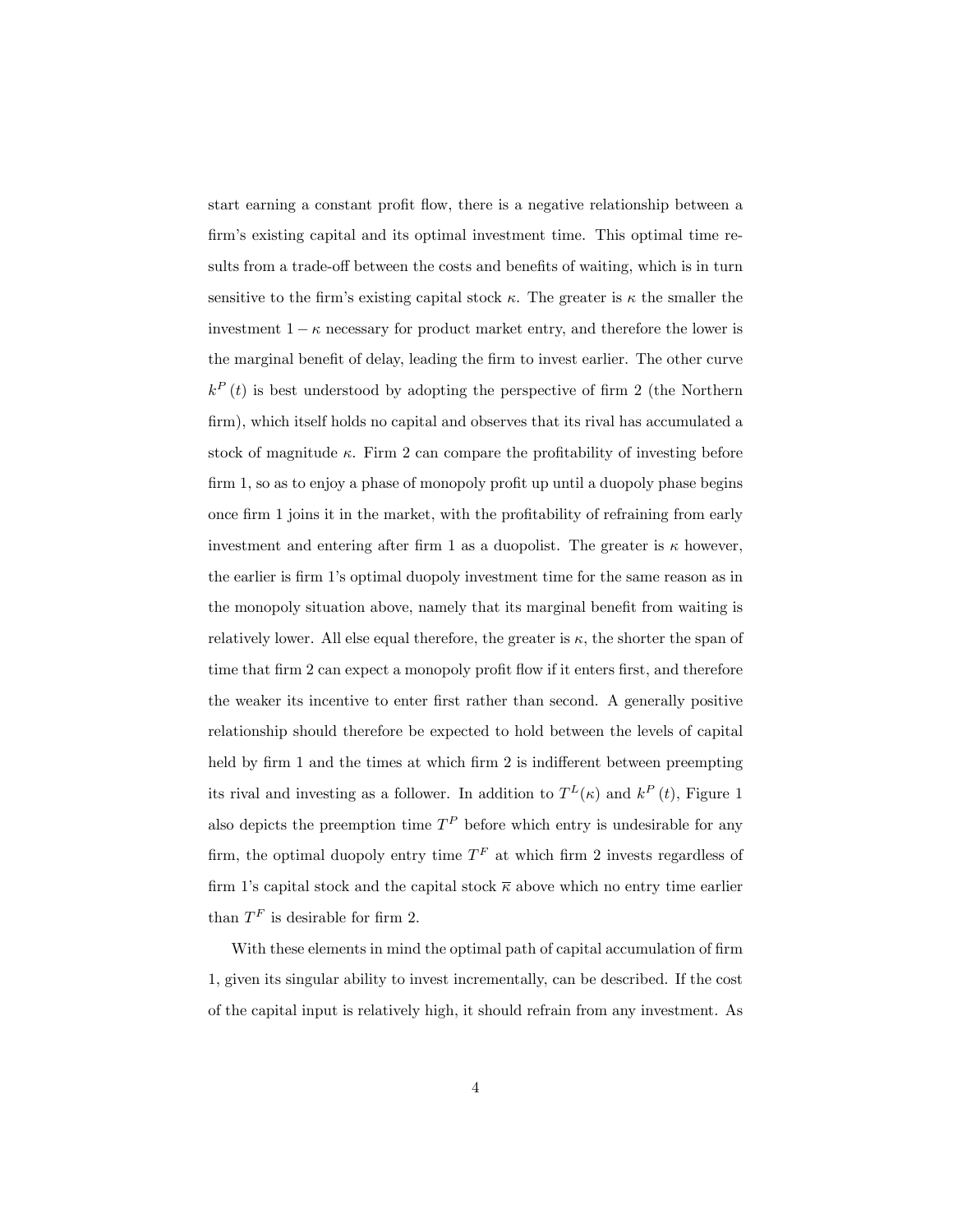start earning a constant profit flow, there is a negative relationship between a firm's existing capital and its optimal investment time. This optimal time results from a trade-off between the costs and benefits of waiting, which is in turn sensitive to the firm's existing capital stock $\kappa$. The greater is $\kappa$ the smaller the investment $1-\kappa$ necessary for product market entry, and therefore the lower is the marginal benefit of delay, leading the firm to invest earlier. The other curve $k^P(t)$ is best understood by adopting the perspective of firm 2 (the Northern firm), which itself holds no capital and observes that its rival has accumulated a stock of magnitude $\kappa$. Firm 2 can compare the profitability of investing before firm 1, so as to enjoy a phase of monopoly profit up until a duopoly phase begins once firm 1 joins it in the market, with the profitability of refraining from early investment and entering after firm 1 as a duopolist. The greater is $\kappa$ however, the earlier is firm 1's optimal duopoly investment time for the same reason as in the monopoly situation above, namely that its marginal benefit from waiting is relatively lower. All else equal therefore, the greater is $\kappa$, the shorter the span of time that firm 2 can expect a monopoly profit flow if it enters first, and therefore the weaker its incentive to enter first rather than second. A generally positive relationship should therefore be expected to hold between the levels of capital held by firm 1 and the times at which firm 2 is indifferent between preempting its rival and investing as a follower. In addition to $T^L(\kappa)$ and $k^P(t)$, Figure 1 also depicts the preemption time $T^P$ before which entry is undesirable for any firm, the optimal duopoly entry time $T^F$ at which firm 2 invests regardless of firm 1's capital stock and the capital stock $\overline{\kappa}$ above which no entry time earlier than $T^F$ is desirable for firm 2.

With these elements in mind the optimal path of capital accumulation of firm 1, given its singular ability to invest incrementally, can be described. If the cost of the capital input is relatively high, it should refrain from any investment. As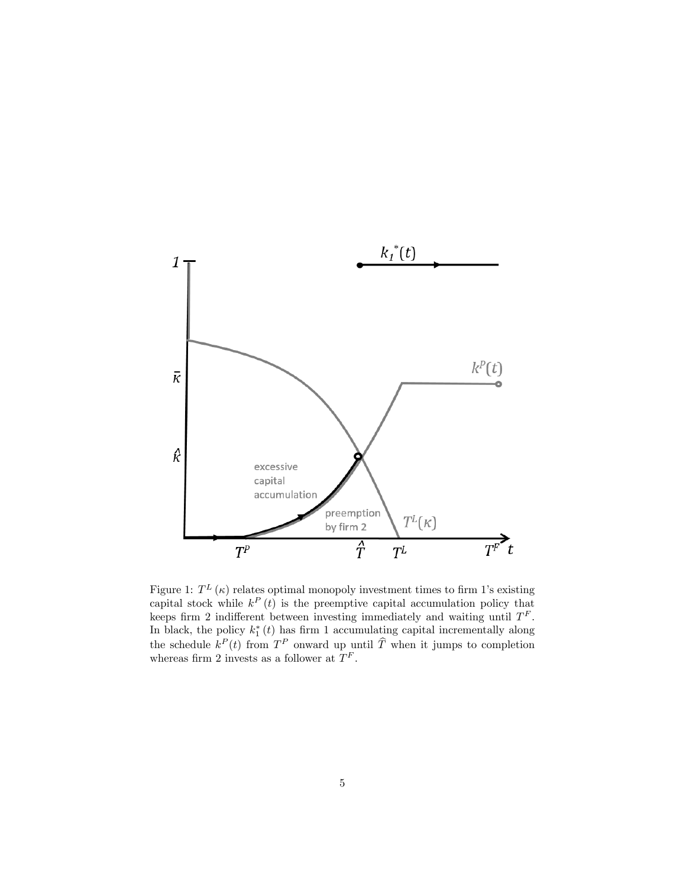Figure 1: $T^L(\kappa)$ relates optimal monopoly investment times to firm 1's existing capital stock while $k^P(t)$ is the preemptive capital accumulation policy that keeps firm 2 indifferent between investing immediately and waiting until $T^F$. In black, the policy $k_1^*(t)$ has firm 1 accumulating capital incrementally along the schedule $k^P(t)$ from $T^P$ onward up until $\widehat{T}$ when it jumps to completion whereas firm 2 invests as a follower at $T^F$.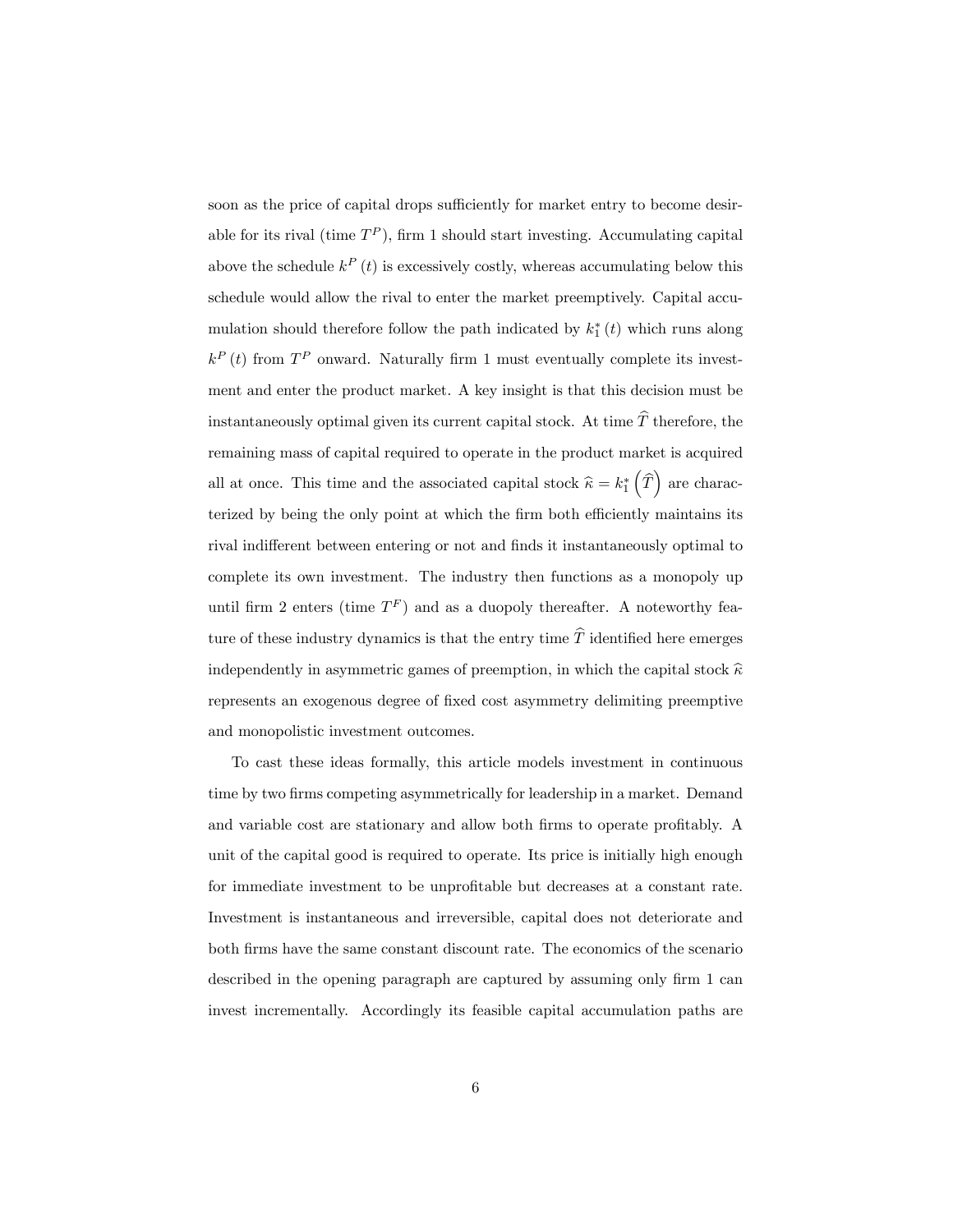soon as the price of capital drops sufficiently for market entry to become desirable for its rival (time $T^P$), firm 1 should start investing. Accumulating capital above the schedule $k^P(t)$ is excessively costly, whereas accumulating below this schedule would allow the rival to enter the market preemptively. Capital accumulation should therefore follow the path indicated by $k_1^*(t)$ which runs along $k^P(t)$ from $T^P$ onward. Naturally firm 1 must eventually complete its investment and enter the product market. A key insight is that this decision must be instantaneously optimal given its current capital stock. At time $\widehat{T}$ therefore, the remaining mass of capital required to operate in the product market is acquired all at once. This time and the associated capital stock $\widehat{\kappa} = k_1^*\left(\widehat{T}\right)$ are characterized by being the only point at which the firm both efficiently maintains its rival indifferent between entering or not and finds it instantaneously optimal to complete its own investment. The industry then functions as a monopoly up until firm 2 enters (time $T^F$) and as a duopoly thereafter. A noteworthy feature of these industry dynamics is that the entry time $\widehat{T}$ identified here emerges independently in asymmetric games of preemption, in which the capital stock $\widehat{\kappa}$ represents an exogenous degree of fixed cost asymmetry delimiting preemptive and monopolistic investment outcomes.

To cast these ideas formally, this article models investment in continuous time by two firms competing asymmetrically for leadership in a market. Demand and variable cost are stationary and allow both firms to operate profitably. A unit of the capital good is required to operate. Its price is initially high enough for immediate investment to be unprofitable but decreases at a constant rate. Investment is instantaneous and irreversible, capital does not deteriorate and both firms have the same constant discount rate. The economics of the scenario described in the opening paragraph are captured by assuming only firm 1 can invest incrementally. Accordingly its feasible capital accumulation paths are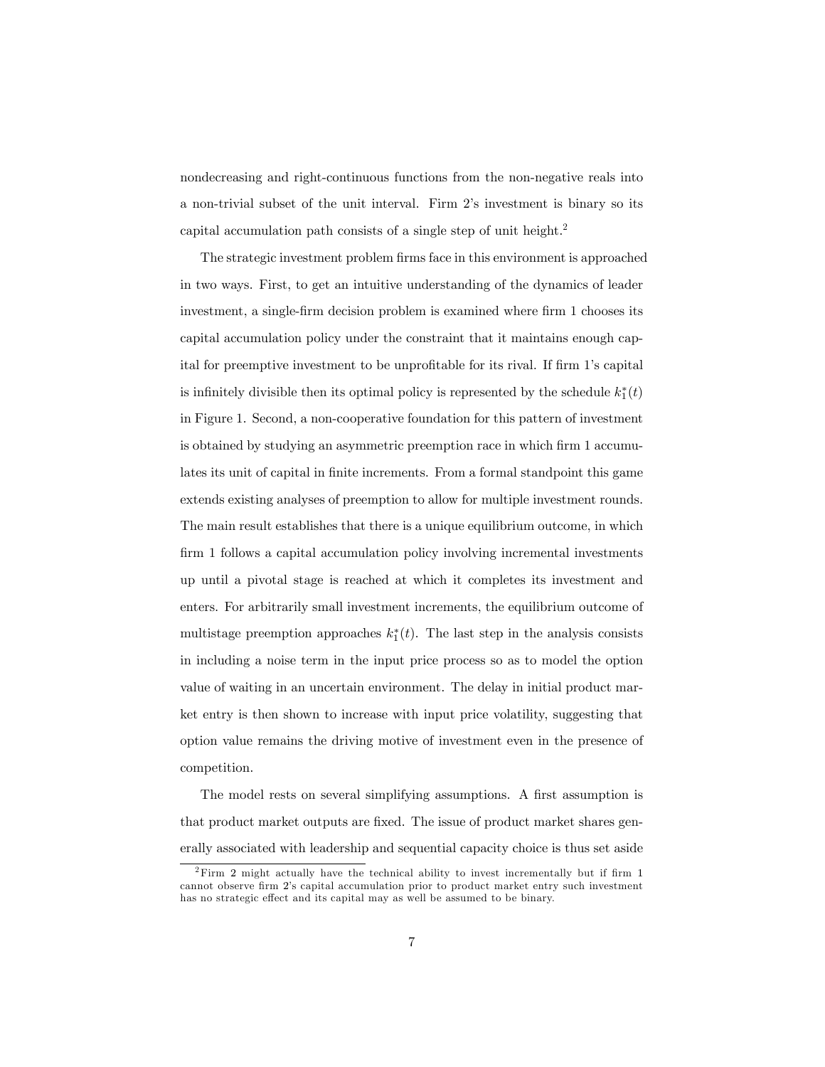nondecreasing and right-continuous functions from the non-negative reals into a non-trivial subset of the unit interval. Firm 2's investment is binary so its capital accumulation path consists of a single step of unit height.[2]

The strategic investment problem firms face in this environment is approached in two ways. First, to get an intuitive understanding of the dynamics of leader investment, a single-firm decision problem is examined where firm 1 chooses its capital accumulation policy under the constraint that it maintains enough capital for preemptive investment to be unprofitable for its rival. If firm 1's capital is infinitely divisible then its optimal policy is represented by the schedule $k_1^*(t)$ in Figure 1. Second, a non-cooperative foundation for this pattern of investment is obtained by studying an asymmetric preemption race in which firm 1 accumulates its unit of capital in finite increments. From a formal standpoint this game extends existing analyses of preemption to allow for multiple investment rounds. The main result establishes that there is a unique equilibrium outcome, in which firm 1 follows a capital accumulation policy involving incremental investments up until a pivotal stage is reached at which it completes its investment and enters. For arbitrarily small investment increments, the equilibrium outcome of multistage preemption approaches $k_1^*(t)$. The last step in the analysis consists in including a noise term in the input price process so as to model the option value of waiting in an uncertain environment. The delay in initial product market entry is then shown to increase with input price volatility, suggesting that option value remains the driving motive of investment even in the presence of competition.

The model rests on several simplifying assumptions. A first assumption is that product market outputs are fixed. The issue of product market shares generally associated with leadership and sequential capacity choice is thus set aside

[2] Firm 2 might actually have the technical ability to invest incrementally but if firm 1 cannot observe firm 2's capital accumulation prior to product market entry such investment has no strategic effect and its capital may as well be assumed to be binary.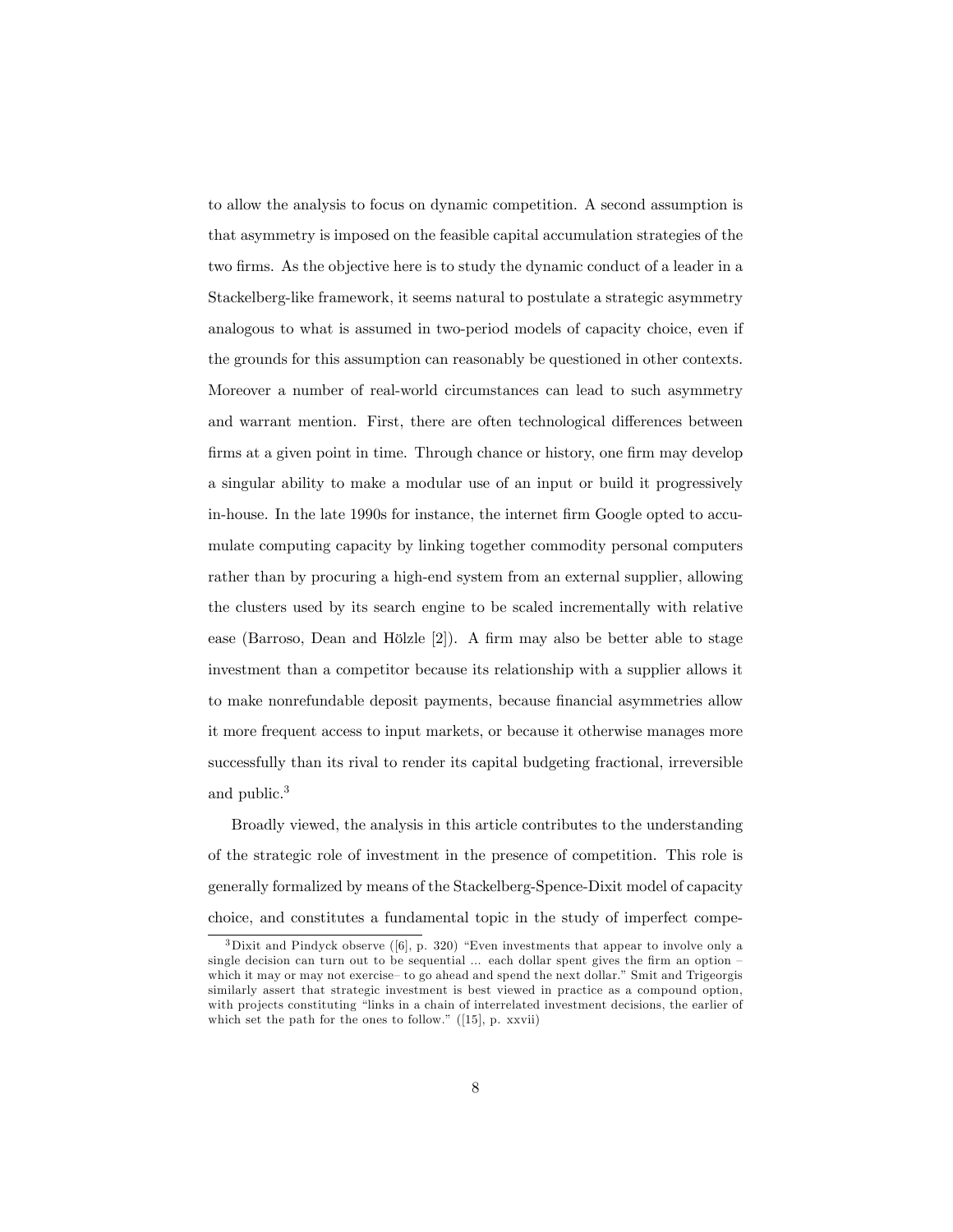to allow the analysis to focus on dynamic competition. A second assumption is that asymmetry is imposed on the feasible capital accumulation strategies of the two firms. As the objective here is to study the dynamic conduct of a leader in a Stackelberg-like framework, it seems natural to postulate a strategic asymmetry analogous to what is assumed in two-period models of capacity choice, even if the grounds for this assumption can reasonably be questioned in other contexts. Moreover a number of real-world circumstances can lead to such asymmetry and warrant mention. First, there are often technological differences between firms at a given point in time. Through chance or history, one firm may develop a singular ability to make a modular use of an input or build it progressively in-house. In the late 1990s for instance, the internet firm Google opted to accumulate computing capacity by linking together commodity personal computers rather than by procuring a high-end system from an external supplier, allowing the clusters used by its search engine to be scaled incrementally with relative ease (Barroso, Dean and Hölzle [2]). A firm may also be better able to stage investment than a competitor because its relationship with a supplier allows it to make nonrefundable deposit payments, because financial asymmetries allow it more frequent access to input markets, or because it otherwise manages more successfully than its rival to render its capital budgeting fractional, irreversible and public.[3]

Broadly viewed, the analysis in this article contributes to the understanding of the strategic role of investment in the presence of competition. This role is generally formalized by means of the Stackelberg-Spence-Dixit model of capacity choice, and constitutes a fundamental topic in the study of imperfect compe-

[3] Dixit and Pindyck observe ([6], p. 320) "Even investments that appear to involve only a single decision can turn out to be sequential ... each dollar spent gives the firm an option – which it may or may not exercise– to go ahead and spend the next dollar." Smit and Trigeorgis similarly assert that strategic investment is best viewed in practice as a compound option, with projects constituting "links in a chain of interrelated investment decisions, the earlier of which set the path for the ones to follow." ([15], p. xxvii)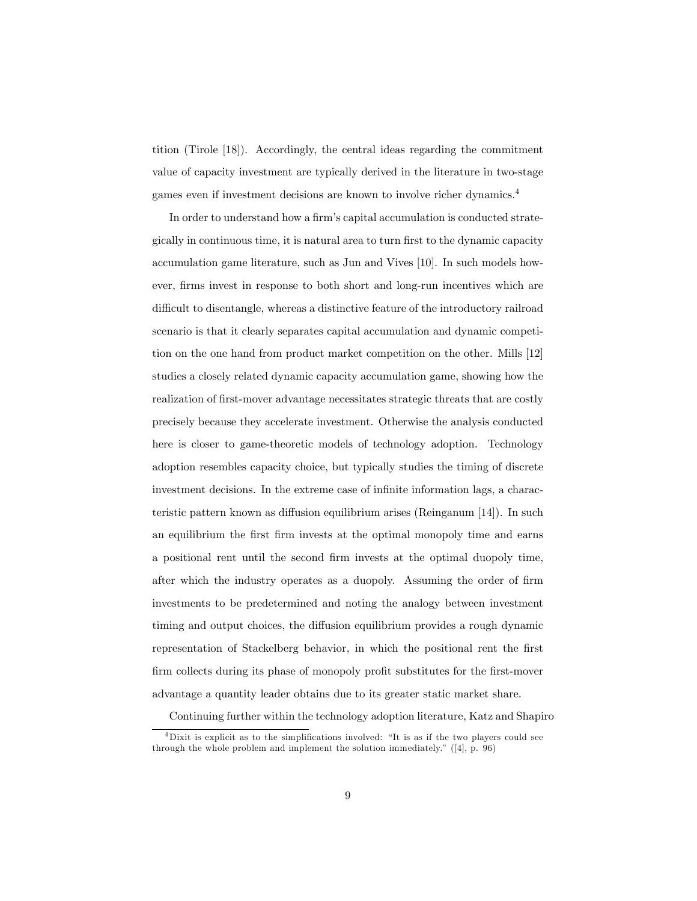tition (Tirole [18]). Accordingly, the central ideas regarding the commitment value of capacity investment are typically derived in the literature in two-stage games even if investment decisions are known to involve richer dynamics.[4]

In order to understand how a firm's capital accumulation is conducted strategically in continuous time, it is natural area to turn first to the dynamic capacity accumulation game literature, such as Jun and Vives [10]. In such models however, firms invest in response to both short and long-run incentives which are difficult to disentangle, whereas a distinctive feature of the introductory railroad scenario is that it clearly separates capital accumulation and dynamic competition on the one hand from product market competition on the other. Mills [12] studies a closely related dynamic capacity accumulation game, showing how the realization of first-mover advantage necessitates strategic threats that are costly precisely because they accelerate investment. Otherwise the analysis conducted here is closer to game-theoretic models of technology adoption. Technology adoption resembles capacity choice, but typically studies the timing of discrete investment decisions. In the extreme case of infinite information lags, a characteristic pattern known as diffusion equilibrium arises (Reinganum [14]). In such an equilibrium the first firm invests at the optimal monopoly time and earns a positional rent until the second firm invests at the optimal duopoly time, after which the industry operates as a duopoly. Assuming the order of firm investments to be predetermined and noting the analogy between investment timing and output choices, the diffusion equilibrium provides a rough dynamic representation of Stackelberg behavior, in which the positional rent the first firm collects during its phase of monopoly profit substitutes for the first-mover advantage a quantity leader obtains due to its greater static market share.

Continuing further within the technology adoption literature, Katz and Shapiro

[4] Dixit is explicit as to the simplifications involved: "It is as if the two players could see through the whole problem and implement the solution immediately." ([4], p. 96)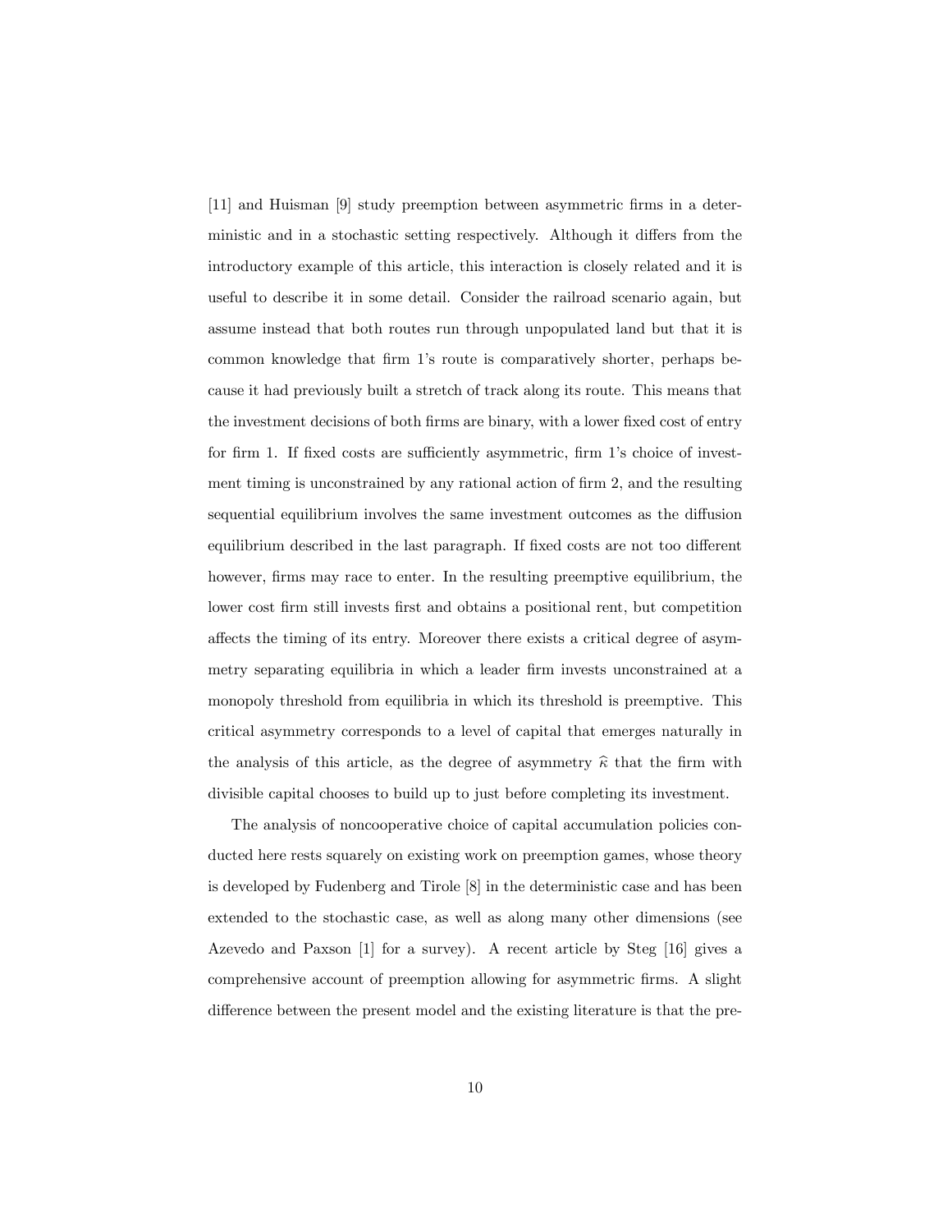[11] and Huisman [9] study preemption between asymmetric firms in a deterministic and in a stochastic setting respectively. Although it differs from the introductory example of this article, this interaction is closely related and it is useful to describe it in some detail. Consider the railroad scenario again, but assume instead that both routes run through unpopulated land but that it is common knowledge that firm 1's route is comparatively shorter, perhaps because it had previously built a stretch of track along its route. This means that the investment decisions of both firms are binary, with a lower fixed cost of entry for firm 1. If fixed costs are sufficiently asymmetric, firm 1's choice of investment timing is unconstrained by any rational action of firm 2, and the resulting sequential equilibrium involves the same investment outcomes as the diffusion equilibrium described in the last paragraph. If fixed costs are not too different however, firms may race to enter. In the resulting preemptive equilibrium, the lower cost firm still invests first and obtains a positional rent, but competition affects the timing of its entry. Moreover there exists a critical degree of asymmetry separating equilibria in which a leader firm invests unconstrained at a monopoly threshold from equilibria in which its threshold is preemptive. This critical asymmetry corresponds to a level of capital that emerges naturally in the analysis of this article, as the degree of asymmetry $\widehat{\kappa}$ that the firm with divisible capital chooses to build up to just before completing its investment.

The analysis of noncooperative choice of capital accumulation policies conducted here rests squarely on existing work on preemption games, whose theory is developed by Fudenberg and Tirole [8] in the deterministic case and has been extended to the stochastic case, as well as along many other dimensions (see Azevedo and Paxson [1] for a survey). A recent article by Steg [16] gives a comprehensive account of preemption allowing for asymmetric firms. A slight difference between the present model and the existing literature is that the pre-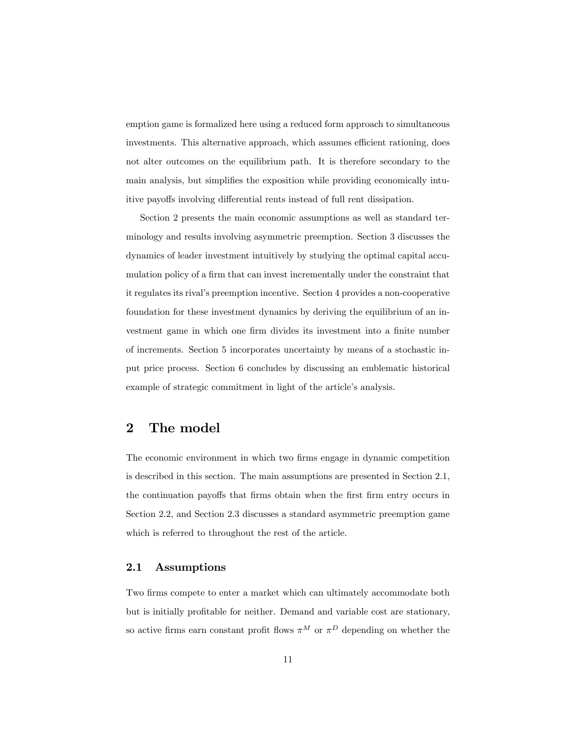emption game is formalized here using a reduced form approach to simultaneous investments. This alternative approach, which assumes efficient rationing, does not alter outcomes on the equilibrium path. It is therefore secondary to the main analysis, but simplifies the exposition while providing economically intuitive payoffs involving differential rents instead of full rent dissipation.

Section 2 presents the main economic assumptions as well as standard terminology and results involving asymmetric preemption. Section 3 discusses the dynamics of leader investment intuitively by studying the optimal capital accumulation policy of a firm that can invest incrementally under the constraint that it regulates its rival's preemption incentive. Section 4 provides a non-cooperative foundation for these investment dynamics by deriving the equilibrium of an investment game in which one firm divides its investment into a finite number of increments. Section 5 incorporates uncertainty by means of a stochastic input price process. Section 6 concludes by discussing an emblematic historical example of strategic commitment in light of the article's analysis.

# 2 The model

The economic environment in which two firms engage in dynamic competition is described in this section. The main assumptions are presented in Section 2.1, the continuation payoffs that firms obtain when the first firm entry occurs in Section 2.2, and Section 2.3 discusses a standard asymmetric preemption game which is referred to throughout the rest of the article.

## 2.1 Assumptions

Two firms compete to enter a market which can ultimately accommodate both but is initially profitable for neither. Demand and variable cost are stationary, so active firms earn constant profit flows $\pi^M$ or $\pi^D$ depending on whether the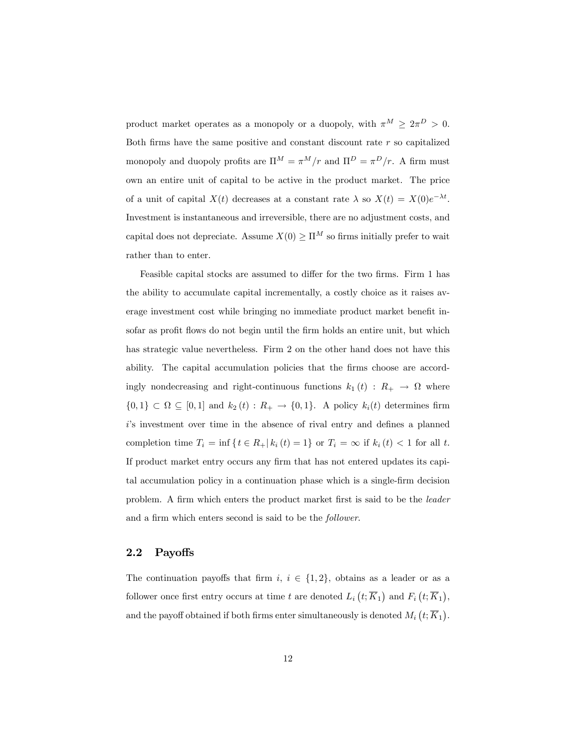product market operates as a monopoly or a duopoly, with $\pi^M \geq 2\pi^D > 0$. Both firms have the same positive and constant discount rate $r$ so capitalized monopoly and duopoly profits are $\Pi^M = \pi^M/r$ and $\Pi^D = \pi^D/r$. A firm must own an entire unit of capital to be active in the product market. The price of a unit of capital $X(t)$ decreases at a constant rate $\lambda$ so $X(t) = X(0)e^{-\lambda t}$. Investment is instantaneous and irreversible, there are no adjustment costs, and capital does not depreciate. Assume $X(0) \geq \Pi^M$ so firms initially prefer to wait rather than to enter.

Feasible capital stocks are assumed to differ for the two firms. Firm 1 has the ability to accumulate capital incrementally, a costly choice as it raises average investment cost while bringing no immediate product market benefit insofar as profit flows do not begin until the firm holds an entire unit, but which has strategic value nevertheless. Firm 2 on the other hand does not have this ability. The capital accumulation policies that the firms choose are accordingly nondecreasing and right-continuous functions $k_1(t) : R_+ \rightarrow \Omega$ where $\{0, 1\} \subset \Omega \subseteq [0, 1]$ and $k_2(t) : R_+ \rightarrow \{0, 1\}$. A policy $k_i(t)$ determines firm $i$'s investment over time in the absence of rival entry and defines a planned completion time $T_i = \inf \{ t \in R_+ | \, k_i(t) = 1 \}$ or $T_i = \infty$ if $k_i(t) < 1$ for all $t$. If product market entry occurs any firm that has not entered updates its capital accumulation policy in a continuation phase which is a single-firm decision problem. A firm which enters the product market first is said to be the *leader* and a firm which enters second is said to be the *follower*.

## 2.2 Payoffs

The continuation payoffs that firm $i$, $i \in \{1, 2\}$, obtains as a leader or as a follower once first entry occurs at time $t$ are denoted $L_i\left(t; \overline{K}_1\right)$ and $F_i\left(t; \overline{K}_1\right)$, and the payoff obtained if both firms enter simultaneously is denoted $M_i\left(t; \overline{K}_1\right)$.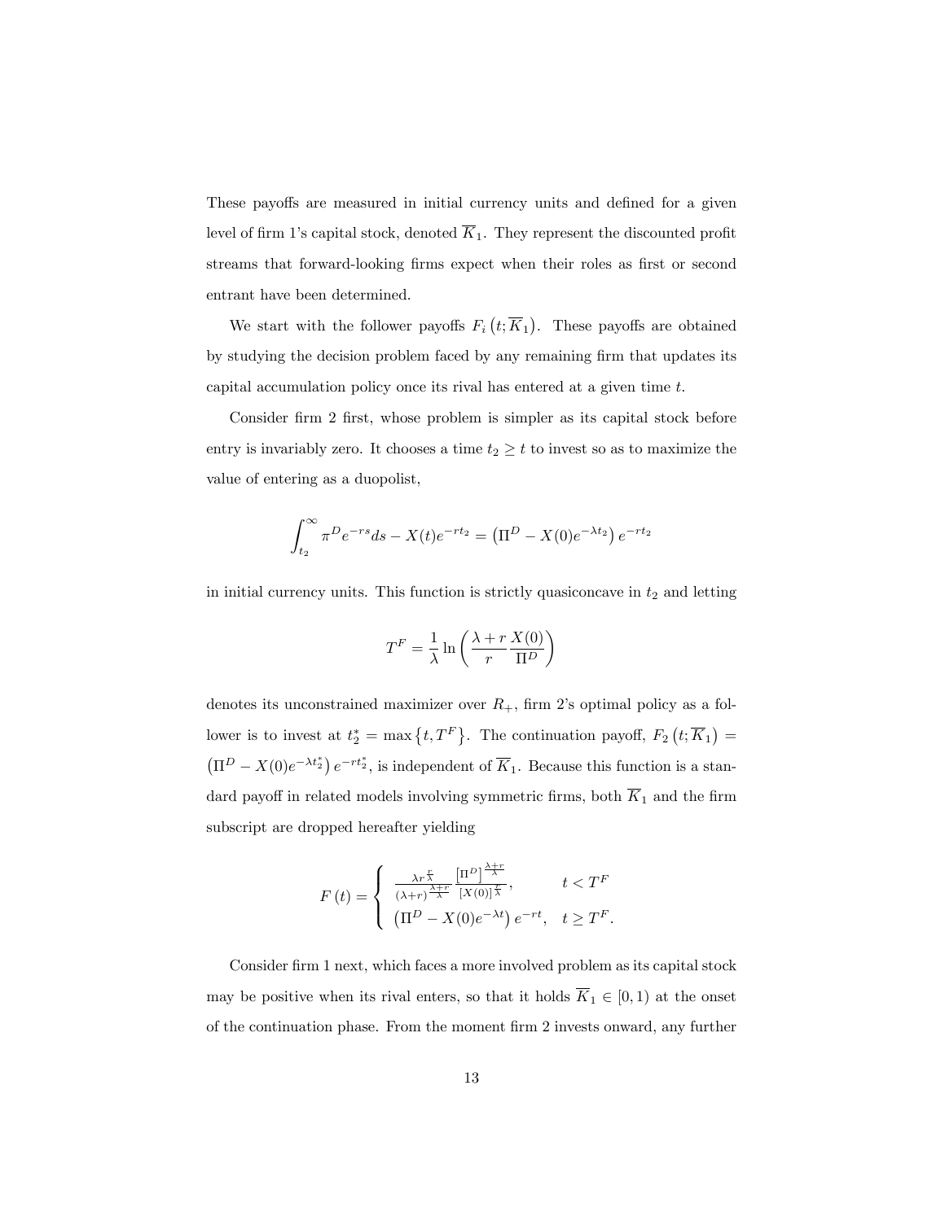These payoffs are measured in initial currency units and defined for a given level of firm 1's capital stock, denoted $\overline{K}_1$. They represent the discounted profit streams that forward-looking firms expect when their roles as first or second entrant have been determined.

We start with the follower payoffs $F_i\left(t;\overline{K}_1\right)$. These payoffs are obtained by studying the decision problem faced by any remaining firm that updates its capital accumulation policy once its rival has entered at a given time $t$.

Consider firm 2 first, whose problem is simpler as its capital stock before entry is invariably zero. It chooses a time $t_2 \geq t$ to invest so as to maximize the value of entering as a duopolist,

$$\int_{t_2}^{\infty} \pi^D e^{-rs} ds - X(t)e^{-rt_2} = \left(\Pi^D - X(0)e^{-\lambda t_2}\right) e^{-rt_2}$$

in initial currency units. This function is strictly quasiconcave in $t_2$ and letting

$$T^F = \frac{1}{\lambda} \ln\left(\frac{\lambda + r}{r}\frac{X(0)}{\Pi^D}\right)$$

denotes its unconstrained maximizer over $R_+$, firm 2's optimal policy as a follower is to invest at $t_2^* = \max\left\{t, T^F\right\}$. The continuation payoff, $F_2\left(t;\overline{K}_1\right) = \left(\Pi^D - X(0)e^{-\lambda t_2^*}\right) e^{-rt_2^*}$, is independent of $\overline{K}_1$. Because this function is a standard payoff in related models involving symmetric firms, both $\overline{K}_1$ and the firm subscript are dropped hereafter yielding

$$F\left(t\right) = \begin{cases} \dfrac{\lambda r^{\frac{r}{\lambda}}}{(\lambda+r)^{\frac{\lambda+r}{\lambda}}} \dfrac{\left[\Pi^D\right]^{\frac{\lambda+r}{\lambda}}}{\left[X(0)\right]^{\frac{r}{\lambda}}}, & t < T^F \\ \left(\Pi^D - X(0)e^{-\lambda t}\right) e^{-rt}, & t \geq T^F. \end{cases}$$

Consider firm 1 next, which faces a more involved problem as its capital stock may be positive when its rival enters, so that it holds $\overline{K}_1 \in [0, 1)$ at the onset of the continuation phase. From the moment firm 2 invests onward, any further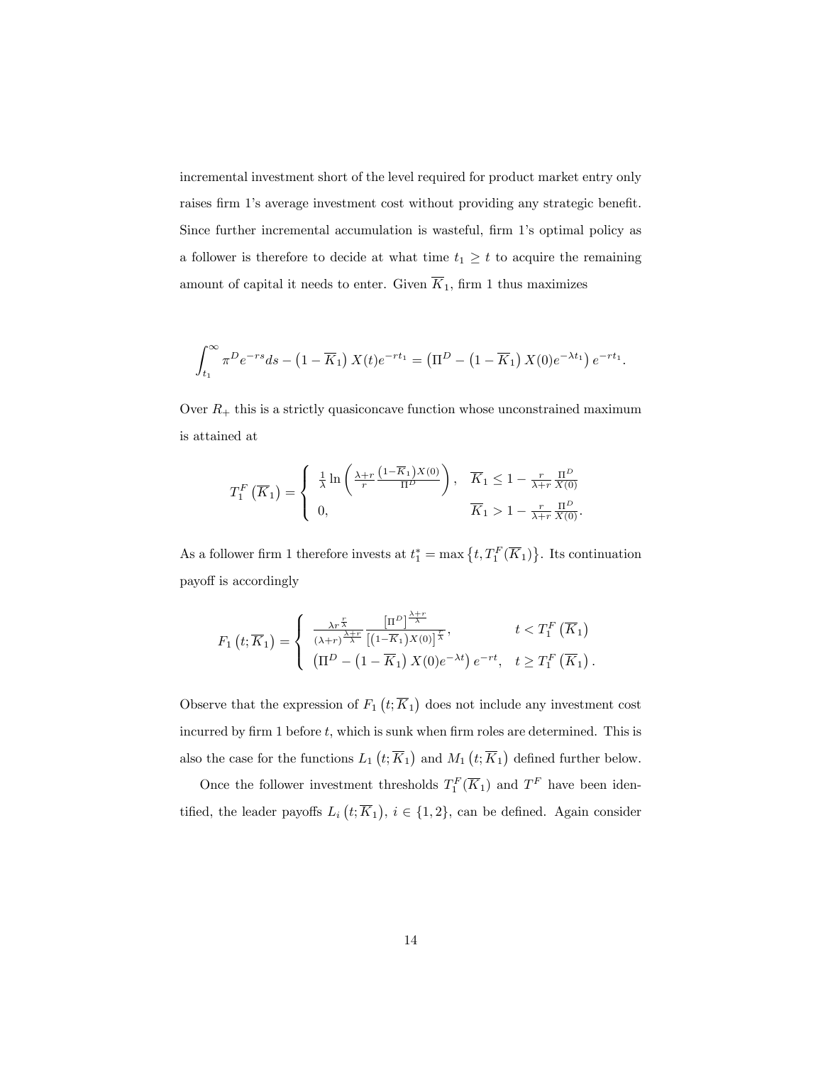incremental investment short of the level required for product market entry only raises firm 1's average investment cost without providing any strategic benefit. Since further incremental accumulation is wasteful, firm 1's optimal policy as a follower is therefore to decide at what time $t_1 \geq t$ to acquire the remaining amount of capital it needs to enter. Given $\overline{K}_1$, firm 1 thus maximizes

$$\int_{t_1}^{\infty} \pi^D e^{-rs} ds - \left(1 - \overline{K}_1\right) X(t) e^{-rt_1} = \left(\Pi^D - \left(1 - \overline{K}_1\right) X(0) e^{-\lambda t_1}\right) e^{-rt_1}.$$

Over $R_+$ this is a strictly quasiconcave function whose unconstrained maximum is attained at

$$T_1^F\left(\overline{K}_1\right) = \begin{cases} \frac{1}{\lambda} \ln\left(\frac{\lambda+r}{r} \frac{\left(1-\overline{K}_1\right)X(0)}{\Pi^D}\right), & \overline{K}_1 \leq 1 - \frac{r}{\lambda+r}\frac{\Pi^D}{X(0)} \\ 0, & \overline{K}_1 > 1 - \frac{r}{\lambda+r}\frac{\Pi^D}{X(0)}. \end{cases}$$

As a follower firm 1 therefore invests at $t_1^* = \max\left\{t, T_1^F(\overline{K}_1)\right\}$. Its continuation payoff is accordingly

$$F_1\left(t; \overline{K}_1\right) = \begin{cases} \frac{\lambda r^{\frac{r}{\lambda}}}{(\lambda+r)^{\frac{\lambda+r}{\lambda}}} \frac{\left[\Pi^D\right]^{\frac{\lambda+r}{\lambda}}}{\left[\left(1-\overline{K}_1\right)X(0)\right]^{\frac{r}{\lambda}}}, & t < T_1^F\left(\overline{K}_1\right) \\ \left(\Pi^D - \left(1-\overline{K}_1\right)X(0)e^{-\lambda t}\right)e^{-rt}, & t \geq T_1^F\left(\overline{K}_1\right). \end{cases}$$

Observe that the expression of $F_1\left(t; \overline{K}_1\right)$ does not include any investment cost incurred by firm 1 before $t$, which is sunk when firm roles are determined. This is also the case for the functions $L_1\left(t; \overline{K}_1\right)$ and $M_1\left(t; \overline{K}_1\right)$ defined further below.

Once the follower investment thresholds $T_1^F(\overline{K}_1)$ and $T^F$ have been identified, the leader payoffs $L_i\left(t; \overline{K}_1\right)$, $i \in \{1, 2\}$, can be defined. Again consider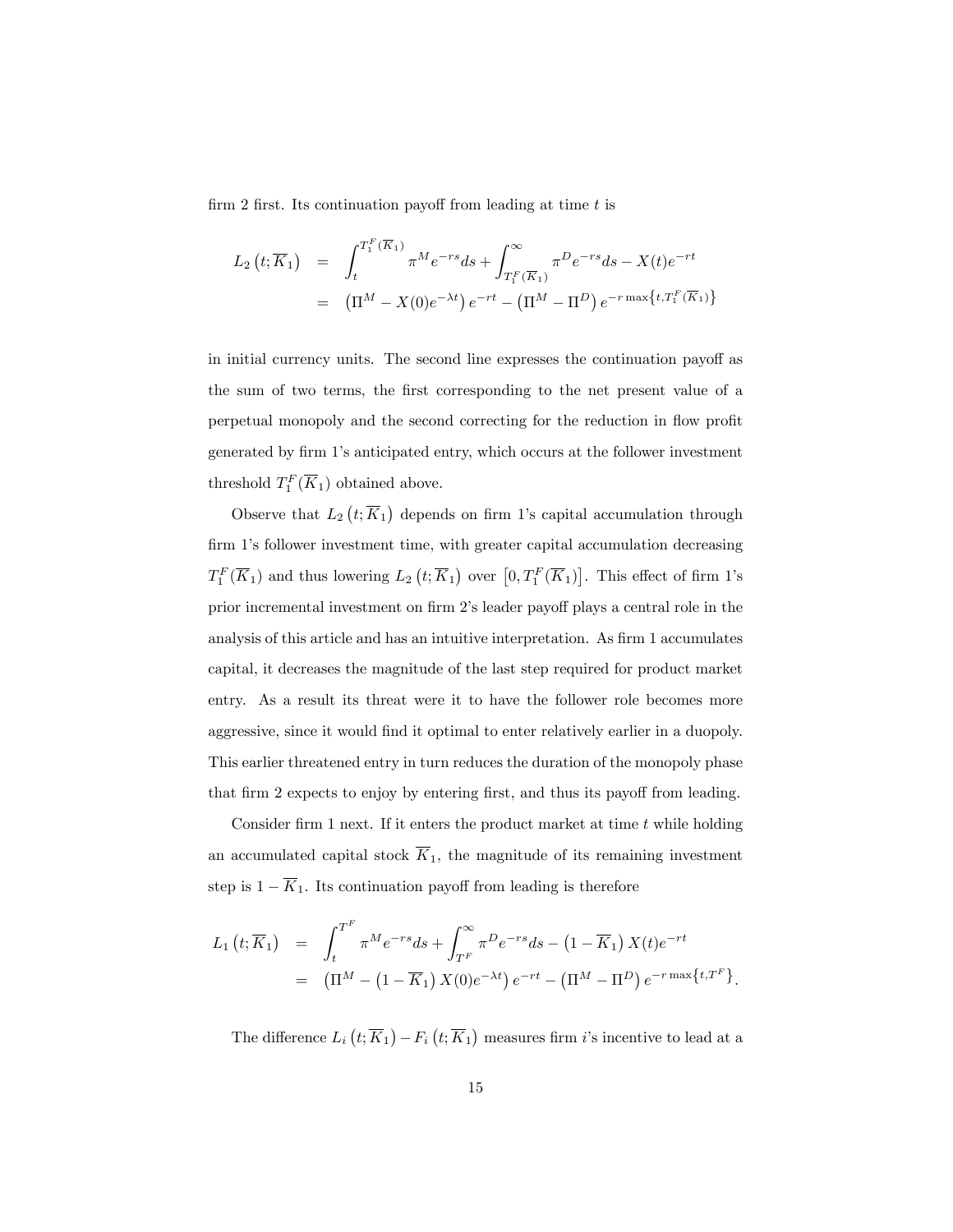firm 2 first. Its continuation payoff from leading at time $t$ is

$$
\begin{aligned}
L_2\left(t;\overline{K}_1\right) &= \int_t^{T_1^F(\overline{K}_1)} \pi^M e^{-rs} ds + \int_{T_1^F(\overline{K}_1)}^{\infty} \pi^D e^{-rs} ds - X(t)e^{-rt} \\
&= \left(\Pi^M - X(0)e^{-\lambda t}\right)e^{-rt} - \left(\Pi^M - \Pi^D\right)e^{-r\max\left\{t, T_1^F(\overline{K}_1)\right\}}
\end{aligned}
$$

in initial currency units. The second line expresses the continuation payoff as the sum of two terms, the first corresponding to the net present value of a perpetual monopoly and the second correcting for the reduction in flow profit generated by firm 1's anticipated entry, which occurs at the follower investment threshold $T_1^F(\overline{K}_1)$ obtained above.

Observe that $L_2\left(t;\overline{K}_1\right)$ depends on firm 1's capital accumulation through firm 1's follower investment time, with greater capital accumulation decreasing $T_1^F(\overline{K}_1)$ and thus lowering $L_2\left(t;\overline{K}_1\right)$ over $\left[0, T_1^F(\overline{K}_1)\right]$. This effect of firm 1's prior incremental investment on firm 2's leader payoff plays a central role in the analysis of this article and has an intuitive interpretation. As firm 1 accumulates capital, it decreases the magnitude of the last step required for product market entry. As a result its threat were it to have the follower role becomes more aggressive, since it would find it optimal to enter relatively earlier in a duopoly. This earlier threatened entry in turn reduces the duration of the monopoly phase that firm 2 expects to enjoy by entering first, and thus its payoff from leading.

Consider firm 1 next. If it enters the product market at time $t$ while holding an accumulated capital stock $\overline{K}_1$, the magnitude of its remaining investment step is $1 - \overline{K}_1$. Its continuation payoff from leading is therefore

$$
\begin{aligned}
L_1\left(t;\overline{K}_1\right) &= \int_t^{T^F} \pi^M e^{-rs} ds + \int_{T^F}^{\infty} \pi^D e^{-rs} ds - \left(1 - \overline{K}_1\right)X(t)e^{-rt} \\
&= \left(\Pi^M - \left(1 - \overline{K}_1\right)X(0)e^{-\lambda t}\right)e^{-rt} - \left(\Pi^M - \Pi^D\right)e^{-r\max\left\{t, T^F\right\}}.
\end{aligned}
$$

The difference $L_i\left(t;\overline{K}_1\right) - F_i\left(t;\overline{K}_1\right)$ measures firm $i$'s incentive to lead at a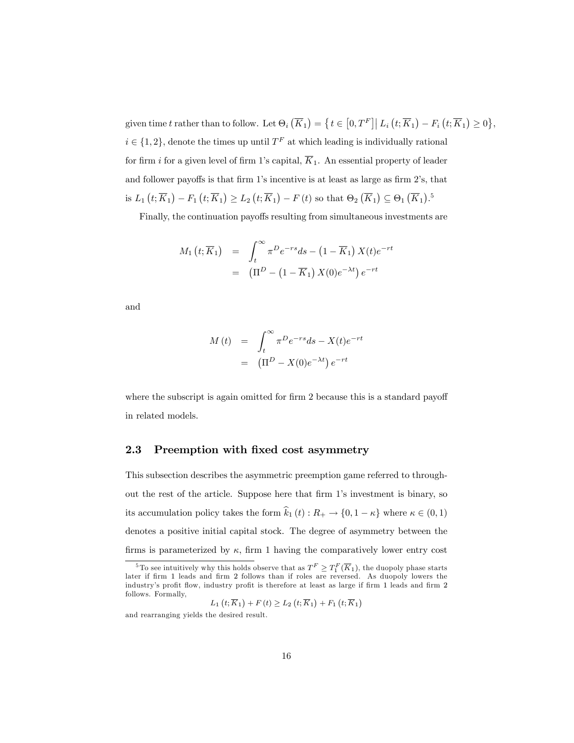given time $t$ rather than to follow. Let $\Theta_i\left(\overline{K}_1\right)=\left\{t\in\left[0,T^F\right]\middle|\, L_i\left(t;\overline{K}_1\right)-F_i\left(t;\overline{K}_1\right)\geq 0\right\}$, $i\in\{1,2\}$, denote the times up until $T^F$ at which leading is individually rational for firm $i$ for a given level of firm 1's capital, $\overline{K}_1$. An essential property of leader and follower payoffs is that firm 1's incentive is at least as large as firm 2's, that is $L_1\left(t;\overline{K}_1\right)-F_1\left(t;\overline{K}_1\right)\geq L_2\left(t;\overline{K}_1\right)-F\left(t\right)$ so that $\Theta_2\left(\overline{K}_1\right)\subseteq\Theta_1\left(\overline{K}_1\right)$.[5]

Finally, the continuation payoffs resulting from simultaneous investments are

$$
\begin{aligned}
M_1\left(t;\overline{K}_1\right) &= \int_t^\infty \pi^D e^{-rs}ds-\left(1-\overline{K}_1\right)X(t)e^{-rt}\\
&= \left(\Pi^D-\left(1-\overline{K}_1\right)X(0)e^{-\lambda t}\right)e^{-rt}
\end{aligned}
$$

and

$$
\begin{aligned}
M\left(t\right) &= \int_t^\infty \pi^D e^{-rs}ds-X(t)e^{-rt}\\
&= \left(\Pi^D-X(0)e^{-\lambda t}\right)e^{-rt}
\end{aligned}
$$

where the subscript is again omitted for firm 2 because this is a standard payoff in related models.

### 2.3 Preemption with fixed cost asymmetry

This subsection describes the asymmetric preemption game referred to throughout the rest of the article. Suppose here that firm 1's investment is binary, so its accumulation policy takes the form $\widehat{k}_1\left(t\right):R_+\to\{0,1-\kappa\}$ where $\kappa\in(0,1)$ denotes a positive initial capital stock. The degree of asymmetry between the firms is parameterized by $\kappa$, firm 1 having the comparatively lower entry cost

[5] To see intuitively why this holds observe that as $T^F\geq T_1^F(\overline{K}_1)$, the duopoly phase starts later if firm 1 leads and firm 2 follows than if roles are reversed. As duopoly lowers the industry's profit flow, industry profit is therefore at least as large if firm 1 leads and firm 2 follows. Formally,

$$
L_1\left(t;\overline{K}_1\right)+F\left(t\right)\geq L_2\left(t;\overline{K}_1\right)+F_1\left(t;\overline{K}_1\right)
$$

and rearranging yields the desired result.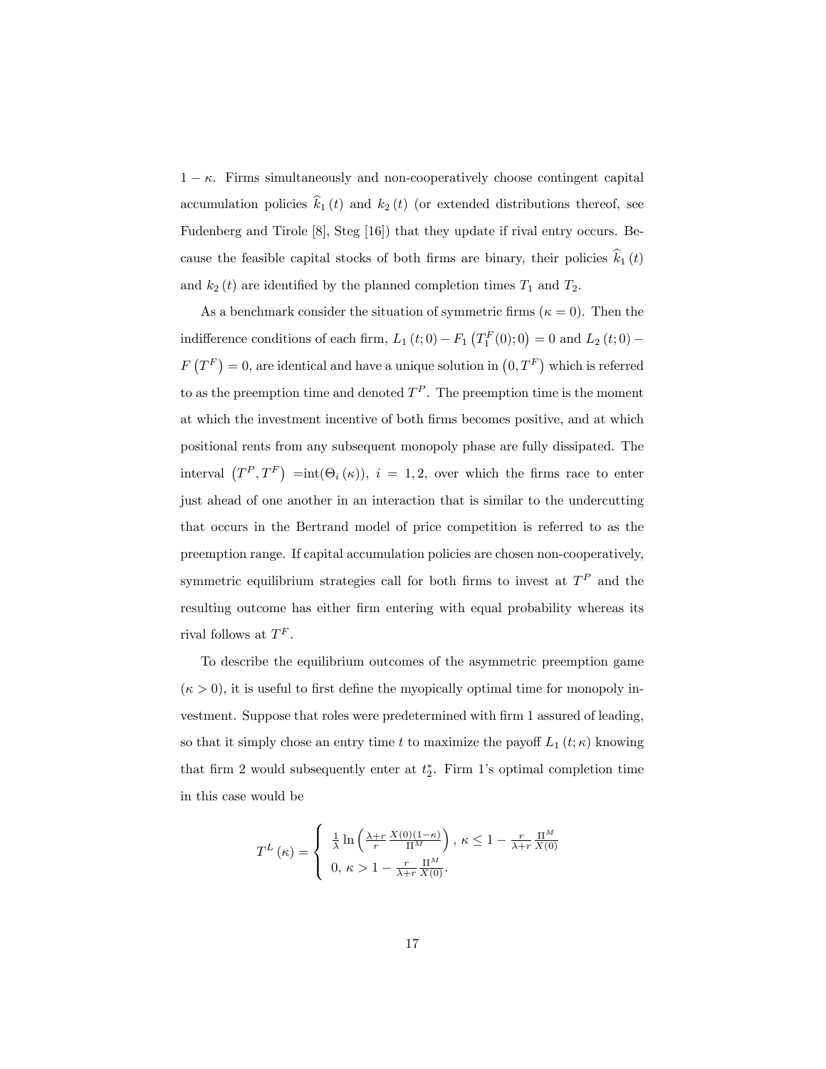$1 - \kappa$. Firms simultaneously and non-cooperatively choose contingent capital accumulation policies $\widehat{k}_1(t)$ and $k_2(t)$ (or extended distributions thereof, see Fudenberg and Tirole [8], Steg [16]) that they update if rival entry occurs. Because the feasible capital stocks of both firms are binary, their policies $\widehat{k}_1(t)$ and $k_2(t)$ are identified by the planned completion times $T_1$ and $T_2$.

As a benchmark consider the situation of symmetric firms ($\kappa = 0$). Then the indifference conditions of each firm, $L_1(t;0) - F_1\left(T_1^F(0);0\right) = 0$ and $L_2(t;0) - F\left(T^F\right) = 0$, are identical and have a unique solution in $\left(0, T^F\right)$ which is referred to as the preemption time and denoted $T^P$. The preemption time is the moment at which the investment incentive of both firms becomes positive, and at which positional rents from any subsequent monopoly phase are fully dissipated. The interval $\left(T^P, T^F\right)$ $=\text{int}(\Theta_i(\kappa))$, $i = 1,2$, over which the firms race to enter just ahead of one another in an interaction that is similar to the undercutting that occurs in the Bertrand model of price competition is referred to as the preemption range. If capital accumulation policies are chosen non-cooperatively, symmetric equilibrium strategies call for both firms to invest at $T^P$ and the resulting outcome has either firm entering with equal probability whereas its rival follows at $T^F$.

To describe the equilibrium outcomes of the asymmetric preemption game ($\kappa > 0$), it is useful to first define the myopically optimal time for monopoly investment. Suppose that roles were predetermined with firm 1 assured of leading, so that it simply chose an entry time $t$ to maximize the payoff $L_1(t;\kappa)$ knowing that firm 2 would subsequently enter at $t_2^*$. Firm 1's optimal completion time in this case would be

$$T^L(\kappa) = \begin{cases} \frac{1}{\lambda}\ln\left(\frac{\lambda+r}{r}\frac{X(0)(1-\kappa)}{\Pi^M}\right), \; \kappa \leq 1 - \frac{r}{\lambda+r}\frac{\Pi^M}{X(0)} \\ 0, \; \kappa > 1 - \frac{r}{\lambda+r}\frac{\Pi^M}{X(0)}. \end{cases}$$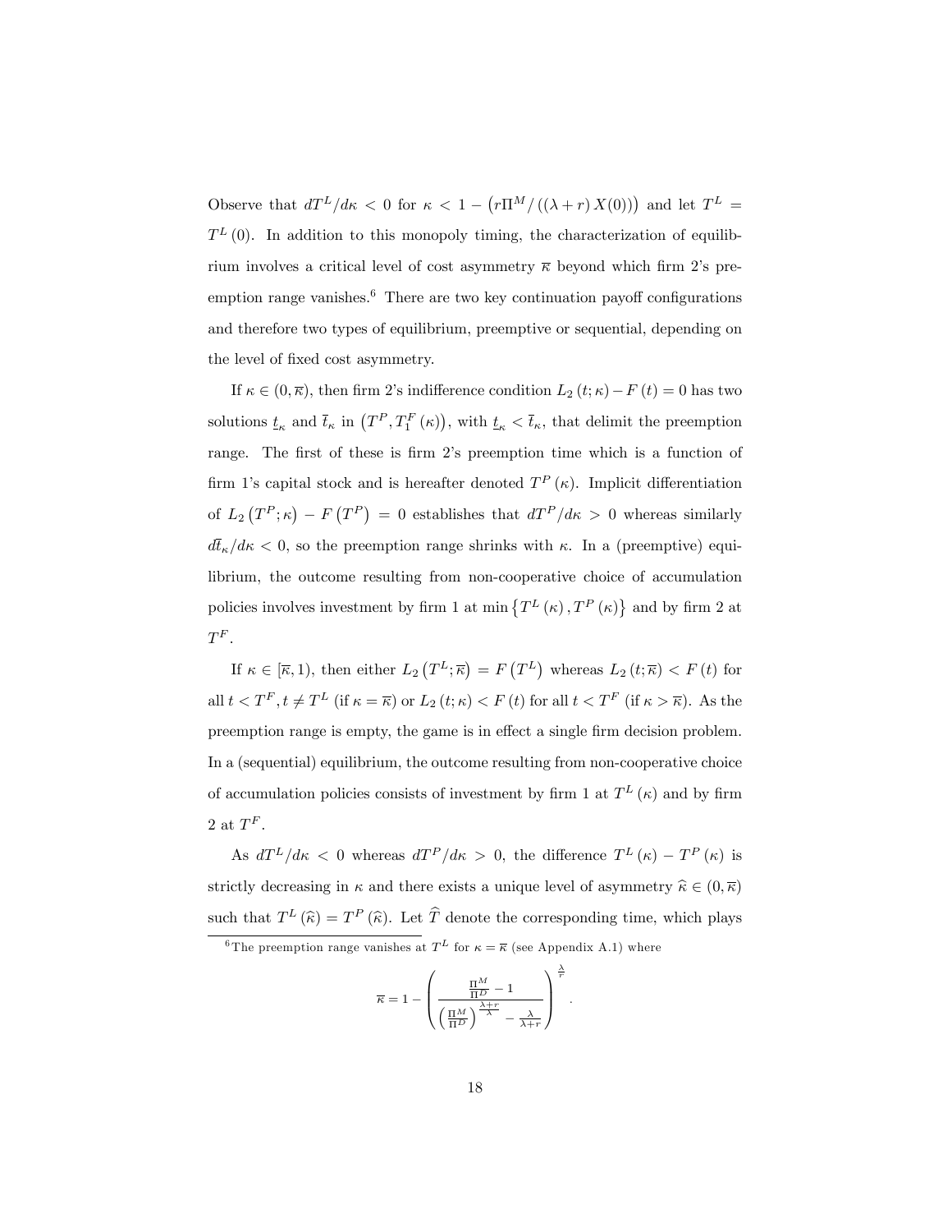Observe that $dT^L/d\kappa < 0$ for $\kappa < 1 - \left(r\Pi^M / \left((\lambda + r) X(0)\right)\right)$ and let $T^L = T^L(0)$. In addition to this monopoly timing, the characterization of equilibrium involves a critical level of cost asymmetry $\overline{\kappa}$ beyond which firm 2's preemption range vanishes.[6] There are two key continuation payoff configurations and therefore two types of equilibrium, preemptive or sequential, depending on the level of fixed cost asymmetry.

If $\kappa \in (0, \overline{\kappa})$, then firm 2's indifference condition $L_2(t;\kappa) - F(t) = 0$ has two solutions $\underline{t}_\kappa$ and $\overline{t}_\kappa$ in $\left(T^P, T_1^F(\kappa)\right)$, with $\underline{t}_\kappa < \overline{t}_\kappa$, that delimit the preemption range. The first of these is firm 2's preemption time which is a function of firm 1's capital stock and is hereafter denoted $T^P(\kappa)$. Implicit differentiation of $L_2\left(T^P;\kappa\right) - F\left(T^P\right) = 0$ establishes that $dT^P/d\kappa > 0$ whereas similarly $d\overline{t}_\kappa/d\kappa < 0$, so the preemption range shrinks with $\kappa$. In a (preemptive) equilibrium, the outcome resulting from non-cooperative choice of accumulation policies involves investment by firm 1 at $\min\left\{T^L(\kappa), T^P(\kappa)\right\}$ and by firm 2 at $T^F$.

If $\kappa \in [\overline{\kappa}, 1)$, then either $L_2\left(T^L;\overline{\kappa}\right) = F\left(T^L\right)$ whereas $L_2(t;\overline{\kappa}) < F(t)$ for all $t < T^F, t \neq T^L$ (if $\kappa = \overline{\kappa}$) or $L_2(t;\kappa) < F(t)$ for all $t < T^F$ (if $\kappa > \overline{\kappa}$). As the preemption range is empty, the game is in effect a single firm decision problem. In a (sequential) equilibrium, the outcome resulting from non-cooperative choice of accumulation policies consists of investment by firm 1 at $T^L(\kappa)$ and by firm 2 at $T^F$.

As $dT^L/d\kappa < 0$ whereas $dT^P/d\kappa > 0$, the difference $T^L(\kappa) - T^P(\kappa)$ is strictly decreasing in $\kappa$ and there exists a unique level of asymmetry $\widehat{\kappa} \in (0, \overline{\kappa})$ such that $T^L(\widehat{\kappa}) = T^P(\widehat{\kappa})$. Let $\widehat{T}$ denote the corresponding time, which plays

[6] The preemption range vanishes at $T^L$ for $\kappa = \overline{\kappa}$ (see Appendix A.1) where

$$\overline{\kappa} = 1 - \left( \frac{\frac{\Pi^M}{\Pi^D} - 1}{\left(\frac{\Pi^M}{\Pi^D}\right)^{\frac{\lambda+r}{\lambda}} - \frac{\lambda}{\lambda+r}} \right)^{\frac{\lambda}{r}}.$$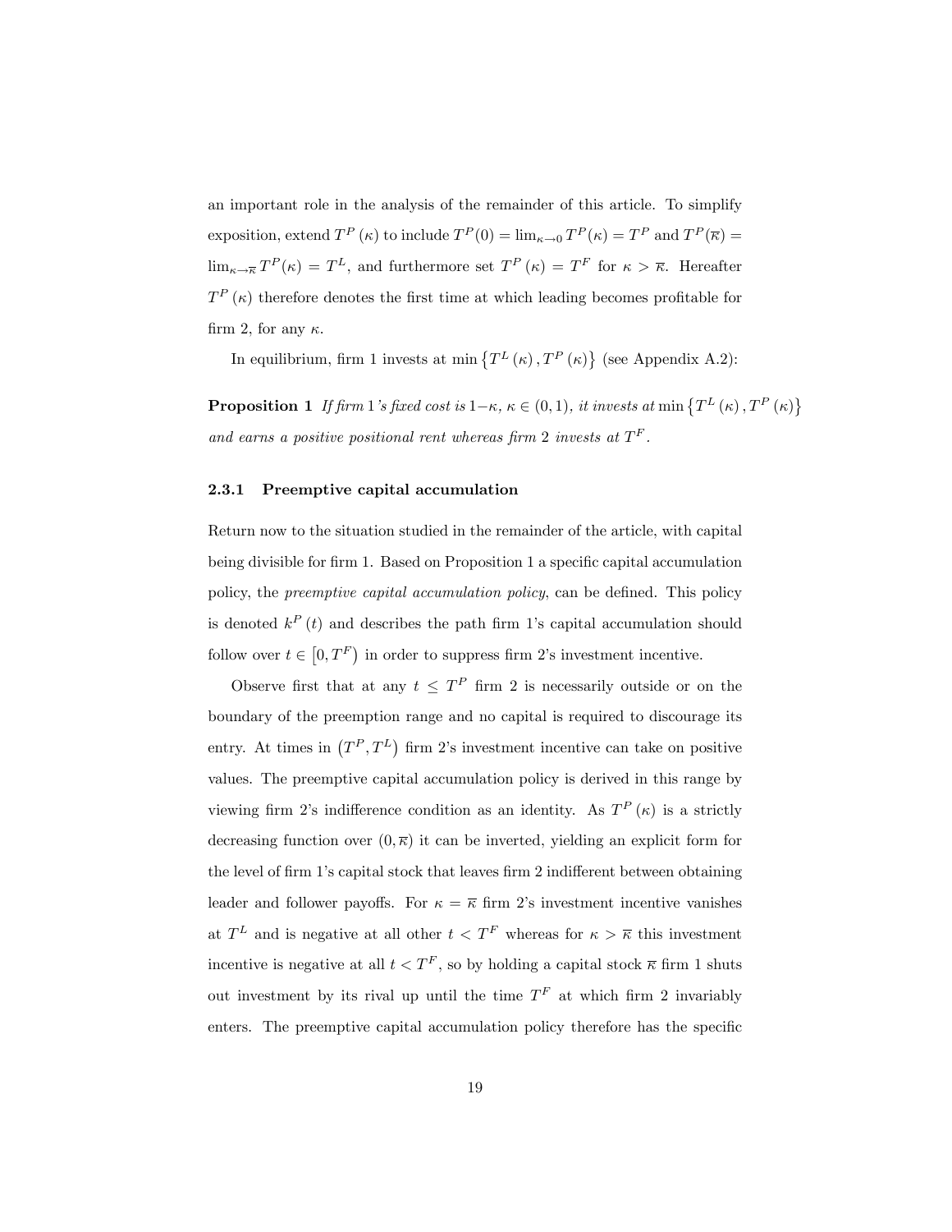an important role in the analysis of the remainder of this article. To simplify exposition, extend $T^P(\kappa)$ to include $T^P(0) = \lim_{\kappa \to 0} T^P(\kappa) = T^P$ and $T^P(\overline{\kappa}) = \lim_{\kappa \to \overline{\kappa}} T^P(\kappa) = T^L$, and furthermore set $T^P(\kappa) = T^F$ for $\kappa > \overline{\kappa}$. Hereafter $T^P(\kappa)$ therefore denotes the first time at which leading becomes profitable for firm 2, for any $\kappa$.

In equilibrium, firm 1 invests at $\min\{T^L(\kappa), T^P(\kappa)\}$ (see Appendix A.2):

**Proposition 1** *If firm* 1*'s fixed cost is* $1-\kappa$*,* $\kappa \in (0,1)$*, it invests at* $\min\{T^L(\kappa), T^P(\kappa)\}$ *and earns a positive positional rent whereas firm* 2 *invests at* $T^F$*.*

#### 2.3.1 Preemptive capital accumulation

Return now to the situation studied in the remainder of the article, with capital being divisible for firm 1. Based on Proposition 1 a specific capital accumulation policy, the *preemptive capital accumulation policy*, can be defined. This policy is denoted $k^P(t)$ and describes the path firm 1's capital accumulation should follow over $t \in [0, T^F)$ in order to suppress firm 2's investment incentive.

Observe first that at any $t \leq T^P$ firm 2 is necessarily outside or on the boundary of the preemption range and no capital is required to discourage its entry. At times in $(T^P, T^L)$ firm 2's investment incentive can take on positive values. The preemptive capital accumulation policy is derived in this range by viewing firm 2's indifference condition as an identity. As $T^P(\kappa)$ is a strictly decreasing function over $(0, \overline{\kappa})$ it can be inverted, yielding an explicit form for the level of firm 1's capital stock that leaves firm 2 indifferent between obtaining leader and follower payoffs. For $\kappa = \overline{\kappa}$ firm 2's investment incentive vanishes at $T^L$ and is negative at all other $t < T^F$ whereas for $\kappa > \overline{\kappa}$ this investment incentive is negative at all $t < T^F$, so by holding a capital stock $\overline{\kappa}$ firm 1 shuts out investment by its rival up until the time $T^F$ at which firm 2 invariably enters. The preemptive capital accumulation policy therefore has the specific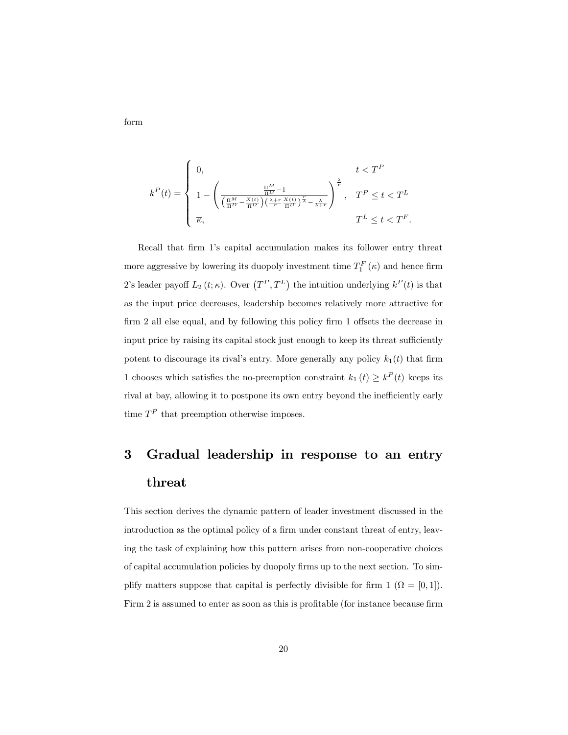form

$$
k^P(t) = \begin{cases} 0, & t < T^P \\ 1 - \left( \dfrac{\frac{\Pi^M}{\Pi^D} - 1}{\left(\frac{\Pi^M}{\Pi^D} - \frac{X(t)}{\Pi^D}\right)\left(\frac{\lambda+r}{r}\frac{X(t)}{\Pi^D}\right)^{\frac{r}{\lambda}} - \frac{\lambda}{\lambda+r}} \right)^{\frac{\lambda}{r}}, & T^P \leq t < T^L \\ \overline{\kappa}, & T^L \leq t < T^F. \end{cases}
$$

Recall that firm 1's capital accumulation makes its follower entry threat more aggressive by lowering its duopoly investment time $T_1^F(\kappa)$ and hence firm 2's leader payoff $L_2(t;\kappa)$. Over $(T^P, T^L)$ the intuition underlying $k^P(t)$ is that as the input price decreases, leadership becomes relatively more attractive for firm 2 all else equal, and by following this policy firm 1 offsets the decrease in input price by raising its capital stock just enough to keep its threat sufficiently potent to discourage its rival's entry. More generally any policy $k_1(t)$ that firm 1 chooses which satisfies the no-preemption constraint $k_1(t) \geq k^P(t)$ keeps its rival at bay, allowing it to postpone its own entry beyond the inefficiently early time $T^P$ that preemption otherwise imposes.

# 3 Gradual leadership in response to an entry threat

This section derives the dynamic pattern of leader investment discussed in the introduction as the optimal policy of a firm under constant threat of entry, leaving the task of explaining how this pattern arises from non-cooperative choices of capital accumulation policies by duopoly firms up to the next section. To simplify matters suppose that capital is perfectly divisible for firm 1 ($\Omega = [0,1]$). Firm 2 is assumed to enter as soon as this is profitable (for instance because firm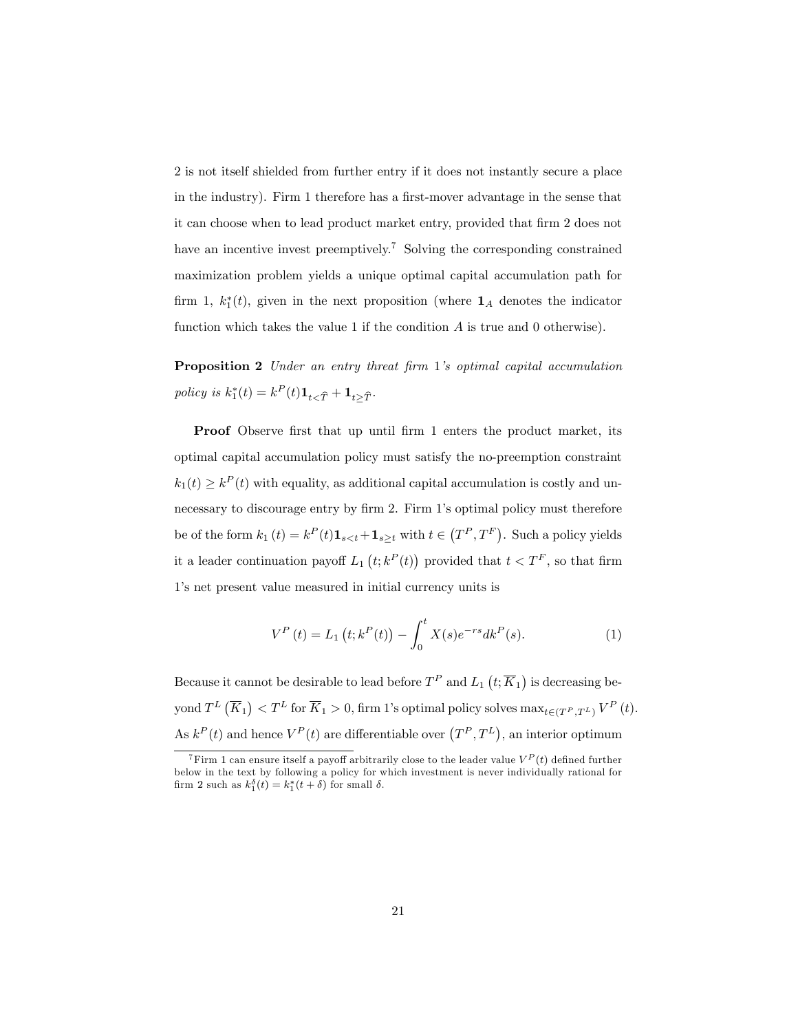2 is not itself shielded from further entry if it does not instantly secure a place in the industry). Firm 1 therefore has a first-mover advantage in the sense that it can choose when to lead product market entry, provided that firm 2 does not have an incentive invest preemptively.[7] Solving the corresponding constrained maximization problem yields a unique optimal capital accumulation path for firm 1, $k_1^*(t)$, given in the next proposition (where $\mathbf{1}_A$ denotes the indicator function which takes the value 1 if the condition $A$ is true and 0 otherwise).

**Proposition 2** *Under an entry threat firm 1's optimal capital accumulation policy is* $k_1^*(t) = k^P(t)\mathbf{1}_{t<\widehat{T}} + \mathbf{1}_{t\geq\widehat{T}}$.

**Proof** Observe first that up until firm 1 enters the product market, its optimal capital accumulation policy must satisfy the no-preemption constraint $k_1(t) \geq k^P(t)$ with equality, as additional capital accumulation is costly and unnecessary to discourage entry by firm 2. Firm 1's optimal policy must therefore be of the form $k_1(t) = k^P(t)\mathbf{1}_{s<t}+\mathbf{1}_{s\geq t}$ with $t \in (T^P, T^F)$. Such a policy yields it a leader continuation payoff $L_1(t; k^P(t))$ provided that $t < T^F$, so that firm 1's net present value measured in initial currency units is

$$V^P(t) = L_1(t; k^P(t)) - \int_0^t X(s)e^{-rs}dk^P(s). \tag{1}$$

Because it cannot be desirable to lead before $T^P$ and $L_1(t; \overline{K}_1)$ is decreasing beyond $T^L(\overline{K}_1) < T^L$ for $\overline{K}_1 > 0$, firm 1's optimal policy solves $\max_{t\in(T^P,T^L)} V^P(t)$. As $k^P(t)$ and hence $V^P(t)$ are differentiable over $(T^P, T^L)$, an interior optimum

[7] Firm 1 can ensure itself a payoff arbitrarily close to the leader value $V^P(t)$ defined further below in the text by following a policy for which investment is never individually rational for firm 2 such as $k_1^\delta(t) = k_1^*(t + \delta)$ for small $\delta$.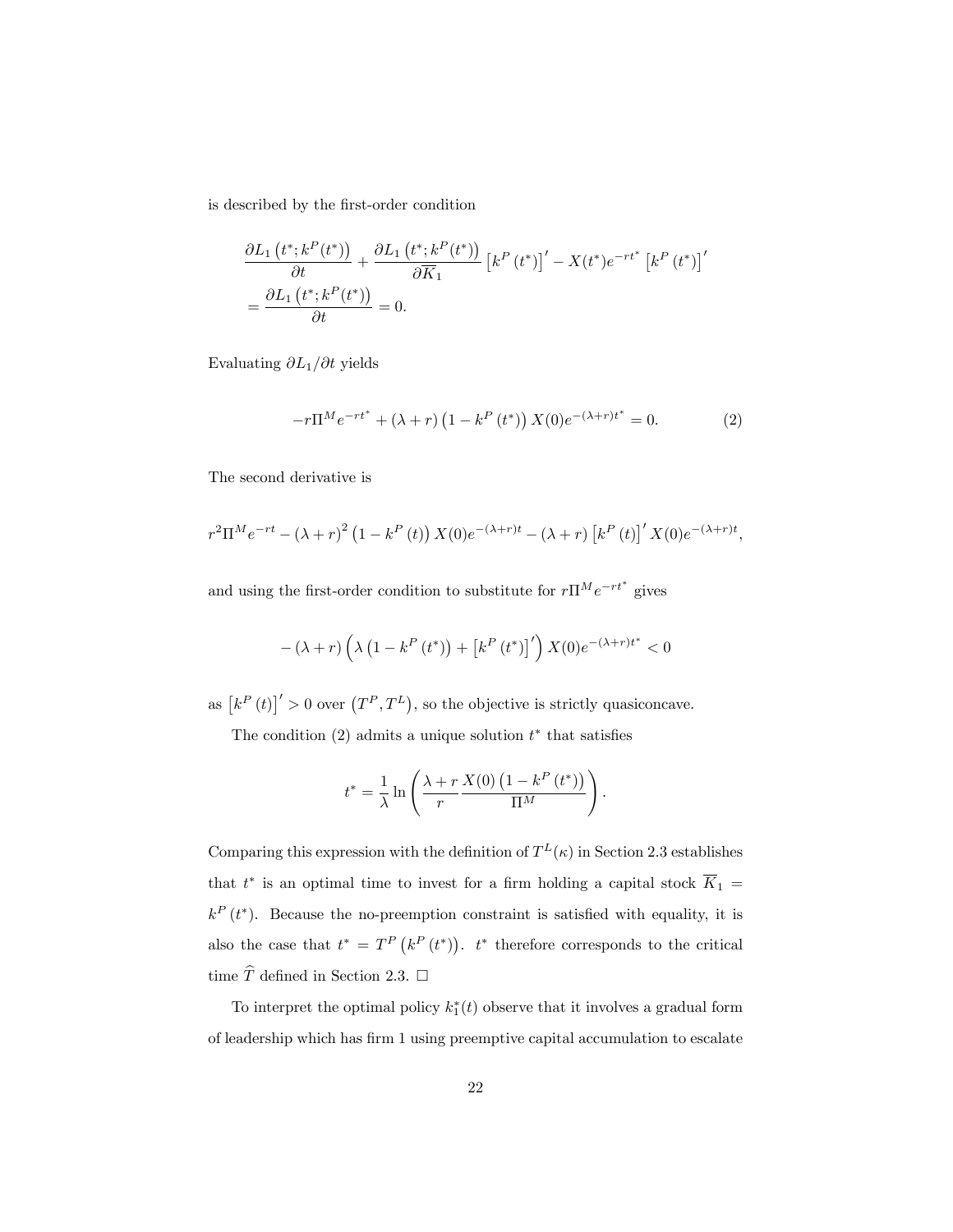is described by the first-order condition

$$\frac{\partial L_1\left(t^*; k^P(t^*)\right)}{\partial t} + \frac{\partial L_1\left(t^*; k^P(t^*)\right)}{\partial \overline{K}_1}\left[k^P\left(t^*\right)\right]' - X(t^*)e^{-rt^*}\left[k^P\left(t^*\right)\right]'$$
$$= \frac{\partial L_1\left(t^*; k^P(t^*)\right)}{\partial t} = 0.$$

Evaluating $\partial L_1 / \partial t$ yields

$$-r\Pi^M e^{-rt^*} + (\lambda + r)\left(1 - k^P\left(t^*\right)\right) X(0) e^{-(\lambda+r)t^*} = 0. \tag{2}$$

The second derivative is

$$r^2 \Pi^M e^{-rt} - (\lambda + r)^2 \left(1 - k^P\left(t\right)\right) X(0) e^{-(\lambda+r)t} - (\lambda + r)\left[k^P\left(t\right)\right]' X(0) e^{-(\lambda+r)t},$$

and using the first-order condition to substitute for $r\Pi^M e^{-rt^*}$ gives

$$-(\lambda + r)\left(\lambda\left(1 - k^P\left(t^*\right)\right) + \left[k^P\left(t^*\right)\right]'\right) X(0) e^{-(\lambda+r)t^*} < 0$$

as $\left[k^P\left(t\right)\right]' > 0$ over $\left(T^P, T^L\right)$, so the objective is strictly quasiconcave.

The condition (2) admits a unique solution $t^*$ that satisfies

$$t^* = \frac{1}{\lambda} \ln\left(\frac{\lambda + r}{r} \frac{X(0)\left(1 - k^P\left(t^*\right)\right)}{\Pi^M}\right).$$

Comparing this expression with the definition of $T^L(\kappa)$ in Section 2.3 establishes that $t^*$ is an optimal time to invest for a firm holding a capital stock $\overline{K}_1 = k^P\left(t^*\right)$. Because the no-preemption constraint is satisfied with equality, it is also the case that $t^* = T^P\left(k^P\left(t^*\right)\right)$. $t^*$ therefore corresponds to the critical time $\widehat{T}$ defined in Section 2.3. □

To interpret the optimal policy $k_1^*(t)$ observe that it involves a gradual form of leadership which has firm 1 using preemptive capital accumulation to escalate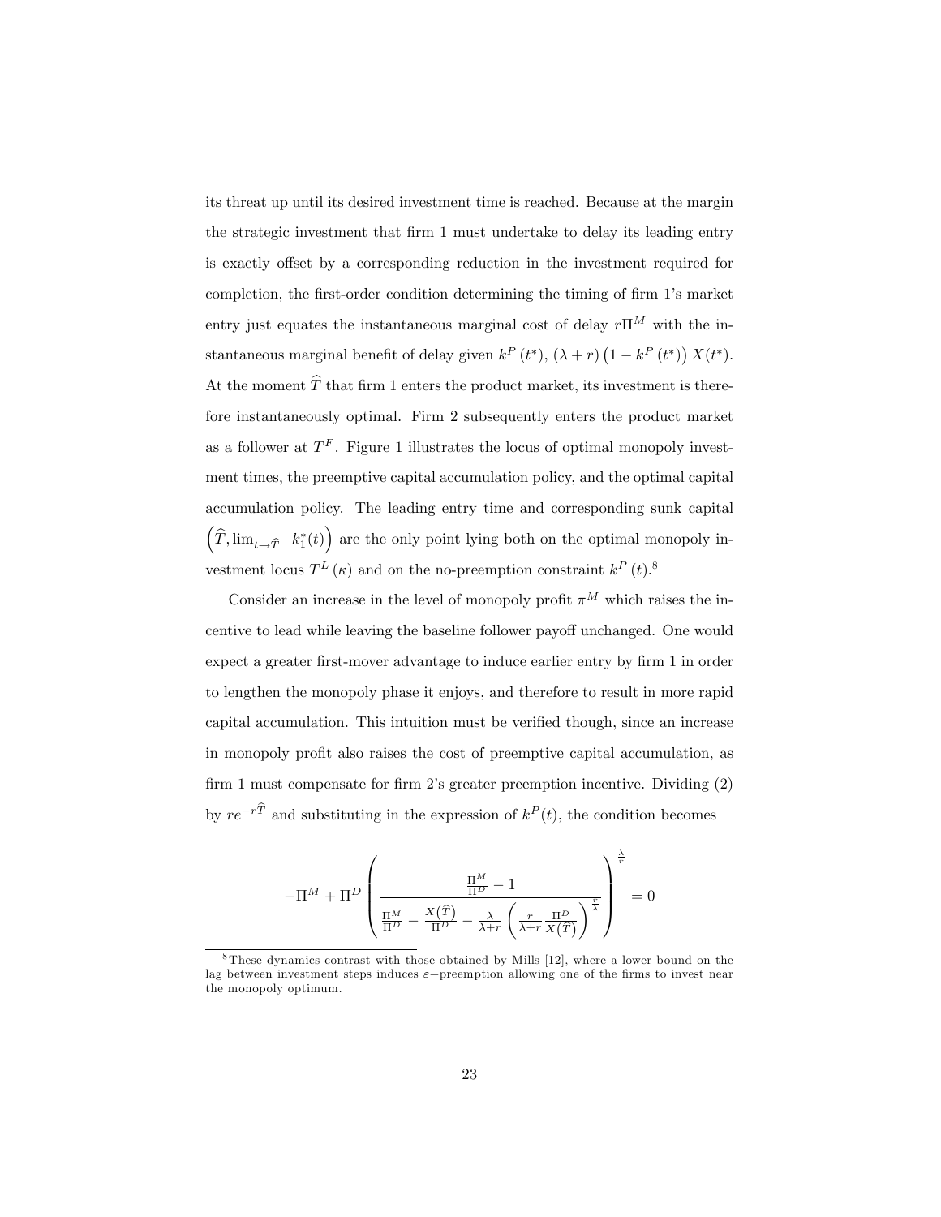its threat up until its desired investment time is reached. Because at the margin the strategic investment that firm 1 must undertake to delay its leading entry is exactly offset by a corresponding reduction in the investment required for completion, the first-order condition determining the timing of firm 1's market entry just equates the instantaneous marginal cost of delay $r\Pi^M$ with the instantaneous marginal benefit of delay given $k^P(t^*)$, $(\lambda + r)\left(1 - k^P(t^*)\right)X(t^*)$. At the moment $\widehat{T}$ that firm 1 enters the product market, its investment is therefore instantaneously optimal. Firm 2 subsequently enters the product market as a follower at $T^F$. Figure 1 illustrates the locus of optimal monopoly investment times, the preemptive capital accumulation policy, and the optimal capital accumulation policy. The leading entry time and corresponding sunk capital $\left(\widehat{T}, \lim_{t \to \widehat{T}^-} k_1^*(t)\right)$ are the only point lying both on the optimal monopoly investment locus $T^L(\kappa)$ and on the no-preemption constraint $k^P(t)$.[8]

Consider an increase in the level of monopoly profit $\pi^M$ which raises the incentive to lead while leaving the baseline follower payoff unchanged. One would expect a greater first-mover advantage to induce earlier entry by firm 1 in order to lengthen the monopoly phase it enjoys, and therefore to result in more rapid capital accumulation. This intuition must be verified though, since an increase in monopoly profit also raises the cost of preemptive capital accumulation, as firm 1 must compensate for firm 2's greater preemption incentive. Dividing (2) by $re^{-r\widehat{T}}$ and substituting in the expression of $k^P(t)$, the condition becomes

$$-\Pi^M + \Pi^D \left( \frac{\frac{\Pi^M}{\Pi^D} - 1}{\frac{\Pi^M}{\Pi^D} - \frac{X(\widehat{T})}{\Pi^D} - \frac{\lambda}{\lambda+r}\left(\frac{r}{\lambda+r}\frac{\Pi^D}{X(\widehat{T})}\right)^{\frac{r}{\lambda}}} \right)^{\frac{\lambda}{r}} = 0$$

[8] These dynamics contrast with those obtained by Mills [12], where a lower bound on the lag between investment steps induces $\varepsilon-$preemption allowing one of the firms to invest near the monopoly optimum.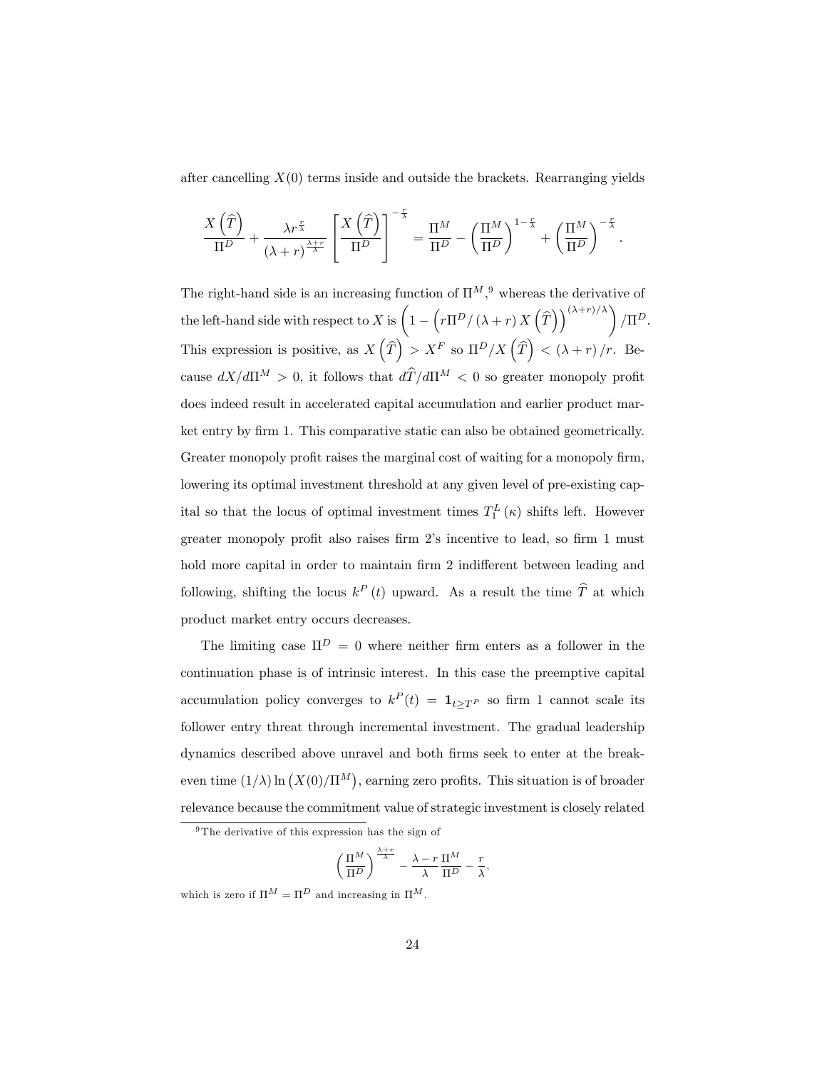after cancelling $X(0)$ terms inside and outside the brackets. Rearranging yields

$$\frac{X\left(\widehat{T}\right)}{\Pi^D} + \frac{\lambda r^{\frac{r}{\lambda}}}{(\lambda + r)^{\frac{\lambda+r}{\lambda}}} \left[\frac{X\left(\widehat{T}\right)}{\Pi^D}\right]^{-\frac{r}{\lambda}} = \frac{\Pi^M}{\Pi^D} - \left(\frac{\Pi^M}{\Pi^D}\right)^{1-\frac{r}{\lambda}} + \left(\frac{\Pi^M}{\Pi^D}\right)^{-\frac{r}{\lambda}}.$$

The right-hand side is an increasing function of $\Pi^M$,[9] whereas the derivative of the left-hand side with respect to $X$ is $\left(1 - \left(r\Pi^D/(\lambda + r) X\left(\widehat{T}\right)\right)^{(\lambda+r)/\lambda}\right)/\Pi^D$. This expression is positive, as $X\left(\widehat{T}\right) > X^F$ so $\Pi^D/X\left(\widehat{T}\right) < (\lambda + r)/r$. Because $dX/d\Pi^M > 0$, it follows that $d\widehat{T}/d\Pi^M < 0$ so greater monopoly profit does indeed result in accelerated capital accumulation and earlier product market entry by firm 1. This comparative static can also be obtained geometrically. Greater monopoly profit raises the marginal cost of waiting for a monopoly firm, lowering its optimal investment threshold at any given level of pre-existing capital so that the locus of optimal investment times $T_1^L(\kappa)$ shifts left. However greater monopoly profit also raises firm 2's incentive to lead, so firm 1 must hold more capital in order to maintain firm 2 indifferent between leading and following, shifting the locus $k^P(t)$ upward. As a result the time $\widehat{T}$ at which product market entry occurs decreases.

The limiting case $\Pi^D = 0$ where neither firm enters as a follower in the continuation phase is of intrinsic interest. In this case the preemptive capital accumulation policy converges to $k^P(t) = \mathbf{1}_{t \geq T^P}$ so firm 1 cannot scale its follower entry threat through incremental investment. The gradual leadership dynamics described above unravel and both firms seek to enter at the break-even time $(1/\lambda)\ln\left(X(0)/\Pi^M\right)$, earning zero profits. This situation is of broader relevance because the commitment value of strategic investment is closely related

[9] The derivative of this expression has the sign of

$$\left(\frac{\Pi^M}{\Pi^D}\right)^{\frac{\lambda+r}{\lambda}} - \frac{\lambda - r}{\lambda}\frac{\Pi^M}{\Pi^D} - \frac{r}{\lambda},$$

which is zero if $\Pi^M = \Pi^D$ and increasing in $\Pi^M$.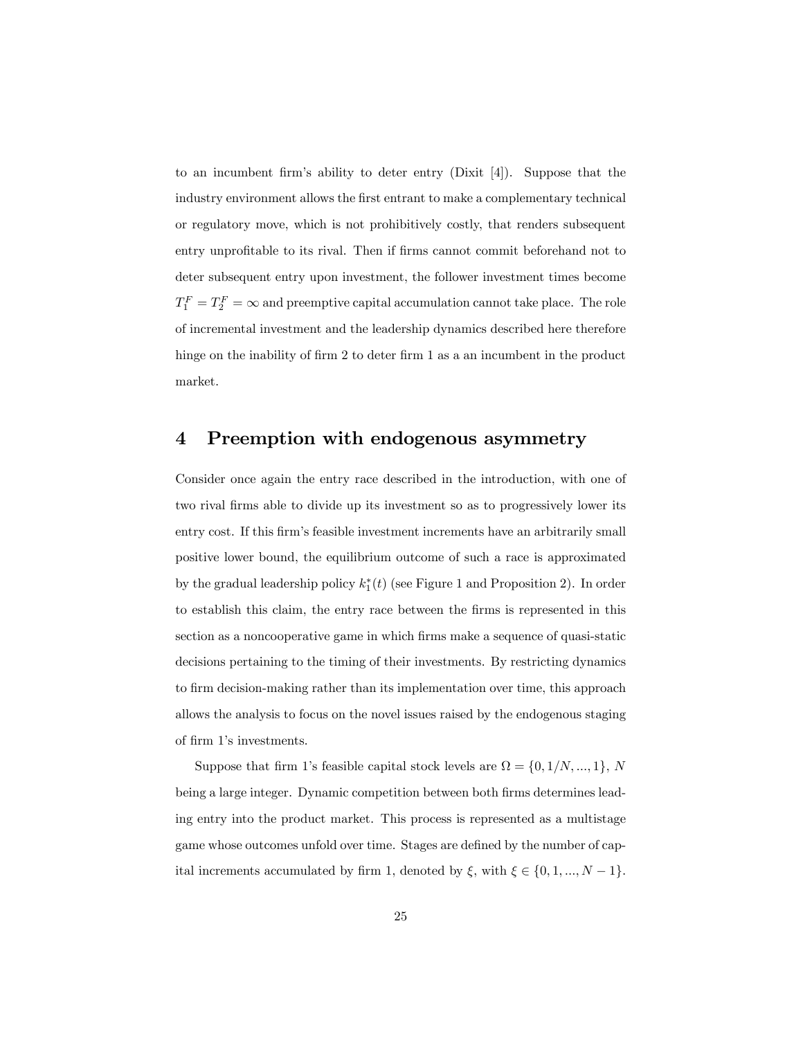to an incumbent firm's ability to deter entry (Dixit [4]). Suppose that the industry environment allows the first entrant to make a complementary technical or regulatory move, which is not prohibitively costly, that renders subsequent entry unprofitable to its rival. Then if firms cannot commit beforehand not to deter subsequent entry upon investment, the follower investment times become $T_1^F = T_2^F = \infty$ and preemptive capital accumulation cannot take place. The role of incremental investment and the leadership dynamics described here therefore hinge on the inability of firm 2 to deter firm 1 as a an incumbent in the product market.

# 4 Preemption with endogenous asymmetry

Consider once again the entry race described in the introduction, with one of two rival firms able to divide up its investment so as to progressively lower its entry cost. If this firm's feasible investment increments have an arbitrarily small positive lower bound, the equilibrium outcome of such a race is approximated by the gradual leadership policy $k_1^*(t)$ (see Figure 1 and Proposition 2). In order to establish this claim, the entry race between the firms is represented in this section as a noncooperative game in which firms make a sequence of quasi-static decisions pertaining to the timing of their investments. By restricting dynamics to firm decision-making rather than its implementation over time, this approach allows the analysis to focus on the novel issues raised by the endogenous staging of firm 1's investments.

Suppose that firm 1's feasible capital stock levels are $\Omega = \{0, 1/N, ..., 1\}$, $N$ being a large integer. Dynamic competition between both firms determines leading entry into the product market. This process is represented as a multistage game whose outcomes unfold over time. Stages are defined by the number of capital increments accumulated by firm 1, denoted by $\xi$, with $\xi \in \{0, 1, ..., N-1\}$.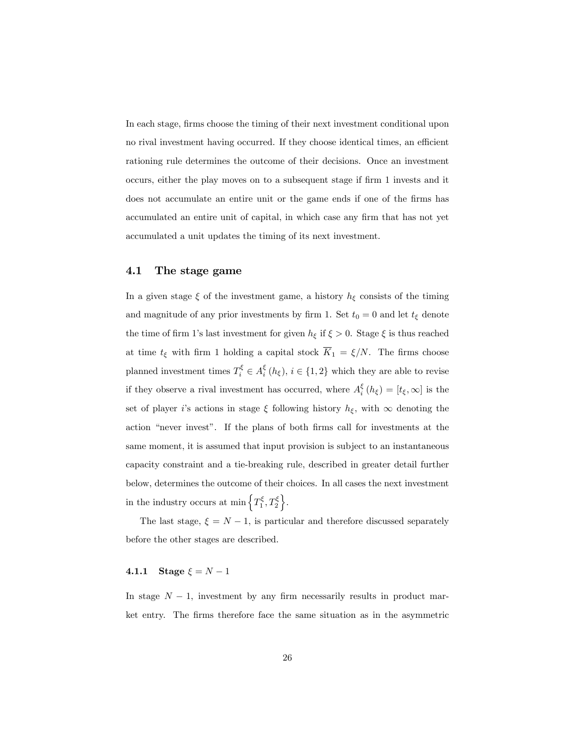In each stage, firms choose the timing of their next investment conditional upon no rival investment having occurred. If they choose identical times, an efficient rationing rule determines the outcome of their decisions. Once an investment occurs, either the play moves on to a subsequent stage if firm 1 invests and it does not accumulate an entire unit or the game ends if one of the firms has accumulated an entire unit of capital, in which case any firm that has not yet accumulated a unit updates the timing of its next investment.

## 4.1 The stage game

In a given stage $\xi$ of the investment game, a history $h_\xi$ consists of the timing and magnitude of any prior investments by firm 1. Set $t_0 = 0$ and let $t_\xi$ denote the time of firm 1's last investment for given $h_\xi$ if $\xi > 0$. Stage $\xi$ is thus reached at time $t_\xi$ with firm 1 holding a capital stock $\overline{K}_1 = \xi/N$. The firms choose planned investment times $T_i^\xi \in A_i^\xi(h_\xi)$, $i \in \{1, 2\}$ which they are able to revise if they observe a rival investment has occurred, where $A_i^\xi(h_\xi) = [t_\xi, \infty]$ is the set of player $i$'s actions in stage $\xi$ following history $h_\xi$, with $\infty$ denoting the action "never invest". If the plans of both firms call for investments at the same moment, it is assumed that input provision is subject to an instantaneous capacity constraint and a tie-breaking rule, described in greater detail further below, determines the outcome of their choices. In all cases the next investment in the industry occurs at $\min\left\{T_1^\xi, T_2^\xi\right\}$.

The last stage, $\xi = N - 1$, is particular and therefore discussed separately before the other stages are described.

### 4.1.1 Stage $\xi = N - 1$

In stage $N - 1$, investment by any firm necessarily results in product market entry. The firms therefore face the same situation as in the asymmetric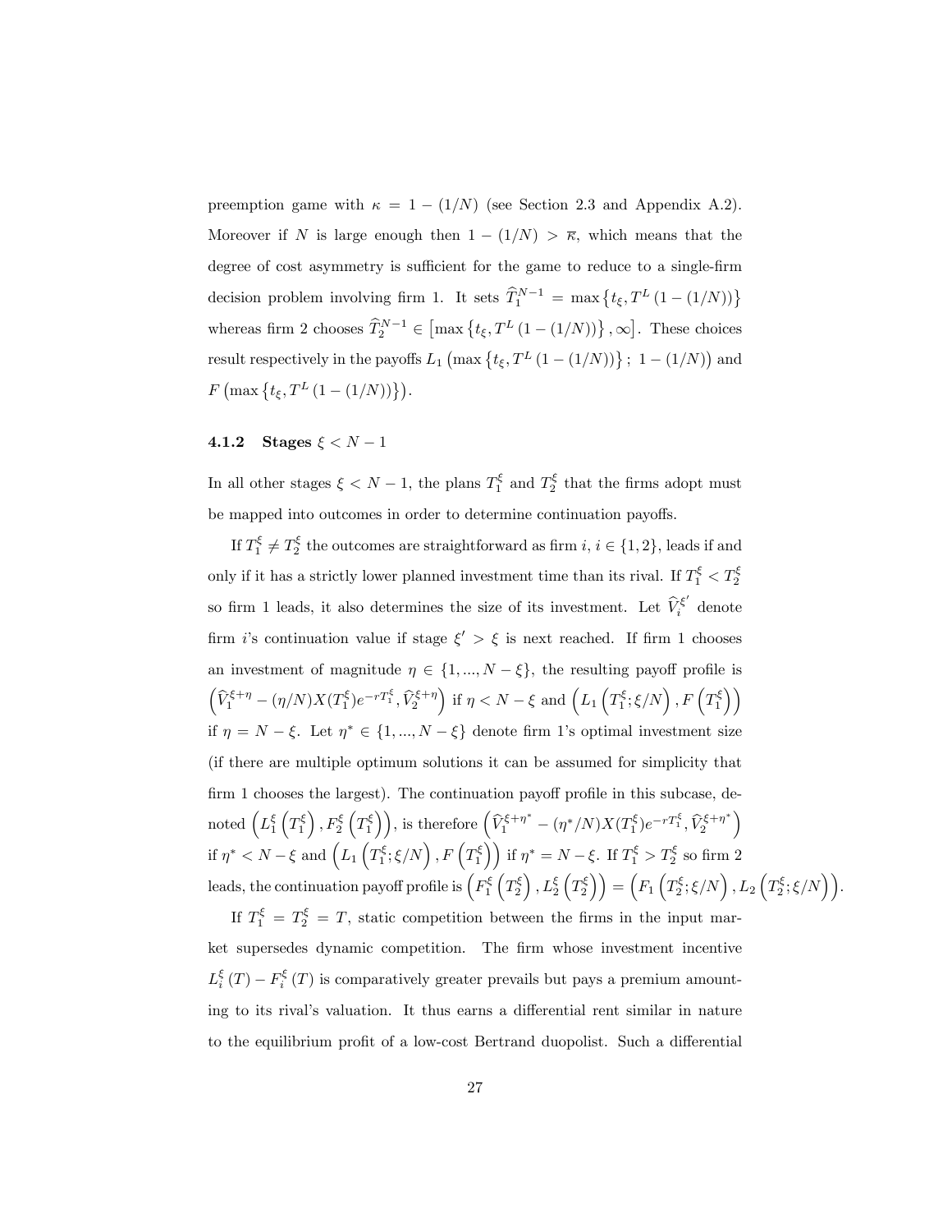preemption game with $\kappa = 1 - (1/N)$ (see Section 2.3 and Appendix A.2). Moreover if $N$ is large enough then $1 - (1/N) > \overline{\kappa}$, which means that the degree of cost asymmetry is sufficient for the game to reduce to a single-firm decision problem involving firm 1. It sets $\widehat{T}_1^{N-1} = \max\left\{t_\xi, T^L\left(1 - (1/N)\right)\right\}$ whereas firm 2 chooses $\widehat{T}_2^{N-1} \in \left[\max\left\{t_\xi, T^L\left(1 - (1/N)\right)\right\}, \infty\right]$. These choices result respectively in the payoffs $L_1\left(\max\left\{t_\xi, T^L\left(1 - (1/N)\right)\right\};\ 1 - (1/N)\right)$ and $F\left(\max\left\{t_\xi, T^L\left(1 - (1/N)\right)\right\}\right)$.

### 4.1.2 Stages $\xi < N - 1$

In all other stages $\xi < N - 1$, the plans $T_1^\xi$ and $T_2^\xi$ that the firms adopt must be mapped into outcomes in order to determine continuation payoffs.

If $T_1^\xi \neq T_2^\xi$ the outcomes are straightforward as firm $i$, $i \in \{1, 2\}$, leads if and only if it has a strictly lower planned investment time than its rival. If $T_1^\xi < T_2^\xi$ so firm 1 leads, it also determines the size of its investment. Let $\widehat{V}_i^{\xi'}$ denote firm $i$'s continuation value if stage $\xi' > \xi$ is next reached. If firm 1 chooses an investment of magnitude $\eta \in \{1, ..., N - \xi\}$, the resulting payoff profile is $\left(\widehat{V}_1^{\xi+\eta} - (\eta/N)X(T_1^\xi)e^{-rT_1^\xi}, \widehat{V}_2^{\xi+\eta}\right)$ if $\eta < N - \xi$ and $\left(L_1\left(T_1^\xi; \xi/N\right), F\left(T_1^\xi\right)\right)$ if $\eta = N - \xi$. Let $\eta^* \in \{1, ..., N - \xi\}$ denote firm 1's optimal investment size (if there are multiple optimum solutions it can be assumed for simplicity that firm 1 chooses the largest). The continuation payoff profile in this subcase, denoted $\left(L_1^\xi\left(T_1^\xi\right), F_2^\xi\left(T_1^\xi\right)\right)$, is therefore $\left(\widehat{V}_1^{\xi+\eta^*} - (\eta^*/N)X(T_1^\xi)e^{-rT_1^\xi}, \widehat{V}_2^{\xi+\eta^*}\right)$ if $\eta^* < N - \xi$ and $\left(L_1\left(T_1^\xi; \xi/N\right), F\left(T_1^\xi\right)\right)$ if $\eta^* = N - \xi$. If $T_1^\xi > T_2^\xi$ so firm 2 leads, the continuation payoff profile is $\left(F_1^\xi\left(T_2^\xi\right), L_2^\xi\left(T_2^\xi\right)\right) = \left(F_1\left(T_2^\xi; \xi/N\right), L_2\left(T_2^\xi; \xi/N\right)\right)$.

If $T_1^\xi = T_2^\xi = T$, static competition between the firms in the input market supersedes dynamic competition. The firm whose investment incentive $L_i^\xi(T) - F_i^\xi(T)$ is comparatively greater prevails but pays a premium amounting to its rival's valuation. It thus earns a differential rent similar in nature to the equilibrium profit of a low-cost Bertrand duopolist. Such a differential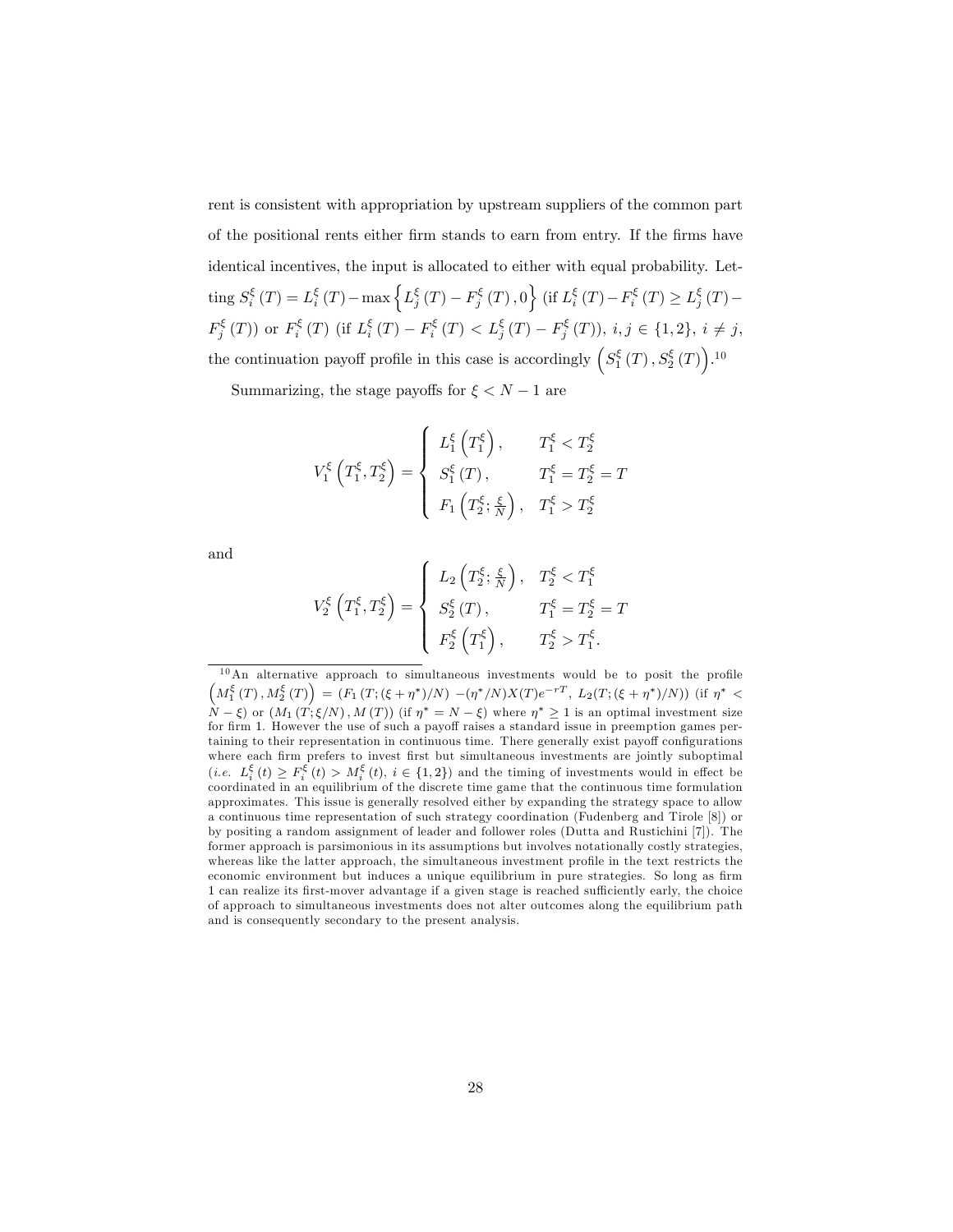rent is consistent with appropriation by upstream suppliers of the common part of the positional rents either firm stands to earn from entry. If the firms have identical incentives, the input is allocated to either with equal probability. Letting $S_i^{\xi}(T) = L_i^{\xi}(T) - \max\left\{L_j^{\xi}(T) - F_j^{\xi}(T), 0\right\}$ (if $L_i^{\xi}(T) - F_i^{\xi}(T) \geq L_j^{\xi}(T) - F_j^{\xi}(T)$) or $F_i^{\xi}(T)$ (if $L_i^{\xi}(T) - F_i^{\xi}(T) < L_j^{\xi}(T) - F_j^{\xi}(T)$), $i, j \in \{1, 2\}$, $i \neq j$, the continuation payoff profile in this case is accordingly $\left(S_1^{\xi}(T), S_2^{\xi}(T)\right)$.[10]

Summarizing, the stage payoffs for $\xi < N - 1$ are

$$V_1^{\xi}\left(T_1^{\xi}, T_2^{\xi}\right) = \begin{cases} L_1^{\xi}\left(T_1^{\xi}\right), & T_1^{\xi} < T_2^{\xi} \\ S_1^{\xi}(T), & T_1^{\xi} = T_2^{\xi} = T \\ F_1\left(T_2^{\xi}; \frac{\xi}{N}\right), & T_1^{\xi} > T_2^{\xi} \end{cases}$$

and

$$V_2^{\xi}\left(T_1^{\xi}, T_2^{\xi}\right) = \begin{cases} L_2\left(T_2^{\xi}; \frac{\xi}{N}\right), & T_2^{\xi} < T_1^{\xi} \\ S_2^{\xi}(T), & T_1^{\xi} = T_2^{\xi} = T \\ F_2^{\xi}\left(T_1^{\xi}\right), & T_2^{\xi} > T_1^{\xi}. \end{cases}$$

[10] An alternative approach to simultaneous investments would be to posit the profile $\left(M_1^{\xi}(T), M_2^{\xi}(T)\right) = \left(F_1\left(T; (\xi + \eta^*)/N\right) - (\eta^*/N)X(T)e^{-rT},\ L_2(T; (\xi + \eta^*)/N)\right)$ (if $\eta^* < N - \xi$) or $\left(M_1(T; \xi/N), M(T)\right)$ (if $\eta^* = N - \xi$) where $\eta^* \geq 1$ is an optimal investment size for firm 1. However the use of such a payoff raises a standard issue in preemption games pertaining to their representation in continuous time. There generally exist payoff configurations where each firm prefers to invest first but simultaneous investments are jointly suboptimal (*i.e.* $L_i^{\xi}(t) \geq F_i^{\xi}(t) > M_i^{\xi}(t)$, $i \in \{1, 2\}$) and the timing of investments would in effect be coordinated in an equilibrium of the discrete time game that the continuous time formulation approximates. This issue is generally resolved either by expanding the strategy space to allow a continuous time representation of such strategy coordination (Fudenberg and Tirole [8]) or by positing a random assignment of leader and follower roles (Dutta and Rustichini [7]). The former approach is parsimonious in its assumptions but involves notationally costly strategies, whereas like the latter approach, the simultaneous investment profile in the text restricts the economic environment but induces a unique equilibrium in pure strategies. So long as firm 1 can realize its first-mover advantage if a given stage is reached sufficiently early, the choice of approach to simultaneous investments does not alter outcomes along the equilibrium path and is consequently secondary to the present analysis.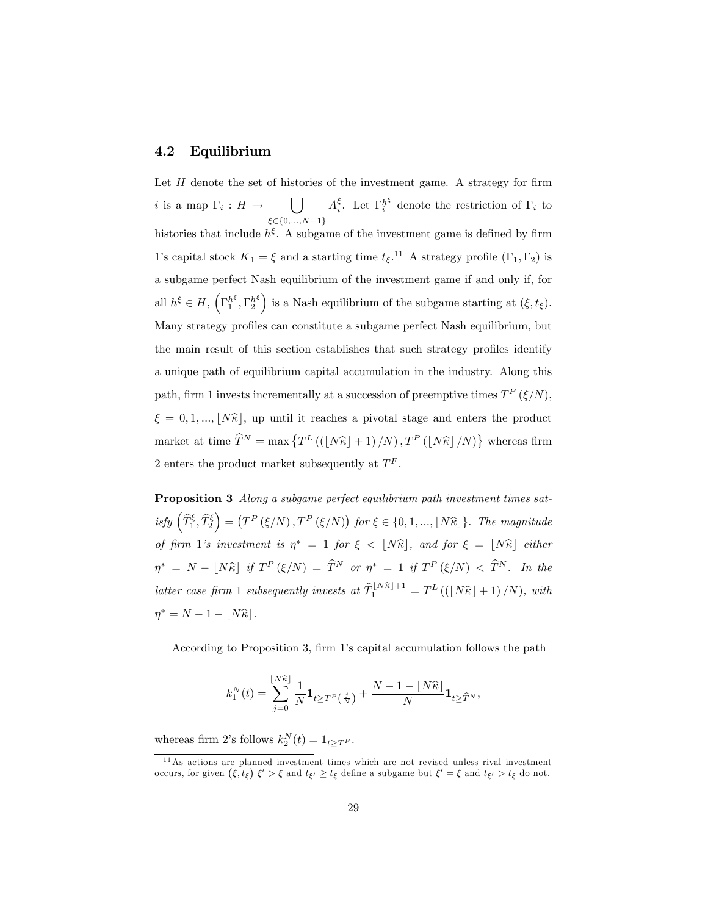### 4.2 Equilibrium

Let $H$ denote the set of histories of the investment game. A strategy for firm $i$ is a map $\Gamma_i : H \rightarrow \bigcup_{\xi \in \{0,...,N-1\}} A_i^\xi$. Let $\Gamma_i^{h^\xi}$ denote the restriction of $\Gamma_i$ to histories that include $h^\xi$. A subgame of the investment game is defined by firm 1's capital stock $\overline{K}_1 = \xi$ and a starting time $t_\xi$.[11] A strategy profile $(\Gamma_1, \Gamma_2)$ is a subgame perfect Nash equilibrium of the investment game if and only if, for all $h^\xi \in H$, $\left(\Gamma_1^{h^\xi}, \Gamma_2^{h^\xi}\right)$ is a Nash equilibrium of the subgame starting at $(\xi, t_\xi)$. Many strategy profiles can constitute a subgame perfect Nash equilibrium, but the main result of this section establishes that such strategy profiles identify a unique path of equilibrium capital accumulation in the industry. Along this path, firm 1 invests incrementally at a succession of preemptive times $T^P(\xi/N)$, $\xi = 0, 1, ..., \lfloor N\widehat{\kappa} \rfloor$, up until it reaches a pivotal stage and enters the product market at time $\widehat{T}^N = \max\left\{T^L\left(\left(\lfloor N\widehat{\kappa}\rfloor + 1\right)/N\right), T^P\left(\lfloor N\widehat{\kappa}\rfloor/N\right)\right\}$ whereas firm 2 enters the product market subsequently at $T^F$.

**Proposition 3** *Along a subgame perfect equilibrium path investment times satisfy* $\left(\widehat{T}_1^\xi, \widehat{T}_2^\xi\right) = \left(T^P(\xi/N), T^P(\xi/N)\right)$ *for* $\xi \in \{0, 1, ..., \lfloor N\widehat{\kappa}\rfloor\}$. *The magnitude of firm 1's investment is* $\eta^* = 1$ *for* $\xi < \lfloor N\widehat{\kappa}\rfloor$, *and for* $\xi = \lfloor N\widehat{\kappa}\rfloor$ *either* $\eta^* = N - \lfloor N\widehat{\kappa}\rfloor$ *if* $T^P(\xi/N) = \widehat{T}^N$ *or* $\eta^* = 1$ *if* $T^P(\xi/N) < \widehat{T}^N$. *In the latter case firm 1 subsequently invests at* $\widehat{T}_1^{\lfloor N\widehat{\kappa}\rfloor+1} = T^L\left(\left(\lfloor N\widehat{\kappa}\rfloor + 1\right)/N\right)$, *with* $\eta^* = N - 1 - \lfloor N\widehat{\kappa}\rfloor$.

According to Proposition 3, firm 1's capital accumulation follows the path

$$k_1^N(t) = \sum_{j=0}^{\lfloor N\widehat{\kappa}\rfloor} \frac{1}{N} \mathbf{1}_{t \geq T^P\left(\frac{j}{N}\right)} + \frac{N - 1 - \lfloor N\widehat{\kappa}\rfloor}{N} \mathbf{1}_{t \geq \widehat{T}^N},$$

whereas firm 2's follows $k_2^N(t) = 1_{t \geq T^F}$.

[11] As actions are planned investment times which are not revised unless rival investment occurs, for given $(\xi, t_\xi)$ $\xi' > \xi$ and $t_{\xi'} \geq t_\xi$ define a subgame but $\xi' = \xi$ and $t_{\xi'} > t_\xi$ do not.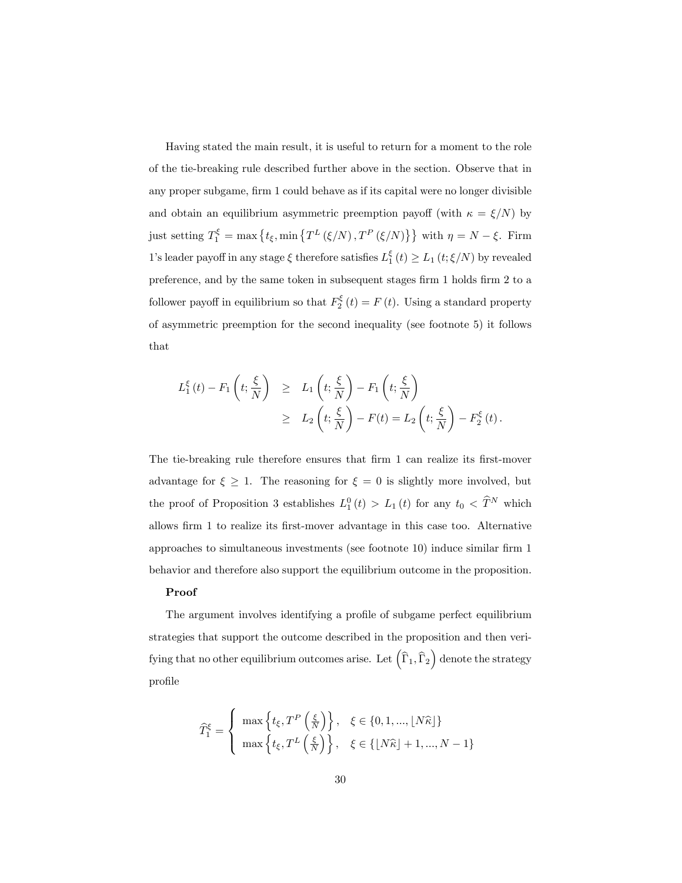Having stated the main result, it is useful to return for a moment to the role of the tie-breaking rule described further above in the section. Observe that in any proper subgame, firm 1 could behave as if its capital were no longer divisible and obtain an equilibrium asymmetric preemption payoff (with $\kappa = \xi/N$) by just setting $T_1^\xi = \max\left\{t_\xi, \min\left\{T^L\left(\xi/N\right), T^P\left(\xi/N\right)\right\}\right\}$ with $\eta = N - \xi$. Firm 1's leader payoff in any stage $\xi$ therefore satisfies $L_1^\xi(t) \geq L_1(t; \xi/N)$ by revealed preference, and by the same token in subsequent stages firm 1 holds firm 2 to a follower payoff in equilibrium so that $F_2^\xi(t) = F(t)$. Using a standard property of asymmetric preemption for the second inequality (see footnote 5) it follows that

$$
\begin{aligned}
L_1^\xi(t) - F_1\left(t; \frac{\xi}{N}\right) &\geq L_1\left(t; \frac{\xi}{N}\right) - F_1\left(t; \frac{\xi}{N}\right) \\
&\geq L_2\left(t; \frac{\xi}{N}\right) - F(t) = L_2\left(t; \frac{\xi}{N}\right) - F_2^\xi(t).
\end{aligned}
$$

The tie-breaking rule therefore ensures that firm 1 can realize its first-mover advantage for $\xi \geq 1$. The reasoning for $\xi = 0$ is slightly more involved, but the proof of Proposition 3 establishes $L_1^0(t) > L_1(t)$ for any $t_0 < \widehat{T}^N$ which allows firm 1 to realize its first-mover advantage in this case too. Alternative approaches to simultaneous investments (see footnote 10) induce similar firm 1 behavior and therefore also support the equilibrium outcome in the proposition.

**Proof**

The argument involves identifying a profile of subgame perfect equilibrium strategies that support the outcome described in the proposition and then verifying that no other equilibrium outcomes arise. Let $\left(\widehat{\Gamma}_1, \widehat{\Gamma}_2\right)$ denote the strategy profile

$$
\widehat{T}_1^\xi = \begin{cases} \max\left\{t_\xi, T^P\left(\frac{\xi}{N}\right)\right\}, & \xi \in \{0, 1, ..., \lfloor N\widehat{\kappa} \rfloor\} \\ \max\left\{t_\xi, T^L\left(\frac{\xi}{N}\right)\right\}, & \xi \in \{\lfloor N\widehat{\kappa} \rfloor + 1, ..., N-1\} \end{cases}
$$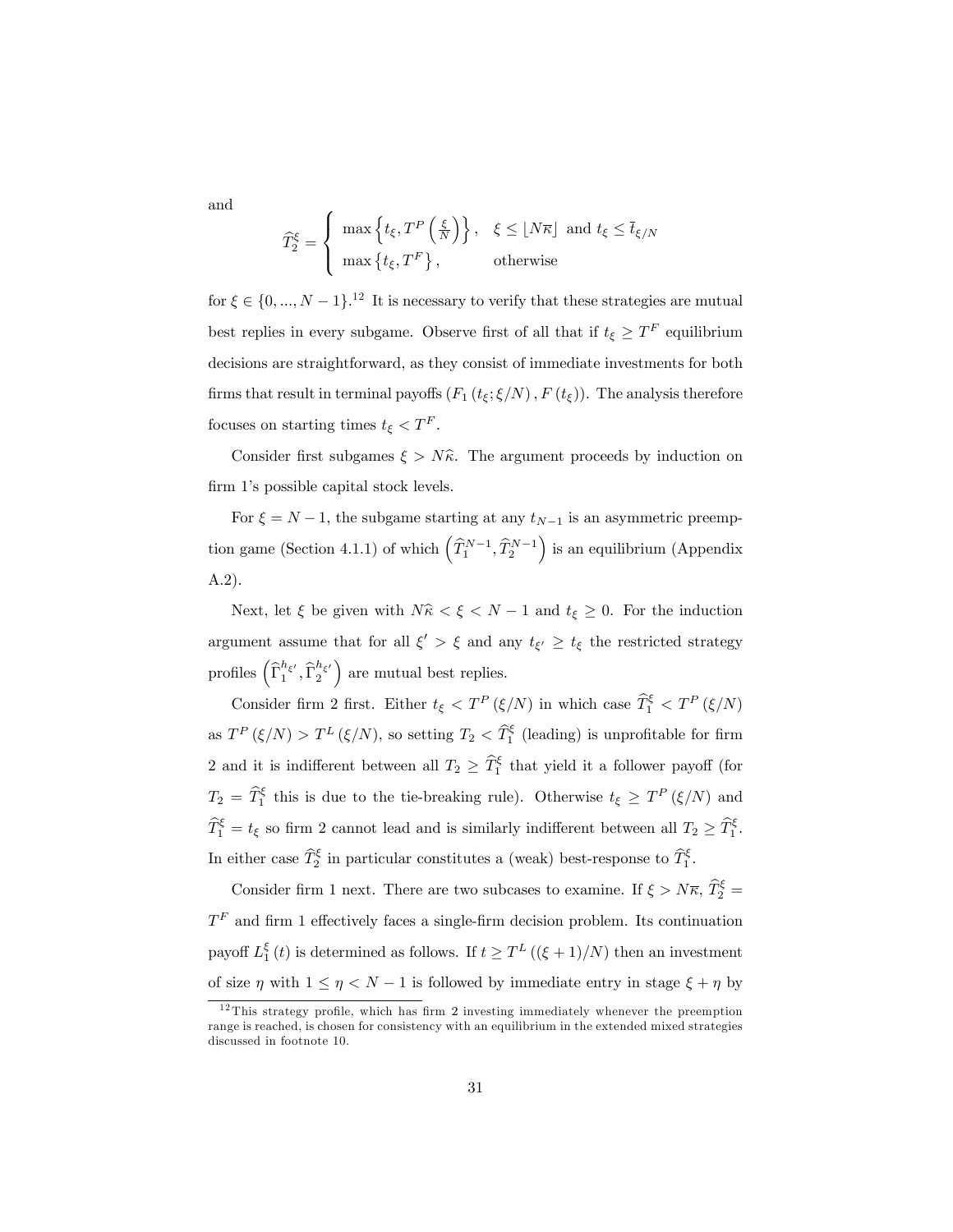and

$$\widehat{T}_2^{\xi} = \begin{cases} \max\left\{t_\xi, T^P\left(\frac{\xi}{N}\right)\right\}, & \xi \leq \lfloor N\overline{\kappa} \rfloor \text{ and } t_\xi \leq \bar{t}_{\xi/N} \\ \max\left\{t_\xi, T^F\right\}, & \text{otherwise} \end{cases}$$

for $\xi \in \{0, ..., N-1\}$.[12] It is necessary to verify that these strategies are mutual best replies in every subgame. Observe first of all that if $t_\xi \geq T^F$ equilibrium decisions are straightforward, as they consist of immediate investments for both firms that result in terminal payoffs $(F_1(t_\xi; \xi/N), F(t_\xi))$. The analysis therefore focuses on starting times $t_\xi < T^F$.

Consider first subgames $\xi > N\widehat{\kappa}$. The argument proceeds by induction on firm 1's possible capital stock levels.

For $\xi = N-1$, the subgame starting at any $t_{N-1}$ is an asymmetric preemption game (Section 4.1.1) of which $\left(\widehat{T}_1^{N-1}, \widehat{T}_2^{N-1}\right)$ is an equilibrium (Appendix A.2).

Next, let $\xi$ be given with $N\widehat{\kappa} < \xi < N-1$ and $t_\xi \geq 0$. For the induction argument assume that for all $\xi' > \xi$ and any $t_{\xi'} \geq t_\xi$ the restricted strategy profiles $\left(\widehat{\Gamma}_1^{h_{\xi'}}, \widehat{\Gamma}_2^{h_{\xi'}}\right)$ are mutual best replies.

Consider firm 2 first. Either $t_\xi < T^P(\xi/N)$ in which case $\widehat{T}_1^{\xi} < T^P(\xi/N)$ as $T^P(\xi/N) > T^L(\xi/N)$, so setting $T_2 < \widehat{T}_1^{\xi}$ (leading) is unprofitable for firm 2 and it is indifferent between all $T_2 \geq \widehat{T}_1^{\xi}$ that yield it a follower payoff (for $T_2 = \widehat{T}_1^{\xi}$ this is due to the tie-breaking rule). Otherwise $t_\xi \geq T^P(\xi/N)$ and $\widehat{T}_1^{\xi} = t_\xi$ so firm 2 cannot lead and is similarly indifferent between all $T_2 \geq \widehat{T}_1^{\xi}$. In either case $\widehat{T}_2^{\xi}$ in particular constitutes a (weak) best-response to $\widehat{T}_1^{\xi}$.

Consider firm 1 next. There are two subcases to examine. If $\xi > N\overline{\kappa}$, $\widehat{T}_2^{\xi} = T^F$ and firm 1 effectively faces a single-firm decision problem. Its continuation payoff $L_1^{\xi}(t)$ is determined as follows. If $t \geq T^L((\xi+1)/N)$ then an investment of size $\eta$ with $1 \leq \eta < N-1$ is followed by immediate entry in stage $\xi + \eta$ by

[12] This strategy profile, which has firm 2 investing immediately whenever the preemption range is reached, is chosen for consistency with an equilibrium in the extended mixed strategies discussed in footnote 10.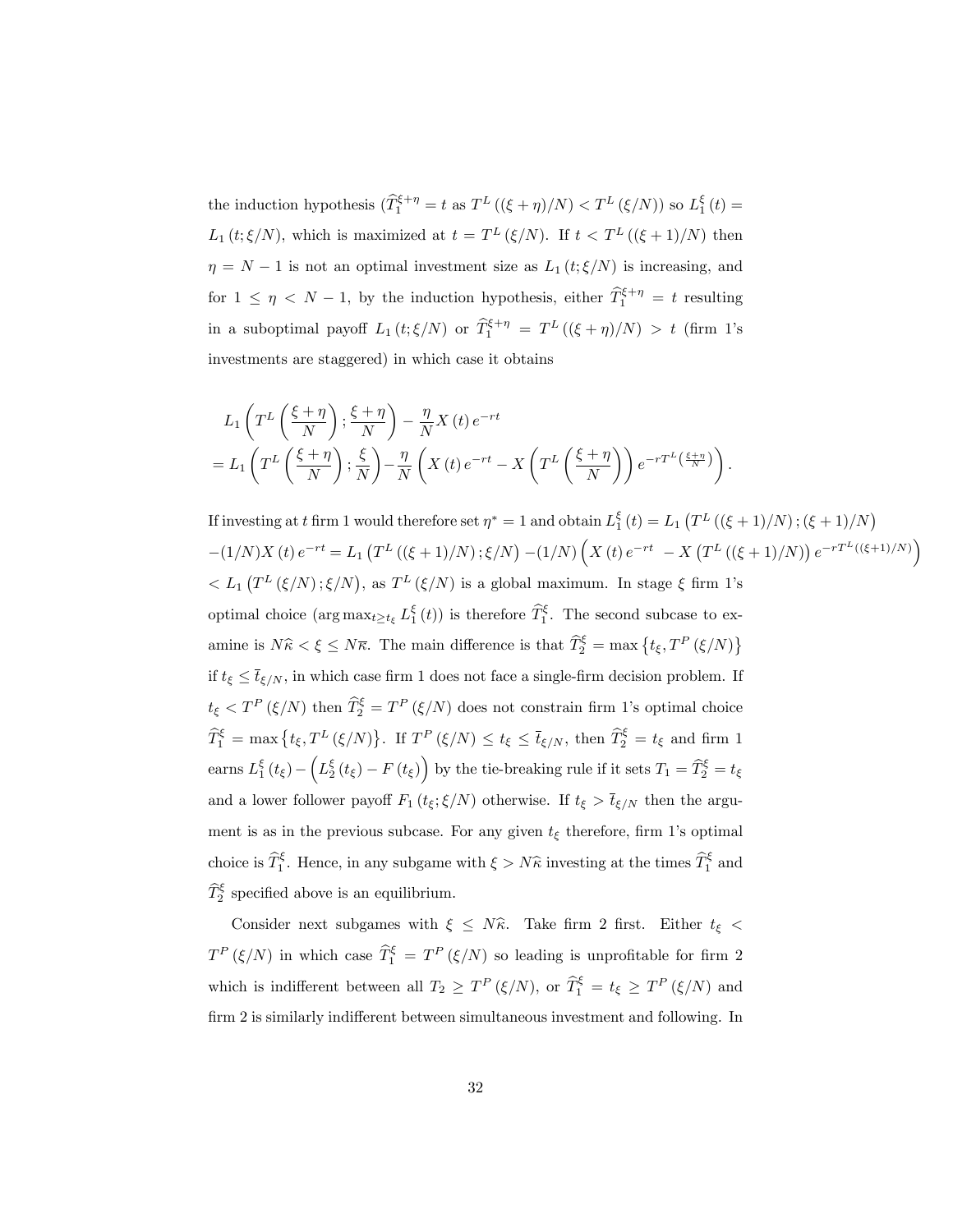the induction hypothesis ($\widehat{T}_1^{\xi+\eta} = t$ as $T^L((\xi+\eta)/N) < T^L(\xi/N)$) so $L_1^\xi(t) = L_1(t;\xi/N)$, which is maximized at $t = T^L(\xi/N)$. If $t < T^L((\xi+1)/N)$ then $\eta = N-1$ is not an optimal investment size as $L_1(t;\xi/N)$ is increasing, and for $1 \leq \eta < N-1$, by the induction hypothesis, either $\widehat{T}_1^{\xi+\eta} = t$ resulting in a suboptimal payoff $L_1(t;\xi/N)$ or $\widehat{T}_1^{\xi+\eta} = T^L((\xi+\eta)/N) > t$ (firm 1's investments are staggered) in which case it obtains

$$
\begin{aligned}
& L_1\left(T^L\left(\frac{\xi+\eta}{N}\right); \frac{\xi+\eta}{N}\right) - \frac{\eta}{N} X(t) e^{-rt} \\
&= L_1\left(T^L\left(\frac{\xi+\eta}{N}\right); \frac{\xi}{N}\right) - \frac{\eta}{N}\left(X(t) e^{-rt} - X\left(T^L\left(\frac{\xi+\eta}{N}\right)\right) e^{-rT^L\left(\frac{\xi+\eta}{N}\right)}\right).
\end{aligned}
$$

If investing at $t$ firm 1 would therefore set $\eta^* = 1$ and obtain $L_1^\xi(t) = L_1\left(T^L((\xi+1)/N);(\xi+1)/N\right)$ $-(1/N)X(t)e^{-rt} = L_1\left(T^L((\xi+1)/N);\xi/N\right) - (1/N)\left(X(t)e^{-rt} - X\left(T^L((\xi+1)/N)\right)e^{-rT^L((\xi+1)/N)}\right)$ $< L_1\left(T^L(\xi/N);\xi/N\right)$, as $T^L(\xi/N)$ is a global maximum. In stage $\xi$ firm 1's optimal choice ($\arg\max_{t \geq t_\xi} L_1^\xi(t)$) is therefore $\widehat{T}_1^\xi$. The second subcase to examine is $N\widehat{\kappa} < \xi \leq N\overline{\kappa}$. The main difference is that $\widehat{T}_2^\xi = \max\{t_\xi, T^P(\xi/N)\}$ if $t_\xi \leq \bar{t}_{\xi/N}$, in which case firm 1 does not face a single-firm decision problem. If $t_\xi < T^P(\xi/N)$ then $\widehat{T}_2^\xi = T^P(\xi/N)$ does not constrain firm 1's optimal choice $\widehat{T}_1^\xi = \max\{t_\xi, T^L(\xi/N)\}$. If $T^P(\xi/N) \leq t_\xi \leq \bar{t}_{\xi/N}$, then $\widehat{T}_2^\xi = t_\xi$ and firm 1 earns $L_1^\xi(t_\xi) - \left(L_2^\xi(t_\xi) - F(t_\xi)\right)$ by the tie-breaking rule if it sets $T_1 = \widehat{T}_2^\xi = t_\xi$ and a lower follower payoff $F_1(t_\xi;\xi/N)$ otherwise. If $t_\xi > \bar{t}_{\xi/N}$ then the argument is as in the previous subcase. For any given $t_\xi$ therefore, firm 1's optimal choice is $\widehat{T}_1^\xi$. Hence, in any subgame with $\xi > N\widehat{\kappa}$ investing at the times $\widehat{T}_1^\xi$ and $\widehat{T}_2^\xi$ specified above is an equilibrium.

Consider next subgames with $\xi \leq N\widehat{\kappa}$. Take firm 2 first. Either $t_\xi < T^P(\xi/N)$ in which case $\widehat{T}_1^\xi = T^P(\xi/N)$ so leading is unprofitable for firm 2 which is indifferent between all $T_2 \geq T^P(\xi/N)$, or $\widehat{T}_1^\xi = t_\xi \geq T^P(\xi/N)$ and firm 2 is similarly indifferent between simultaneous investment and following. In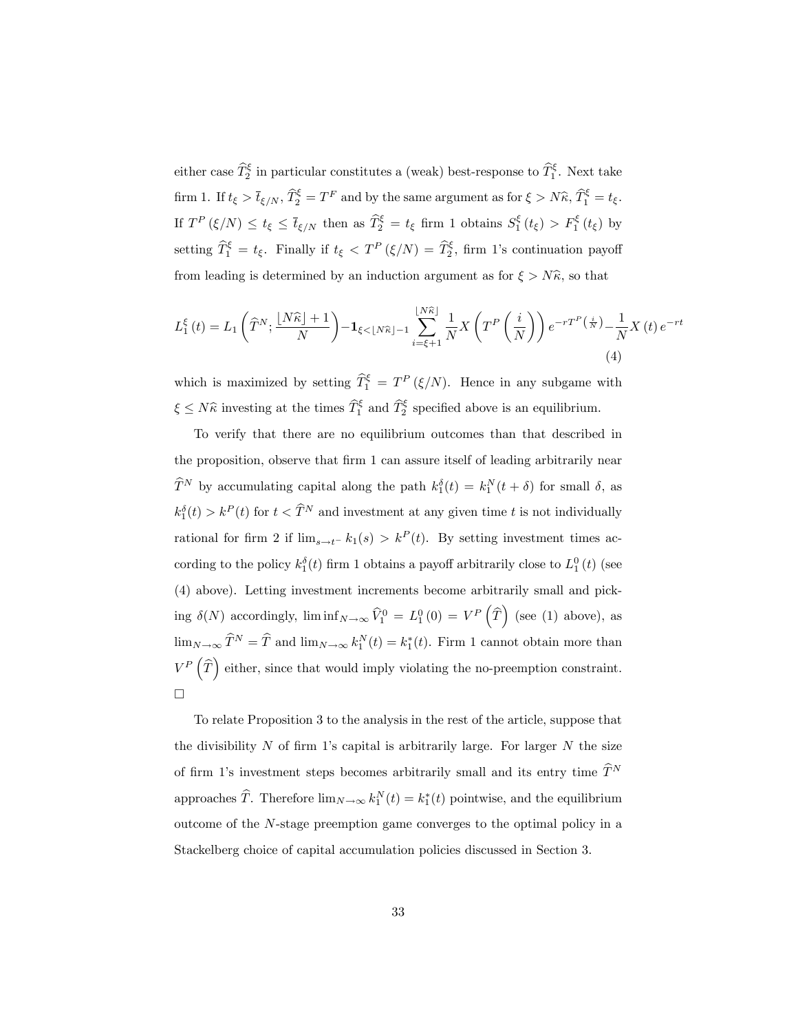either case $\widehat{T}_2^{\xi}$ in particular constitutes a (weak) best-response to $\widehat{T}_1^{\xi}$. Next take firm 1. If $t_\xi > \bar{t}_{\xi/N}$, $\widehat{T}_2^{\xi} = T^F$ and by the same argument as for $\xi > N\widehat{\kappa}$, $\widehat{T}_1^{\xi} = t_\xi$. If $T^P(\xi/N) \leq t_\xi \leq \bar{t}_{\xi/N}$ then as $\widehat{T}_2^{\xi} = t_\xi$ firm 1 obtains $S_1^{\xi}(t_\xi) > F_1^{\xi}(t_\xi)$ by setting $\widehat{T}_1^{\xi} = t_\xi$. Finally if $t_\xi < T^P(\xi/N) = \widehat{T}_2^{\xi}$, firm 1's continuation payoff from leading is determined by an induction argument as for $\xi > N\widehat{\kappa}$, so that

$$L_1^{\xi}(t) = L_1\left(\widehat{T}^N; \frac{\lfloor N\widehat{\kappa}\rfloor + 1}{N}\right) - \mathbf{1}_{\xi < \lfloor N\widehat{\kappa}\rfloor - 1} \sum_{i=\xi+1}^{\lfloor N\widehat{\kappa}\rfloor} \frac{1}{N} X\left(T^P\left(\frac{i}{N}\right)\right) e^{-rT^P\left(\frac{i}{N}\right)} - \frac{1}{N} X(t)\, e^{-rt} \tag{4}$$

which is maximized by setting $\widehat{T}_1^{\xi} = T^P(\xi/N)$. Hence in any subgame with $\xi \leq N\widehat{\kappa}$ investing at the times $\widehat{T}_1^{\xi}$ and $\widehat{T}_2^{\xi}$ specified above is an equilibrium.

To verify that there are no equilibrium outcomes than that described in the proposition, observe that firm 1 can assure itself of leading arbitrarily near $\widehat{T}^N$ by accumulating capital along the path $k_1^{\delta}(t) = k_1^N(t+\delta)$ for small $\delta$, as $k_1^{\delta}(t) > k^P(t)$ for $t < \widehat{T}^N$ and investment at any given time $t$ is not individually rational for firm 2 if $\lim_{s\to t^-} k_1(s) > k^P(t)$. By setting investment times according to the policy $k_1^{\delta}(t)$ firm 1 obtains a payoff arbitrarily close to $L_1^0(t)$ (see (4) above). Letting investment increments become arbitrarily small and picking $\delta(N)$ accordingly, $\liminf_{N\to\infty} \widehat{V}_1^0 = L_1^0(0) = V^P\left(\widehat{T}\right)$ (see (1) above), as $\lim_{N\to\infty} \widehat{T}^N = \widehat{T}$ and $\lim_{N\to\infty} k_1^N(t) = k_1^*(t)$. Firm 1 cannot obtain more than $V^P\left(\widehat{T}\right)$ either, since that would imply violating the no-preemption constraint. □

To relate Proposition 3 to the analysis in the rest of the article, suppose that the divisibility $N$ of firm 1's capital is arbitrarily large. For larger $N$ the size of firm 1's investment steps becomes arbitrarily small and its entry time $\widehat{T}^N$ approaches $\widehat{T}$. Therefore $\lim_{N\to\infty} k_1^N(t) = k_1^*(t)$ pointwise, and the equilibrium outcome of the $N$-stage preemption game converges to the optimal policy in a Stackelberg choice of capital accumulation policies discussed in Section 3.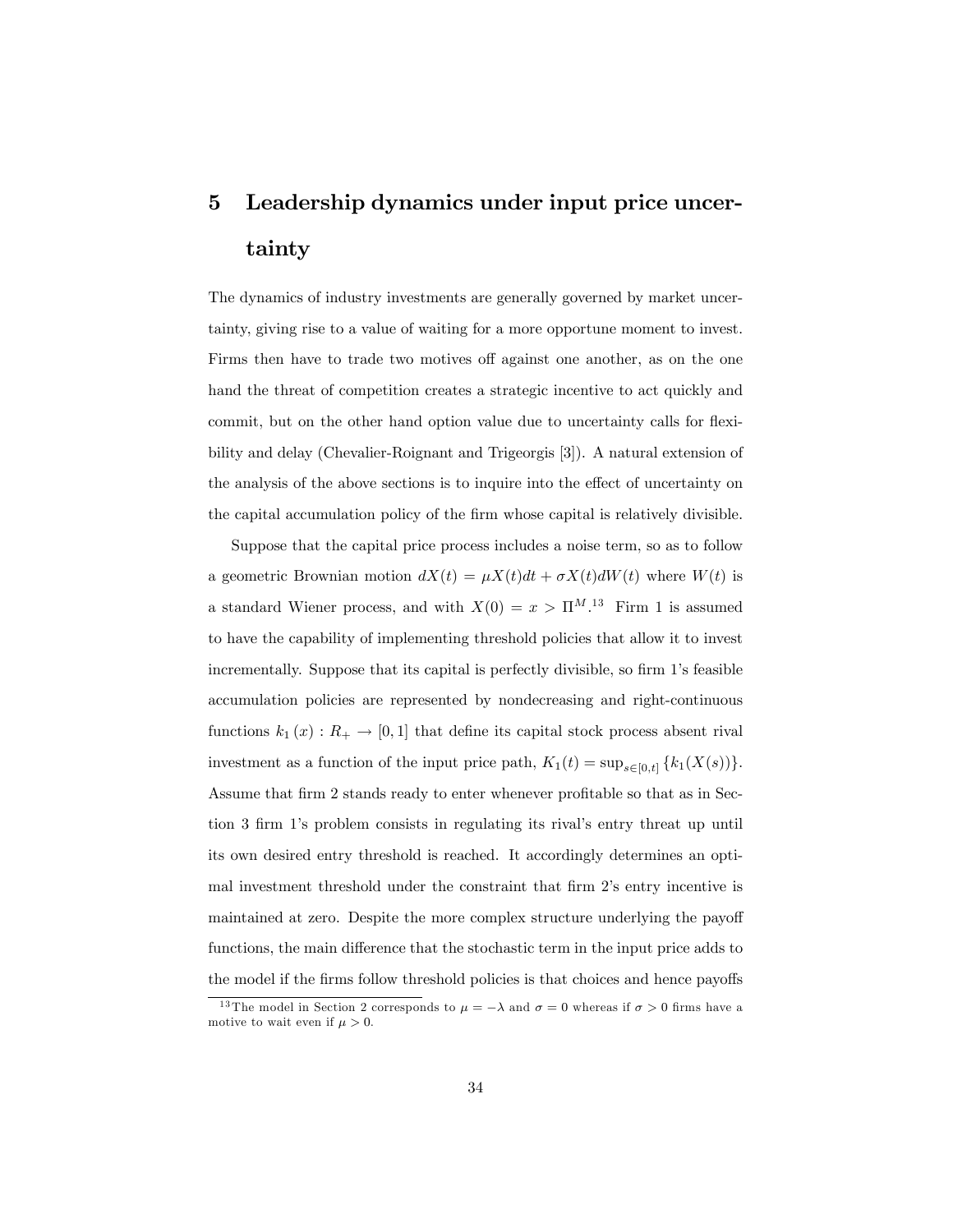# 5 Leadership dynamics under input price uncertainty

The dynamics of industry investments are generally governed by market uncertainty, giving rise to a value of waiting for a more opportune moment to invest. Firms then have to trade two motives off against one another, as on the one hand the threat of competition creates a strategic incentive to act quickly and commit, but on the other hand option value due to uncertainty calls for flexibility and delay (Chevalier-Roignant and Trigeorgis [3]). A natural extension of the analysis of the above sections is to inquire into the effect of uncertainty on the capital accumulation policy of the firm whose capital is relatively divisible.

Suppose that the capital price process includes a noise term, so as to follow a geometric Brownian motion $dX(t) = \mu X(t)dt + \sigma X(t)dW(t)$ where $W(t)$ is a standard Wiener process, and with $X(0) = x > \Pi^M$.[13] Firm 1 is assumed to have the capability of implementing threshold policies that allow it to invest incrementally. Suppose that its capital is perfectly divisible, so firm 1's feasible accumulation policies are represented by nondecreasing and right-continuous functions $k_1(x) : R_+ \rightarrow [0,1]$ that define its capital stock process absent rival investment as a function of the input price path, $K_1(t) = \sup_{s\in[0,t]} \{k_1(X(s))\}$. Assume that firm 2 stands ready to enter whenever profitable so that as in Section 3 firm 1's problem consists in regulating its rival's entry threat up until its own desired entry threshold is reached. It accordingly determines an optimal investment threshold under the constraint that firm 2's entry incentive is maintained at zero. Despite the more complex structure underlying the payoff functions, the main difference that the stochastic term in the input price adds to the model if the firms follow threshold policies is that choices and hence payoffs

[13] The model in Section 2 corresponds to $\mu = -\lambda$ and $\sigma = 0$ whereas if $\sigma > 0$ firms have a motive to wait even if $\mu > 0$.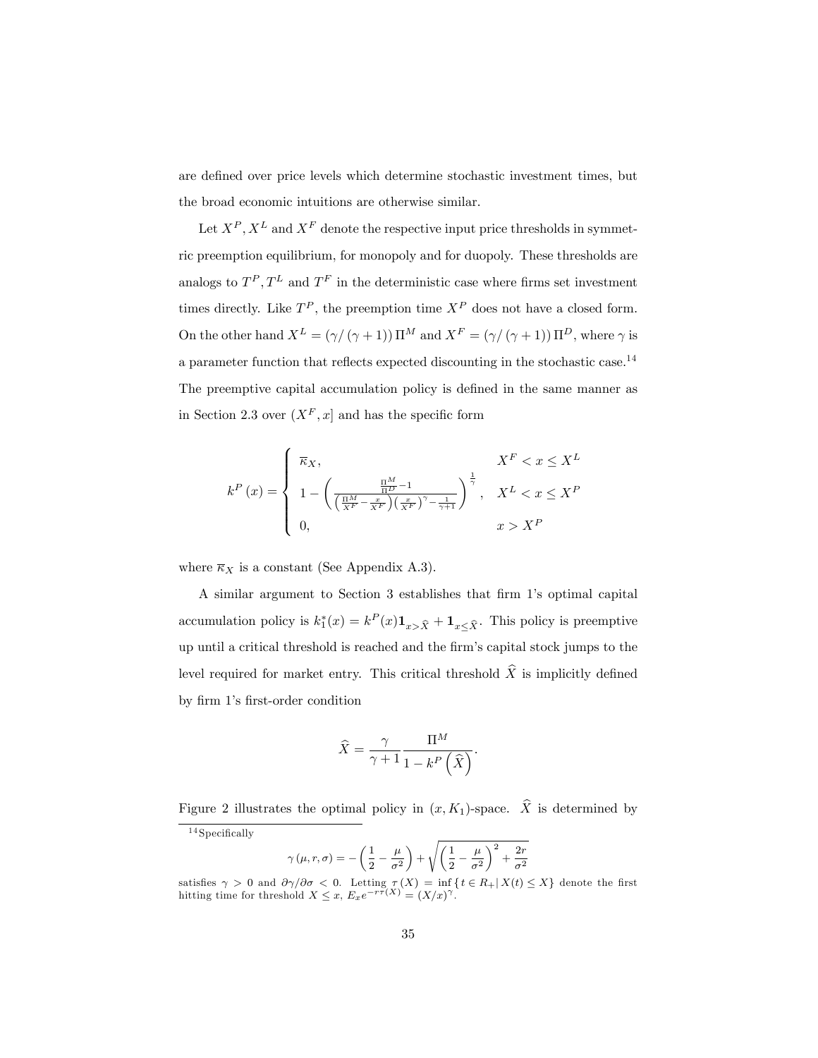are defined over price levels which determine stochastic investment times, but the broad economic intuitions are otherwise similar.

Let $X^P, X^L$ and $X^F$ denote the respective input price thresholds in symmetric preemption equilibrium, for monopoly and for duopoly. These thresholds are analogs to $T^P, T^L$ and $T^F$ in the deterministic case where firms set investment times directly. Like $T^P$, the preemption time $X^P$ does not have a closed form. On the other hand $X^L = (\gamma/(\gamma+1))\,\Pi^M$ and $X^F = (\gamma/(\gamma+1))\,\Pi^D$, where $\gamma$ is a parameter function that reflects expected discounting in the stochastic case.[14] The preemptive capital accumulation policy is defined in the same manner as in Section 2.3 over $(X^F, x]$ and has the specific form

$$
k^P(x) = \begin{cases} \overline{\kappa}_X, & X^F < x \leq X^L \\ 1 - \left( \dfrac{\frac{\Pi^M}{\Pi^D} - 1}{\left(\frac{\Pi^M}{X^F} - \frac{x}{X^F}\right)\left(\frac{x}{X^F}\right)^{\gamma} - \frac{1}{\gamma+1}} \right)^{\frac{1}{\gamma}}, & X^L < x \leq X^P \\ 0, & x > X^P \end{cases}
$$

where $\overline{\kappa}_X$ is a constant (See Appendix A.3).

A similar argument to Section 3 establishes that firm 1's optimal capital accumulation policy is $k_1^*(x) = k^P(x)\mathbf{1}_{x>\widehat{X}} + \mathbf{1}_{x\leq\widehat{X}}$. This policy is preemptive up until a critical threshold is reached and the firm's capital stock jumps to the level required for market entry. This critical threshold $\widehat{X}$ is implicitly defined by firm 1's first-order condition

$$
\widehat{X} = \frac{\gamma}{\gamma+1} \frac{\Pi^M}{1 - k^P\left(\widehat{X}\right)}.
$$

Figure 2 illustrates the optimal policy in $(x, K_1)$-space. $\widehat{X}$ is determined by

---

[14] Specifically

$$
\gamma(\mu, r, \sigma) = -\left(\frac{1}{2} - \frac{\mu}{\sigma^2}\right) + \sqrt{\left(\frac{1}{2} - \frac{\mu}{\sigma^2}\right)^2 + \frac{2r}{\sigma^2}}
$$

satisfies $\gamma > 0$ and $\partial\gamma/\partial\sigma < 0$. Letting $\tau(X) = \inf\{t \in R_+ |\, X(t) \leq X\}$ denote the first hitting time for threshold $X \leq x$, $E_x e^{-r\tau(X)} = (X/x)^{\gamma}$.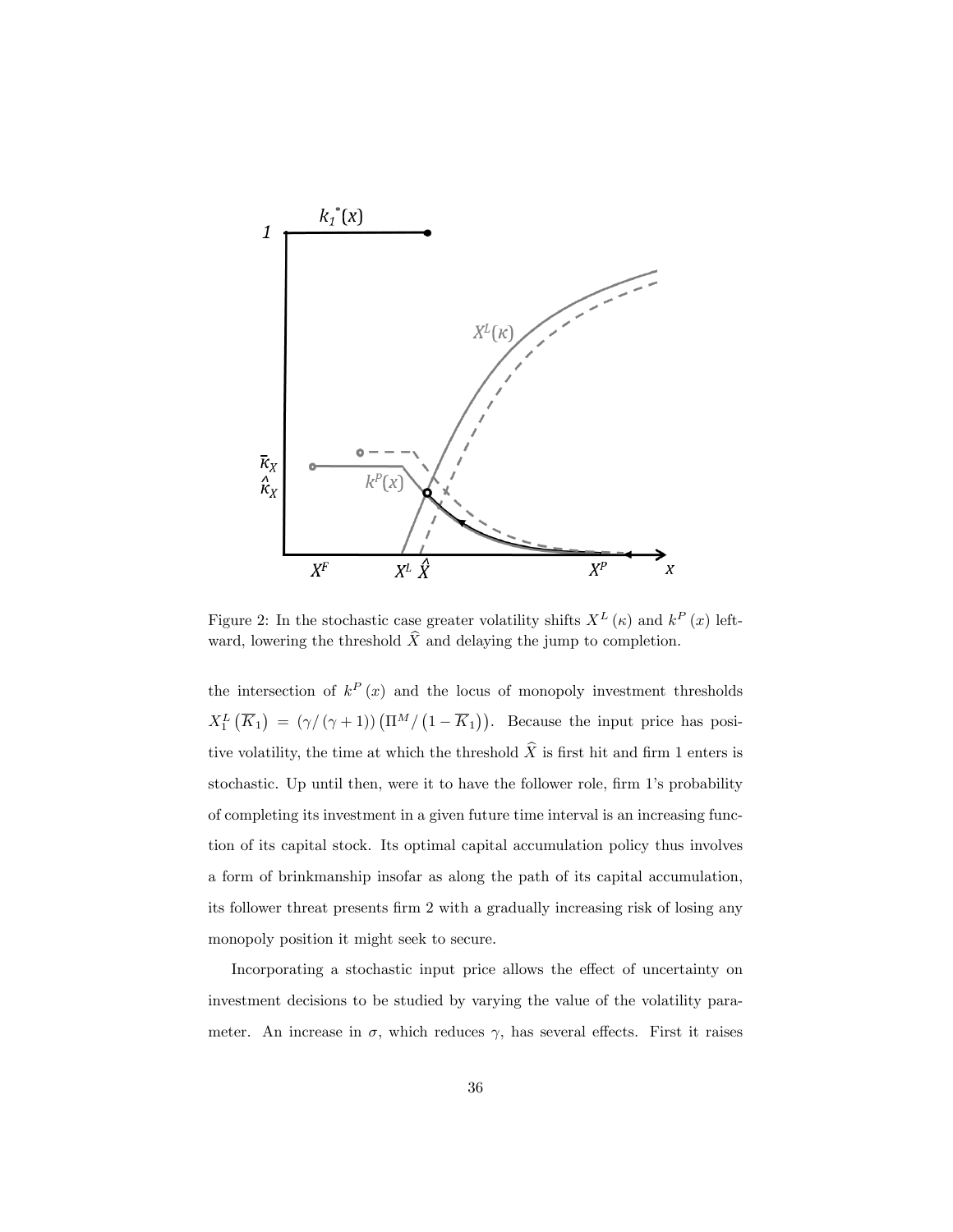Figure 2: In the stochastic case greater volatility shifts $X^L(\kappa)$ and $k^P(x)$ leftward, lowering the threshold $\widehat{X}$ and delaying the jump to completion.

the intersection of $k^P(x)$ and the locus of monopoly investment thresholds $X_1^L(\overline{K}_1) = (\gamma/(\gamma+1))(\Pi^M/(1-\overline{K}_1))$. Because the input price has positive volatility, the time at which the threshold $\widehat{X}$ is first hit and firm 1 enters is stochastic. Up until then, were it to have the follower role, firm 1's probability of completing its investment in a given future time interval is an increasing function of its capital stock. Its optimal capital accumulation policy thus involves a form of brinkmanship insofar as along the path of its capital accumulation, its follower threat presents firm 2 with a gradually increasing risk of losing any monopoly position it might seek to secure.

Incorporating a stochastic input price allows the effect of uncertainty on investment decisions to be studied by varying the value of the volatility parameter. An increase in $\sigma$, which reduces $\gamma$, has several effects. First it raises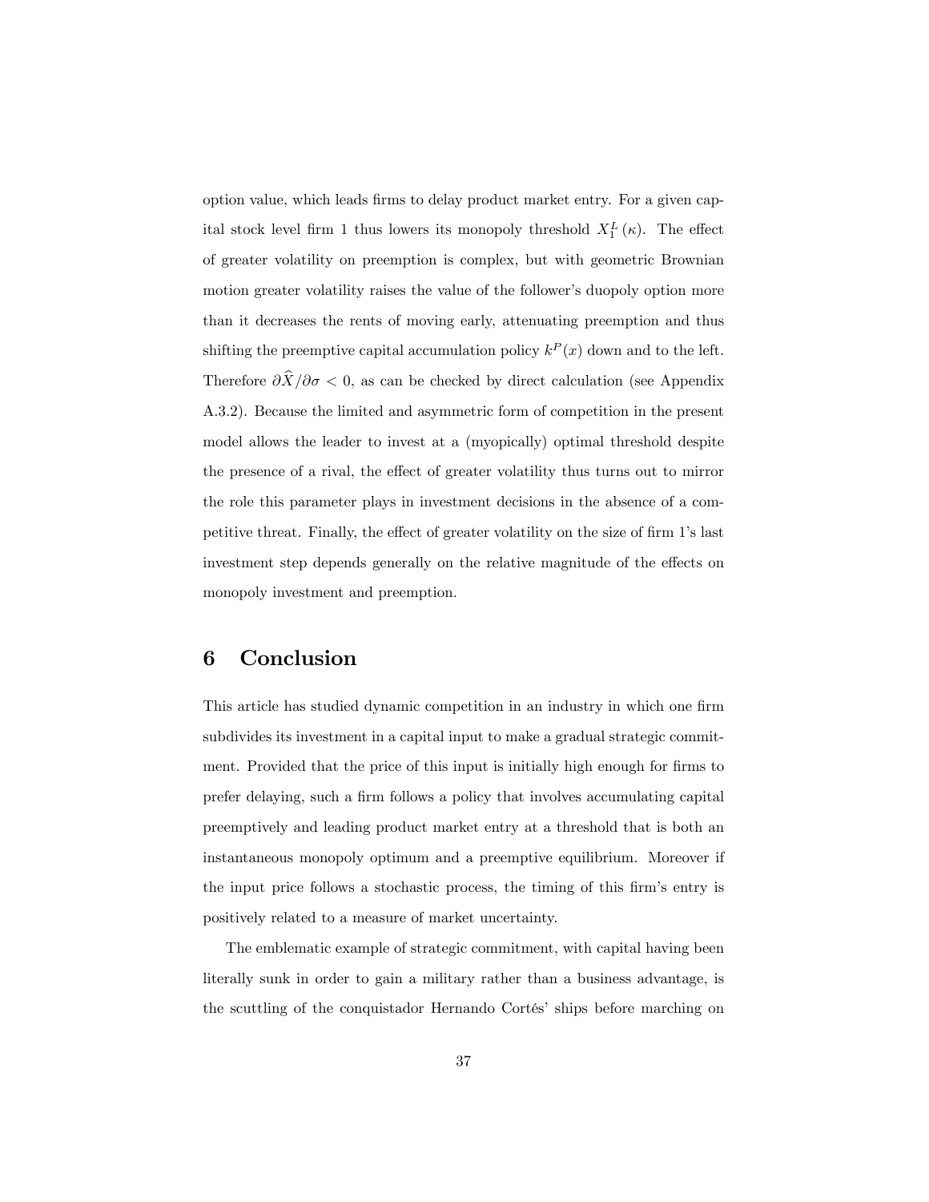option value, which leads firms to delay product market entry. For a given capital stock level firm 1 thus lowers its monopoly threshold $X_1^L(\kappa)$. The effect of greater volatility on preemption is complex, but with geometric Brownian motion greater volatility raises the value of the follower's duopoly option more than it decreases the rents of moving early, attenuating preemption and thus shifting the preemptive capital accumulation policy $k^P(x)$ down and to the left. Therefore $\partial \widehat{X}/\partial \sigma < 0$, as can be checked by direct calculation (see Appendix A.3.2). Because the limited and asymmetric form of competition in the present model allows the leader to invest at a (myopically) optimal threshold despite the presence of a rival, the effect of greater volatility thus turns out to mirror the role this parameter plays in investment decisions in the absence of a competitive threat. Finally, the effect of greater volatility on the size of firm 1's last investment step depends generally on the relative magnitude of the effects on monopoly investment and preemption.

# 6 Conclusion

This article has studied dynamic competition in an industry in which one firm subdivides its investment in a capital input to make a gradual strategic commitment. Provided that the price of this input is initially high enough for firms to prefer delaying, such a firm follows a policy that involves accumulating capital preemptively and leading product market entry at a threshold that is both an instantaneous monopoly optimum and a preemptive equilibrium. Moreover if the input price follows a stochastic process, the timing of this firm's entry is positively related to a measure of market uncertainty.

The emblematic example of strategic commitment, with capital having been literally sunk in order to gain a military rather than a business advantage, is the scuttling of the conquistador Hernando Cortés' ships before marching on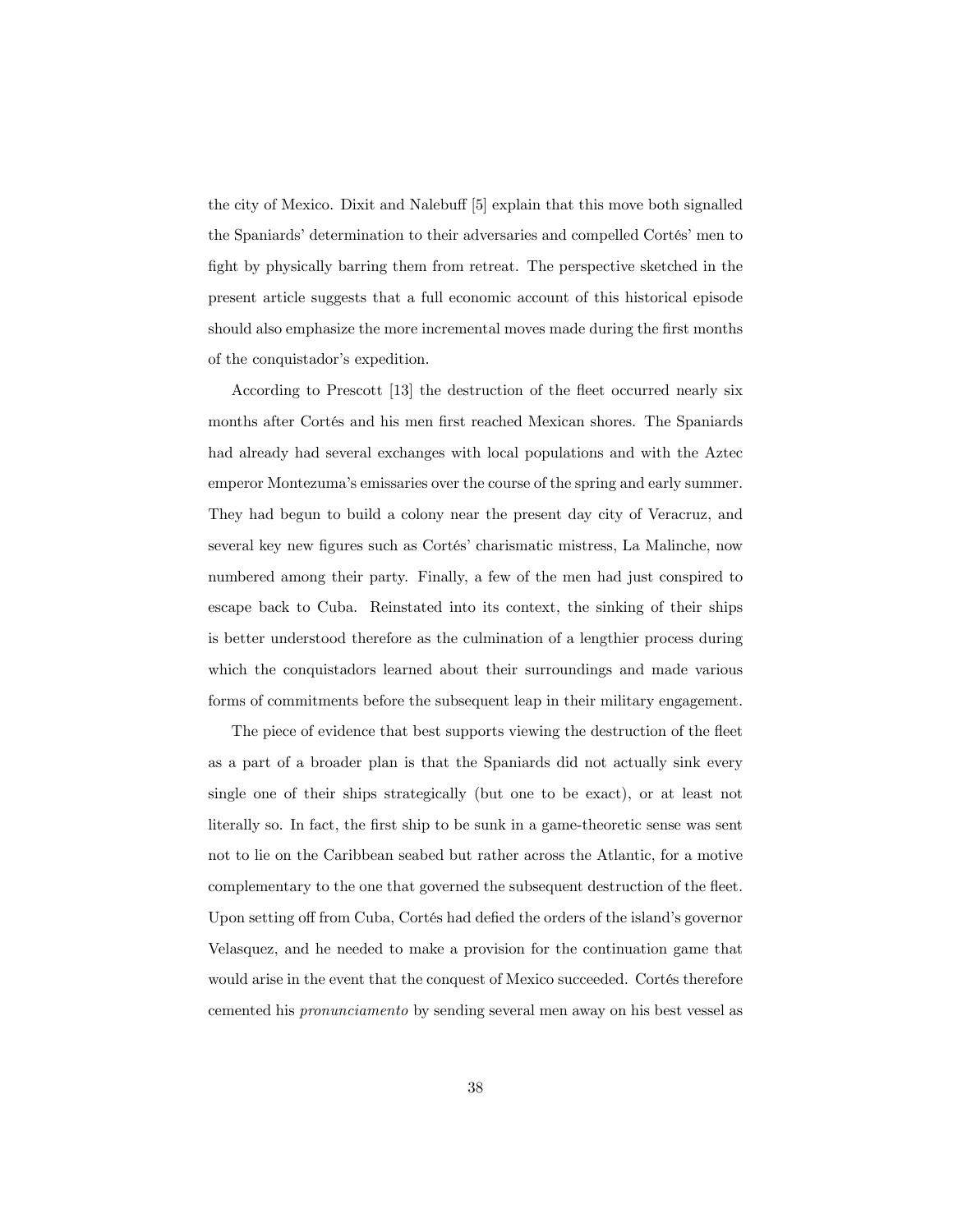the city of Mexico. Dixit and Nalebuff [5] explain that this move both signalled the Spaniards' determination to their adversaries and compelled Cortés' men to fight by physically barring them from retreat. The perspective sketched in the present article suggests that a full economic account of this historical episode should also emphasize the more incremental moves made during the first months of the conquistador's expedition.

According to Prescott [13] the destruction of the fleet occurred nearly six months after Cortés and his men first reached Mexican shores. The Spaniards had already had several exchanges with local populations and with the Aztec emperor Montezuma's emissaries over the course of the spring and early summer. They had begun to build a colony near the present day city of Veracruz, and several key new figures such as Cortés' charismatic mistress, La Malinche, now numbered among their party. Finally, a few of the men had just conspired to escape back to Cuba. Reinstated into its context, the sinking of their ships is better understood therefore as the culmination of a lengthier process during which the conquistadors learned about their surroundings and made various forms of commitments before the subsequent leap in their military engagement.

The piece of evidence that best supports viewing the destruction of the fleet as a part of a broader plan is that the Spaniards did not actually sink every single one of their ships strategically (but one to be exact), or at least not literally so. In fact, the first ship to be sunk in a game-theoretic sense was sent not to lie on the Caribbean seabed but rather across the Atlantic, for a motive complementary to the one that governed the subsequent destruction of the fleet. Upon setting off from Cuba, Cortés had defied the orders of the island's governor Velasquez, and he needed to make a provision for the continuation game that would arise in the event that the conquest of Mexico succeeded. Cortés therefore cemented his *pronunciamento* by sending several men away on his best vessel as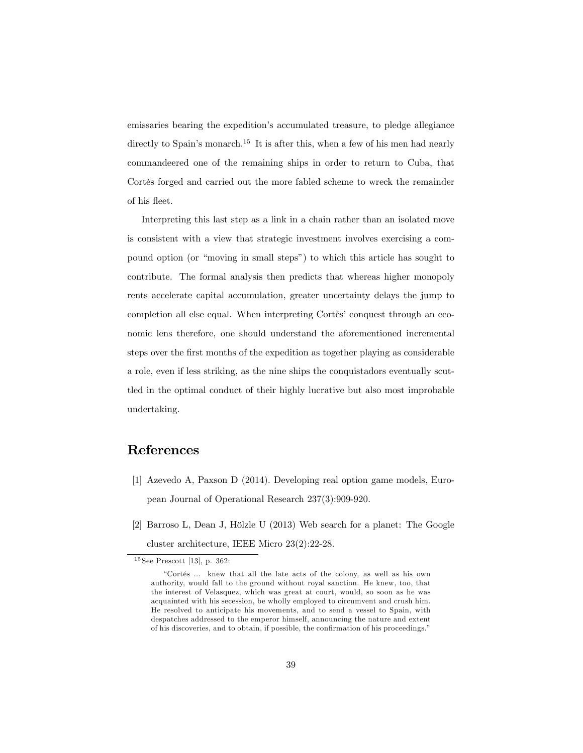emissaries bearing the expedition's accumulated treasure, to pledge allegiance directly to Spain's monarch.[15] It is after this, when a few of his men had nearly commandeered one of the remaining ships in order to return to Cuba, that Cortés forged and carried out the more fabled scheme to wreck the remainder of his fleet.

Interpreting this last step as a link in a chain rather than an isolated move is consistent with a view that strategic investment involves exercising a compound option (or "moving in small steps") to which this article has sought to contribute. The formal analysis then predicts that whereas higher monopoly rents accelerate capital accumulation, greater uncertainty delays the jump to completion all else equal. When interpreting Cortés' conquest through an economic lens therefore, one should understand the aforementioned incremental steps over the first months of the expedition as together playing as considerable a role, even if less striking, as the nine ships the conquistadors eventually scuttled in the optimal conduct of their highly lucrative but also most improbable undertaking.

# References

[1] Azevedo A, Paxson D (2014). Developing real option game models, European Journal of Operational Research 237(3):909-920.

[2] Barroso L, Dean J, Hölzle U (2013) Web search for a planet: The Google cluster architecture, IEEE Micro 23(2):22-28.

---

[15] See Prescott [13], p. 362:

> "Cortés ... knew that all the late acts of the colony, as well as his own authority, would fall to the ground without royal sanction. He knew, too, that the interest of Velasquez, which was great at court, would, so soon as he was acquainted with his secession, be wholly employed to circumvent and crush him. He resolved to anticipate his movements, and to send a vessel to Spain, with despatches addressed to the emperor himself, announcing the nature and extent of his discoveries, and to obtain, if possible, the confirmation of his proceedings."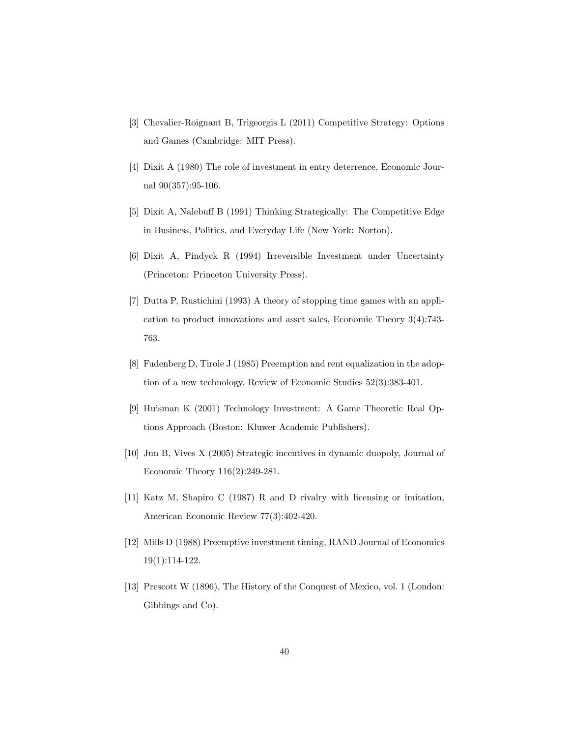[3] Chevalier-Roignant B, Trigeorgis L (2011) Competitive Strategy: Options and Games (Cambridge: MIT Press).

[4] Dixit A (1980) The role of investment in entry deterrence, Economic Journal 90(357):95-106.

[5] Dixit A, Nalebuff B (1991) Thinking Strategically: The Competitive Edge in Business, Politics, and Everyday Life (New York: Norton).

[6] Dixit A, Pindyck R (1994) Irreversible Investment under Uncertainty (Princeton: Princeton University Press).

[7] Dutta P, Rustichini (1993) A theory of stopping time games with an application to product innovations and asset sales, Economic Theory 3(4):743-763.

[8] Fudenberg D, Tirole J (1985) Preemption and rent equalization in the adoption of a new technology, Review of Economic Studies 52(3):383-401.

[9] Huisman K (2001) Technology Investment: A Game Theoretic Real Options Approach (Boston: Kluwer Academic Publishers).

[10] Jun B, Vives X (2005) Strategic incentives in dynamic duopoly, Journal of Economic Theory 116(2):249-281.

[11] Katz M, Shapiro C (1987) R and D rivalry with licensing or imitation, American Economic Review 77(3):402-420.

[12] Mills D (1988) Preemptive investment timing, RAND Journal of Economics 19(1):114-122.

[13] Prescott W (1896), The History of the Conquest of Mexico, vol. 1 (London: Gibbings and Co).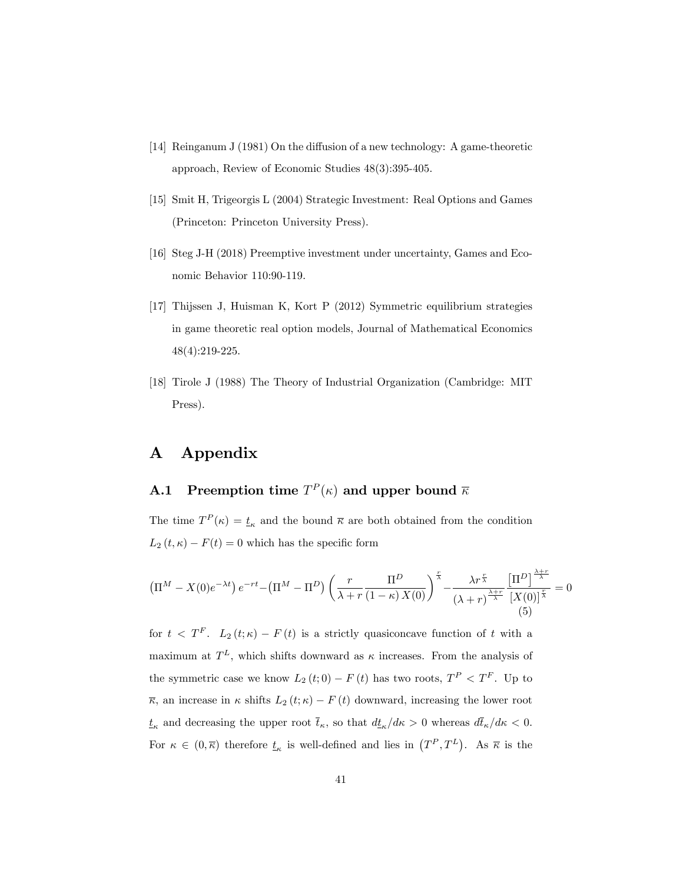[14] Reinganum J (1981) On the diffusion of a new technology: A game-theoretic approach, Review of Economic Studies 48(3):395-405.

[15] Smit H, Trigeorgis L (2004) Strategic Investment: Real Options and Games (Princeton: Princeton University Press).

[16] Steg J-H (2018) Preemptive investment under uncertainty, Games and Economic Behavior 110:90-119.

[17] Thijssen J, Huisman K, Kort P (2012) Symmetric equilibrium strategies in game theoretic real option models, Journal of Mathematical Economics 48(4):219-225.

[18] Tirole J (1988) The Theory of Industrial Organization (Cambridge: MIT Press).

# A Appendix

## A.1 Preemption time $T^P(\kappa)$ and upper bound $\overline{\kappa}$

The time $T^P(\kappa) = \underline{t}_\kappa$ and the bound $\overline{\kappa}$ are both obtained from the condition $L_2(t, \kappa) - F(t) = 0$ which has the specific form

$$\left(\Pi^M - X(0)e^{-\lambda t}\right)e^{-rt} - \left(\Pi^M - \Pi^D\right)\left(\frac{r}{\lambda + r}\frac{\Pi^D}{(1-\kappa)X(0)}\right)^{\frac{r}{\lambda}} - \frac{\lambda r^{\frac{r}{\lambda}}}{(\lambda + r)^{\frac{\lambda+r}{\lambda}}}\frac{\left[\Pi^D\right]^{\frac{\lambda+r}{\lambda}}}{[X(0)]^{\frac{r}{\lambda}}} = 0 \tag{5}$$

for $t < T^F$. $L_2(t;\kappa) - F(t)$ is a strictly quasiconcave function of $t$ with a maximum at $T^L$, which shifts downward as $\kappa$ increases. From the analysis of the symmetric case we know $L_2(t;0) - F(t)$ has two roots, $T^P < T^F$. Up to $\overline{\kappa}$, an increase in $\kappa$ shifts $L_2(t;\kappa) - F(t)$ downward, increasing the lower root $\underline{t}_\kappa$ and decreasing the upper root $\overline{t}_\kappa$, so that $d\underline{t}_\kappa/d\kappa > 0$ whereas $d\overline{t}_\kappa/d\kappa < 0$. For $\kappa \in (0, \overline{\kappa})$ therefore $\underline{t}_\kappa$ is well-defined and lies in $\left(T^P, T^L\right)$. As $\overline{\kappa}$ is the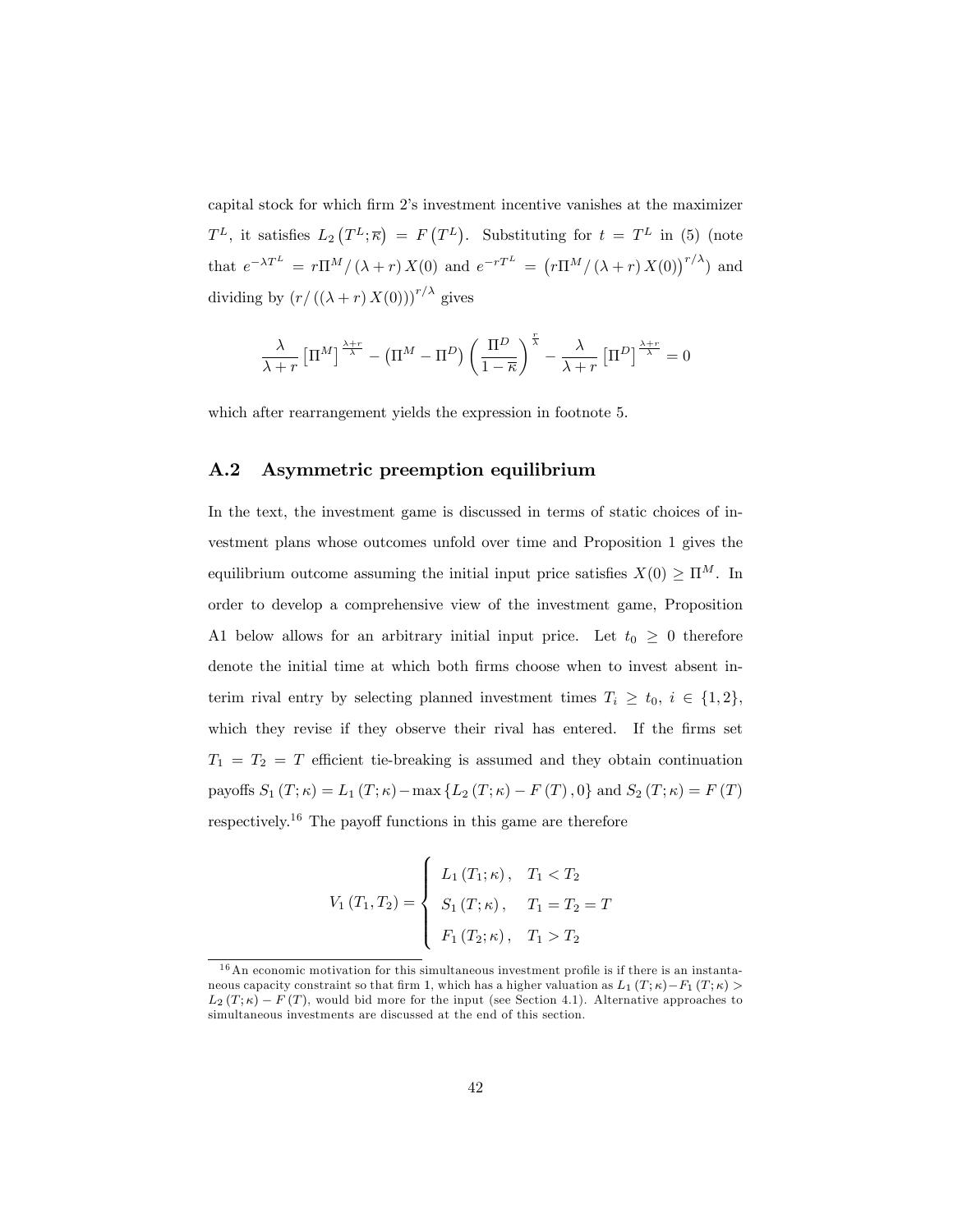capital stock for which firm 2's investment incentive vanishes at the maximizer $T^L$, it satisfies $L_2(T^L;\overline{\kappa}) = F(T^L)$. Substituting for $t = T^L$ in (5) (note that $e^{-\lambda T^L} = r\Pi^M/(\lambda+r)X(0)$ and $e^{-rT^L} = (r\Pi^M/(\lambda+r)X(0))^{r/\lambda}$) and dividing by $(r/((\lambda+r)X(0)))^{r/\lambda}$ gives

$$\frac{\lambda}{\lambda+r}\left[\Pi^M\right]^{\frac{\lambda+r}{\lambda}} - \left(\Pi^M - \Pi^D\right)\left(\frac{\Pi^D}{1-\overline{\kappa}}\right)^{\frac{r}{\lambda}} - \frac{\lambda}{\lambda+r}\left[\Pi^D\right]^{\frac{\lambda+r}{\lambda}} = 0$$

which after rearrangement yields the expression in footnote 5.

## A.2 Asymmetric preemption equilibrium

In the text, the investment game is discussed in terms of static choices of investment plans whose outcomes unfold over time and Proposition 1 gives the equilibrium outcome assuming the initial input price satisfies $X(0) \geq \Pi^M$. In order to develop a comprehensive view of the investment game, Proposition A1 below allows for an arbitrary initial input price. Let $t_0 \geq 0$ therefore denote the initial time at which both firms choose when to invest absent interim rival entry by selecting planned investment times $T_i \geq t_0$, $i \in \{1,2\}$, which they revise if they observe their rival has entered. If the firms set $T_1 = T_2 = T$ efficient tie-breaking is assumed and they obtain continuation payoffs $S_1(T;\kappa) = L_1(T;\kappa) - \max\{L_2(T;\kappa) - F(T), 0\}$ and $S_2(T;\kappa) = F(T)$ respectively.[16] The payoff functions in this game are therefore

$$V_1(T_1, T_2) = \begin{cases} L_1(T_1;\kappa), & T_1 < T_2 \\ S_1(T;\kappa), & T_1 = T_2 = T \\ F_1(T_2;\kappa), & T_1 > T_2 \end{cases}$$

[16] An economic motivation for this simultaneous investment profile is if there is an instantaneous capacity constraint so that firm 1, which has a higher valuation as $L_1(T;\kappa) - F_1(T;\kappa) > L_2(T;\kappa) - F(T)$, would bid more for the input (see Section 4.1). Alternative approaches to simultaneous investments are discussed at the end of this section.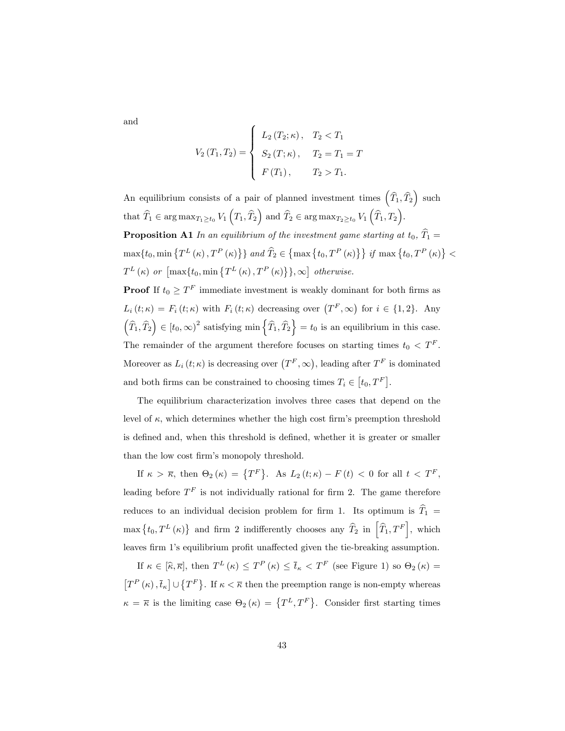and

$$V_2(T_1, T_2) = \begin{cases} L_2(T_2;\kappa), & T_2 < T_1 \\ S_2(T;\kappa), & T_2 = T_1 = T \\ F(T_1), & T_2 > T_1. \end{cases}$$

An equilibrium consists of a pair of planned investment times $\left(\widehat{T}_1, \widehat{T}_2\right)$ such that $\widehat{T}_1 \in \arg\max_{T_1 \geq t_0} V_1\left(T_1, \widehat{T}_2\right)$ and $\widehat{T}_2 \in \arg\max_{T_2 \geq t_0} V_1\left(\widehat{T}_1, T_2\right)$.

**Proposition A1** *In an equilibrium of the investment game starting at* $t_0$, $\widehat{T}_1 = \max\{t_0, \min\{T^L(\kappa), T^P(\kappa)\}\}$ *and* $\widehat{T}_2 \in \{\max\{t_0, T^P(\kappa)\}\}$ *if* $\max\{t_0, T^P(\kappa)\} < T^L(\kappa)$ *or* $\left[\max\{t_0, \min\{T^L(\kappa), T^P(\kappa)\}\}, \infty\right]$ *otherwise.*

**Proof** If $t_0 \geq T^F$ immediate investment is weakly dominant for both firms as $L_i(t;\kappa) = F_i(t;\kappa)$ with $F_i(t;\kappa)$ decreasing over $\left(T^F, \infty\right)$ for $i \in \{1, 2\}$. Any $\left(\widehat{T}_1, \widehat{T}_2\right) \in [t_0, \infty)^2$ satisfying $\min\left\{\widehat{T}_1, \widehat{T}_2\right\} = t_0$ is an equilibrium in this case. The remainder of the argument therefore focuses on starting times $t_0 < T^F$. Moreover as $L_i(t;\kappa)$ is decreasing over $\left(T^F, \infty\right)$, leading after $T^F$ is dominated and both firms can be constrained to choosing times $T_i \in \left[t_0, T^F\right]$.

The equilibrium characterization involves three cases that depend on the level of $\kappa$, which determines whether the high cost firm's preemption threshold is defined and, when this threshold is defined, whether it is greater or smaller than the low cost firm's monopoly threshold.

If $\kappa > \overline{\kappa}$, then $\Theta_2(\kappa) = \left\{T^F\right\}$. As $L_2(t;\kappa) - F(t) < 0$ for all $t < T^F$, leading before $T^F$ is not individually rational for firm 2. The game therefore reduces to an individual decision problem for firm 1. Its optimum is $\widehat{T}_1 = \max\left\{t_0, T^L(\kappa)\right\}$ and firm 2 indifferently chooses any $\widehat{T}_2$ in $\left[\widehat{T}_1, T^F\right]$, which leaves firm 1's equilibrium profit unaffected given the tie-breaking assumption.

If $\kappa \in [\widehat{\kappa}, \overline{\kappa}]$, then $T^L(\kappa) \leq T^P(\kappa) \leq \overline{t}_\kappa < T^F$ (see Figure 1) so $\Theta_2(\kappa) = \left[T^P(\kappa), \overline{t}_\kappa\right] \cup \left\{T^F\right\}$. If $\kappa < \overline{\kappa}$ then the preemption range is non-empty whereas $\kappa = \overline{\kappa}$ is the limiting case $\Theta_2(\kappa) = \left\{T^L, T^F\right\}$. Consider first starting times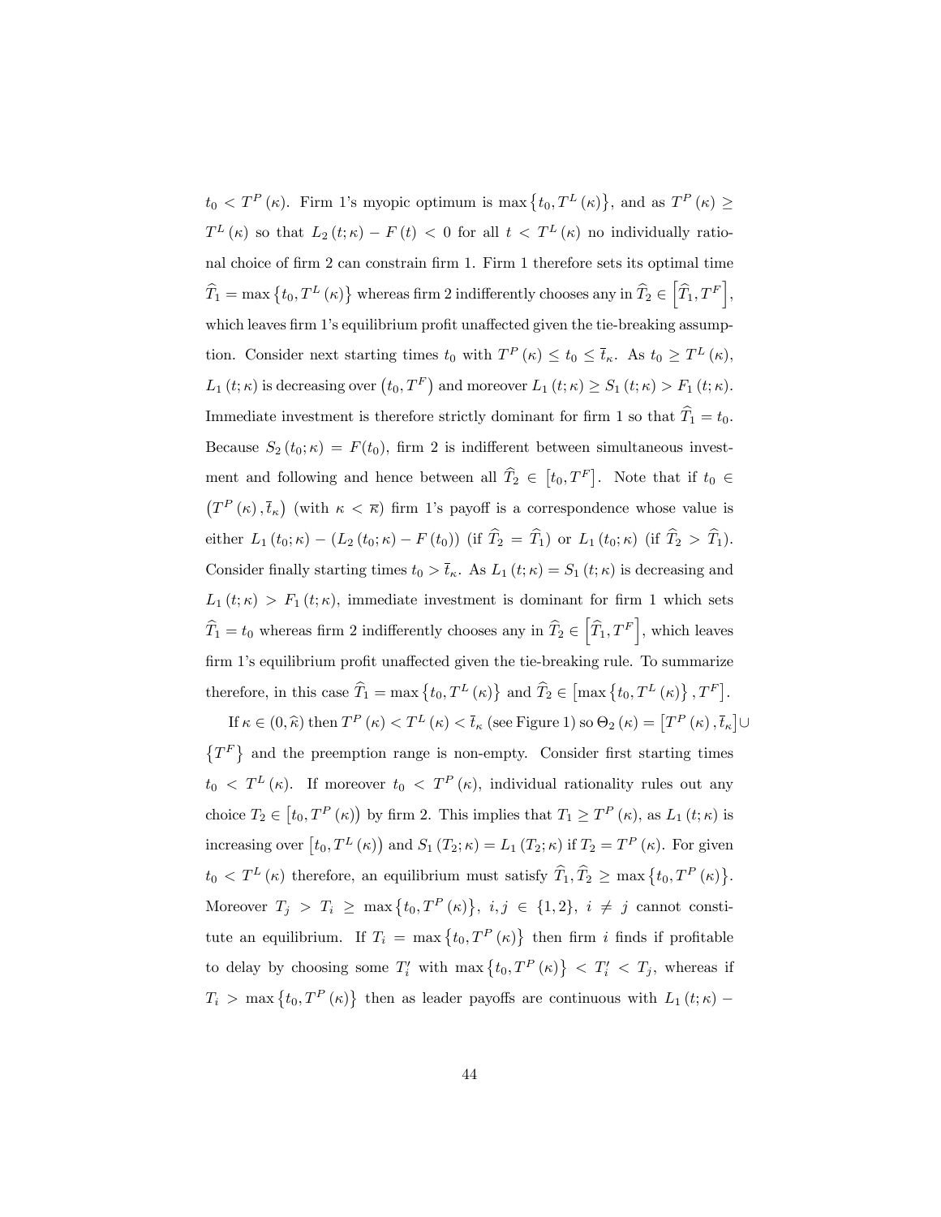$t_0 < T^P(\kappa)$. Firm 1's myopic optimum is $\max\{t_0, T^L(\kappa)\}$, and as $T^P(\kappa) \geq T^L(\kappa)$ so that $L_2(t;\kappa) - F(t) < 0$ for all $t < T^L(\kappa)$ no individually rational choice of firm 2 can constrain firm 1. Firm 1 therefore sets its optimal time $\widehat{T}_1 = \max\{t_0, T^L(\kappa)\}$ whereas firm 2 indifferently chooses any in $\widehat{T}_2 \in \left[\widehat{T}_1, T^F\right]$, which leaves firm 1's equilibrium profit unaffected given the tie-breaking assumption. Consider next starting times $t_0$ with $T^P(\kappa) \leq t_0 \leq \bar{t}_\kappa$. As $t_0 \geq T^L(\kappa)$, $L_1(t;\kappa)$ is decreasing over $(t_0, T^F)$ and moreover $L_1(t;\kappa) \geq S_1(t;\kappa) > F_1(t;\kappa)$. Immediate investment is therefore strictly dominant for firm 1 so that $\widehat{T}_1 = t_0$. Because $S_2(t_0;\kappa) = F(t_0)$, firm 2 is indifferent between simultaneous investment and following and hence between all $\widehat{T}_2 \in [t_0, T^F]$. Note that if $t_0 \in (T^P(\kappa), \bar{t}_\kappa)$ (with $\kappa < \overline{\kappa}$) firm 1's payoff is a correspondence whose value is either $L_1(t_0;\kappa) - (L_2(t_0;\kappa) - F(t_0))$ (if $\widehat{T}_2 = \widehat{T}_1$) or $L_1(t_0;\kappa)$ (if $\widehat{T}_2 > \widehat{T}_1$). Consider finally starting times $t_0 > \bar{t}_\kappa$. As $L_1(t;\kappa) = S_1(t;\kappa)$ is decreasing and $L_1(t;\kappa) > F_1(t;\kappa)$, immediate investment is dominant for firm 1 which sets $\widehat{T}_1 = t_0$ whereas firm 2 indifferently chooses any in $\widehat{T}_2 \in \left[\widehat{T}_1, T^F\right]$, which leaves firm 1's equilibrium profit unaffected given the tie-breaking rule. To summarize therefore, in this case $\widehat{T}_1 = \max\{t_0, T^L(\kappa)\}$ and $\widehat{T}_2 \in [\max\{t_0, T^L(\kappa)\}, T^F]$.

If $\kappa \in (0, \widehat{\kappa})$ then $T^P(\kappa) < T^L(\kappa) < \bar{t}_\kappa$ (see Figure 1) so $\Theta_2(\kappa) = [T^P(\kappa), \bar{t}_\kappa] \cup \{T^F\}$ and the preemption range is non-empty. Consider first starting times $t_0 < T^L(\kappa)$. If moreover $t_0 < T^P(\kappa)$, individual rationality rules out any choice $T_2 \in [t_0, T^P(\kappa))$ by firm 2. This implies that $T_1 \geq T^P(\kappa)$, as $L_1(t;\kappa)$ is increasing over $[t_0, T^L(\kappa))$ and $S_1(T_2;\kappa) = L_1(T_2;\kappa)$ if $T_2 = T^P(\kappa)$. For given $t_0 < T^L(\kappa)$ therefore, an equilibrium must satisfy $\widehat{T}_1, \widehat{T}_2 \geq \max\{t_0, T^P(\kappa)\}$. Moreover $T_j > T_i \geq \max\{t_0, T^P(\kappa)\}$, $i, j \in \{1, 2\}$, $i \neq j$ cannot constitute an equilibrium. If $T_i = \max\{t_0, T^P(\kappa)\}$ then firm $i$ finds if profitable to delay by choosing some $T_i'$ with $\max\{t_0, T^P(\kappa)\} < T_i' < T_j$, whereas if $T_i > \max\{t_0, T^P(\kappa)\}$ then as leader payoffs are continuous with $L_1(t;\kappa) -$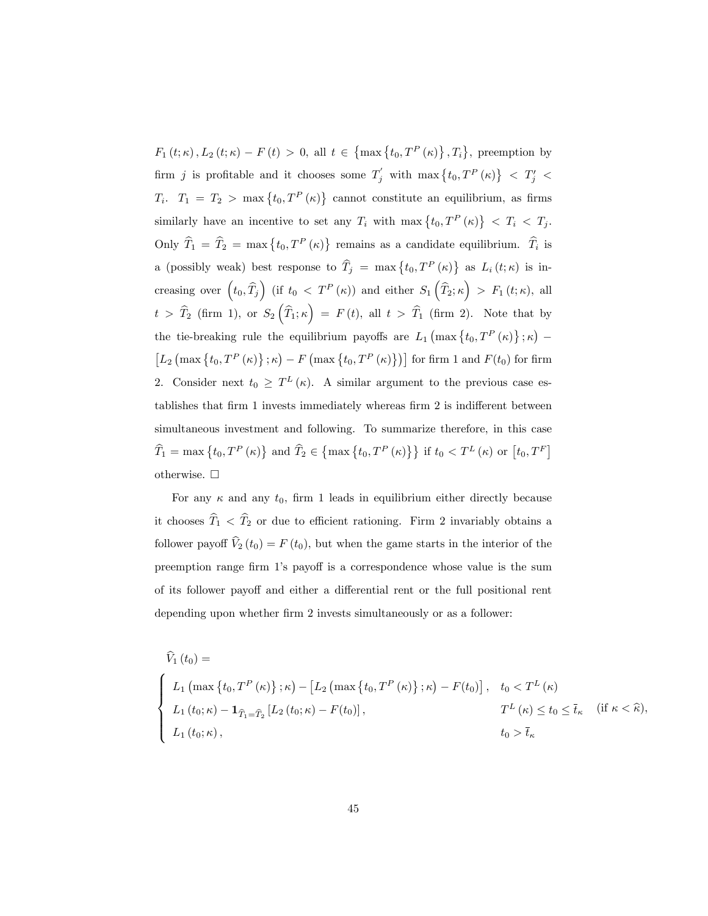$F_1(t;\kappa), L_2(t;\kappa) - F(t) > 0$, all $t \in \{\max\{t_0, T^P(\kappa)\}, T_i\}$, preemption by firm $j$ is profitable and it chooses some $T_j^{'}$ with $\max\{t_0, T^P(\kappa)\} < T_j' < T_i$. $T_1 = T_2 > \max\{t_0, T^P(\kappa)\}$ cannot constitute an equilibrium, as firms similarly have an incentive to set any $T_i$ with $\max\{t_0, T^P(\kappa)\} < T_i < T_j$. Only $\widehat{T}_1 = \widehat{T}_2 = \max\{t_0, T^P(\kappa)\}$ remains as a candidate equilibrium. $\widehat{T}_i$ is a (possibly weak) best response to $\widehat{T}_j = \max\{t_0, T^P(\kappa)\}$ as $L_i(t;\kappa)$ is increasing over $\left(t_0, \widehat{T}_j\right)$ (if $t_0 < T^P(\kappa)$) and either $S_1\left(\widehat{T}_2;\kappa\right) > F_1(t;\kappa)$, all $t > \widehat{T}_2$ (firm 1), or $S_2\left(\widehat{T}_1;\kappa\right) = F(t)$, all $t > \widehat{T}_1$ (firm 2). Note that by the tie-breaking rule the equilibrium payoffs are $L_1\left(\max\{t_0, T^P(\kappa)\};\kappa\right) - \left[L_2\left(\max\{t_0, T^P(\kappa)\};\kappa\right) - F\left(\max\{t_0, T^P(\kappa)\}\right)\right]$ for firm 1 and $F(t_0)$ for firm 2. Consider next $t_0 \geq T^L(\kappa)$. A similar argument to the previous case establishes that firm 1 invests immediately whereas firm 2 is indifferent between simultaneous investment and following. To summarize therefore, in this case $\widehat{T}_1 = \max\{t_0, T^P(\kappa)\}$ and $\widehat{T}_2 \in \{\max\{t_0, T^P(\kappa)\}\}$ if $t_0 < T^L(\kappa)$ or $\left[t_0, T^F\right]$ otherwise. $\square$

For any $\kappa$ and any $t_0$, firm 1 leads in equilibrium either directly because it chooses $\widehat{T}_1 < \widehat{T}_2$ or due to efficient rationing. Firm 2 invariably obtains a follower payoff $\widehat{V}_2(t_0) = F(t_0)$, but when the game starts in the interior of the preemption range firm 1's payoff is a correspondence whose value is the sum of its follower payoff and either a differential rent or the full positional rent depending upon whether firm 2 invests simultaneously or as a follower:

$$
\widehat{V}_1(t_0) =
$$

$$
\begin{cases}
L_1\left(\max\{t_0, T^P(\kappa)\};\kappa\right) - \left[L_2\left(\max\{t_0, T^P(\kappa)\};\kappa\right) - F(t_0)\right], & t_0 < T^L(\kappa) \\
L_1(t_0;\kappa) - \mathbf{1}_{\widehat{T}_1 = \widehat{T}_2}\left[L_2(t_0;\kappa) - F(t_0)\right], & T^L(\kappa) \leq t_0 \leq \bar{t}_\kappa \quad (\text{if } \kappa < \widehat{\kappa}), \\
L_1(t_0;\kappa), & t_0 > \bar{t}_\kappa
\end{cases}
$$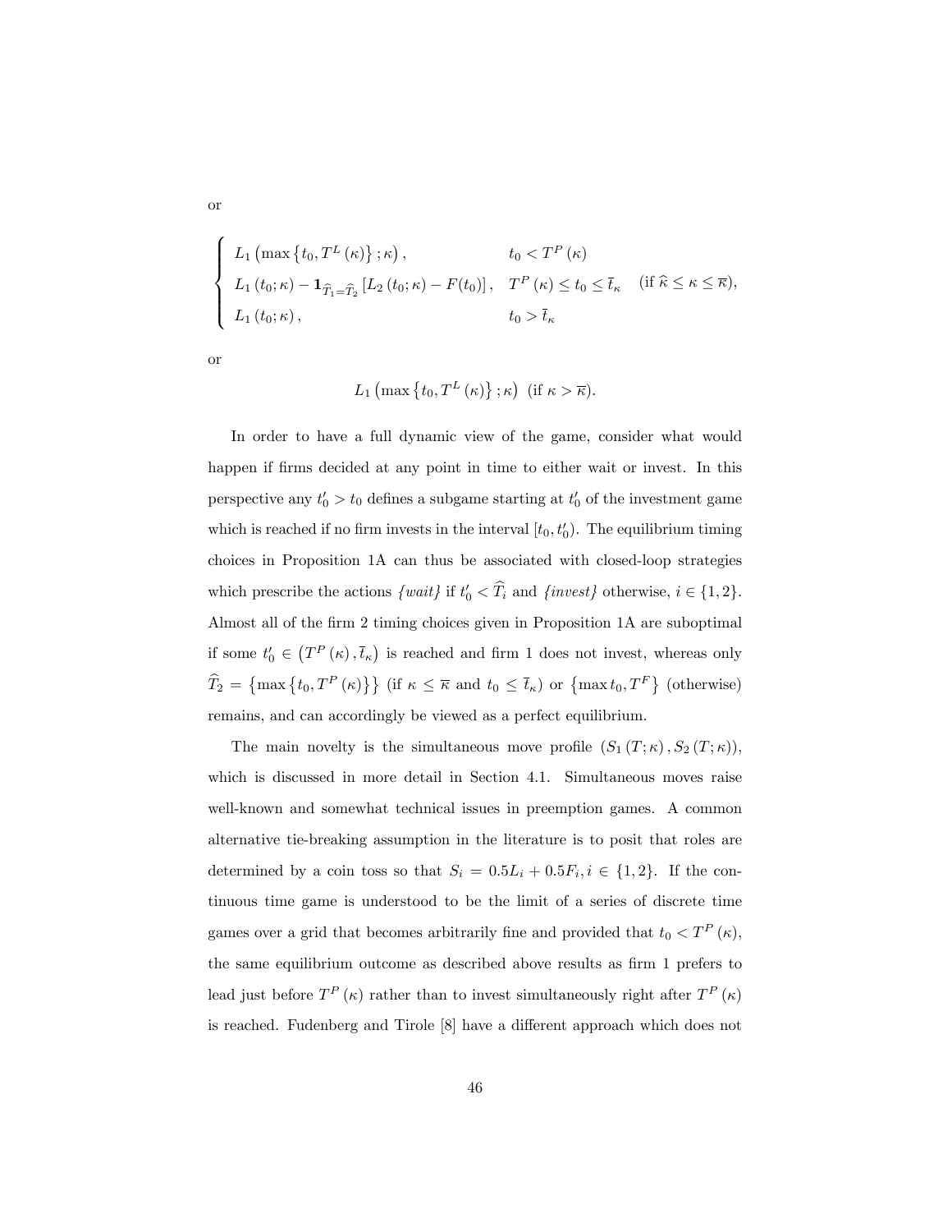or

$$
\begin{cases}
L_1\left(\max\left\{t_0, T^L(\kappa)\right\};\kappa\right), & t_0 < T^P(\kappa) \\
L_1(t_0;\kappa) - \mathbf{1}_{\widehat{T}_1=\widehat{T}_2}\left[L_2(t_0;\kappa) - F(t_0)\right], & T^P(\kappa) \le t_0 \le \bar{t}_\kappa \quad (\text{if } \widehat{\kappa} \le \kappa \le \overline{\kappa}), \\
L_1(t_0;\kappa), & t_0 > \bar{t}_\kappa
\end{cases}
$$

or

$$
L_1\left(\max\left\{t_0, T^L(\kappa)\right\};\kappa\right) \text{ (if } \kappa > \overline{\kappa}).
$$

In order to have a full dynamic view of the game, consider what would happen if firms decided at any point in time to either wait or invest. In this perspective any $t_0' > t_0$ defines a subgame starting at $t_0'$ of the investment game which is reached if no firm invests in the interval $[t_0, t_0')$. The equilibrium timing choices in Proposition 1A can thus be associated with closed-loop strategies which prescribe the actions *{wait}* if $t_0' < \widehat{T}_i$ and *{invest}* otherwise, $i \in \{1, 2\}$. Almost all of the firm 2 timing choices given in Proposition 1A are suboptimal if some $t_0' \in \left(T^P(\kappa), \bar{t}_\kappa\right)$ is reached and firm 1 does not invest, whereas only $\widehat{T}_2 = \left\{\max\left\{t_0, T^P(\kappa)\right\}\right\}$ (if $\kappa \le \overline{\kappa}$ and $t_0 \le \bar{t}_\kappa$) or $\left\{\max t_0, T^F\right\}$ (otherwise) remains, and can accordingly be viewed as a perfect equilibrium.

The main novelty is the simultaneous move profile $(S_1(T;\kappa), S_2(T;\kappa))$, which is discussed in more detail in Section 4.1. Simultaneous moves raise well-known and somewhat technical issues in preemption games. A common alternative tie-breaking assumption in the literature is to posit that roles are determined by a coin toss so that $S_i = 0.5L_i + 0.5F_i, i \in \{1, 2\}$. If the continuous time game is understood to be the limit of a series of discrete time games over a grid that becomes arbitrarily fine and provided that $t_0 < T^P(\kappa)$, the same equilibrium outcome as described above results as firm 1 prefers to lead just before $T^P(\kappa)$ rather than to invest simultaneously right after $T^P(\kappa)$ is reached. Fudenberg and Tirole [8] have a different approach which does not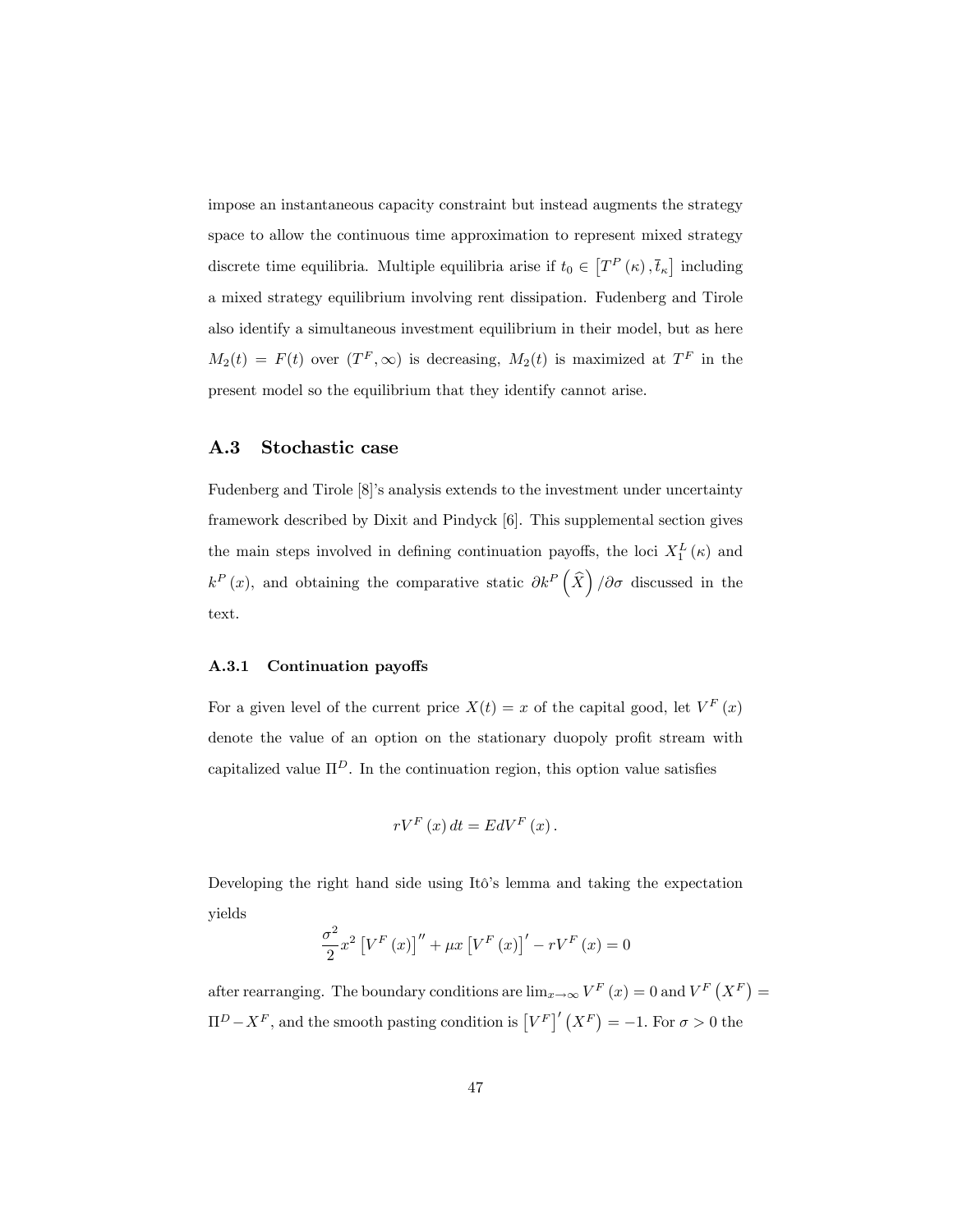impose an instantaneous capacity constraint but instead augments the strategy space to allow the continuous time approximation to represent mixed strategy discrete time equilibria. Multiple equilibria arise if $t_0 \in \left[T^P(\kappa), \bar{t}_\kappa\right]$ including a mixed strategy equilibrium involving rent dissipation. Fudenberg and Tirole also identify a simultaneous investment equilibrium in their model, but as here $M_2(t) = F(t)$ over $(T^F, \infty)$ is decreasing, $M_2(t)$ is maximized at $T^F$ in the present model so the equilibrium that they identify cannot arise.

## A.3 Stochastic case

Fudenberg and Tirole [8]'s analysis extends to the investment under uncertainty framework described by Dixit and Pindyck [6]. This supplemental section gives the main steps involved in defining continuation payoffs, the loci $X_1^L(\kappa)$ and $k^P(x)$, and obtaining the comparative static $\partial k^P\left(\widehat{X}\right)/\partial\sigma$ discussed in the text.

### A.3.1 Continuation payoffs

For a given level of the current price $X(t) = x$ of the capital good, let $V^F(x)$ denote the value of an option on the stationary duopoly profit stream with capitalized value $\Pi^D$. In the continuation region, this option value satisfies

$$rV^F(x)\,dt = EdV^F(x).$$

Developing the right hand side using Itô's lemma and taking the expectation yields

$$\frac{\sigma^2}{2}x^2\left[V^F(x)\right]'' + \mu x\left[V^F(x)\right]' - rV^F(x) = 0$$

after rearranging. The boundary conditions are $\lim_{x\to\infty} V^F(x) = 0$ and $V^F\left(X^F\right) = \Pi^D - X^F$, and the smooth pasting condition is $\left[V^F\right]'\left(X^F\right) = -1$. For $\sigma > 0$ the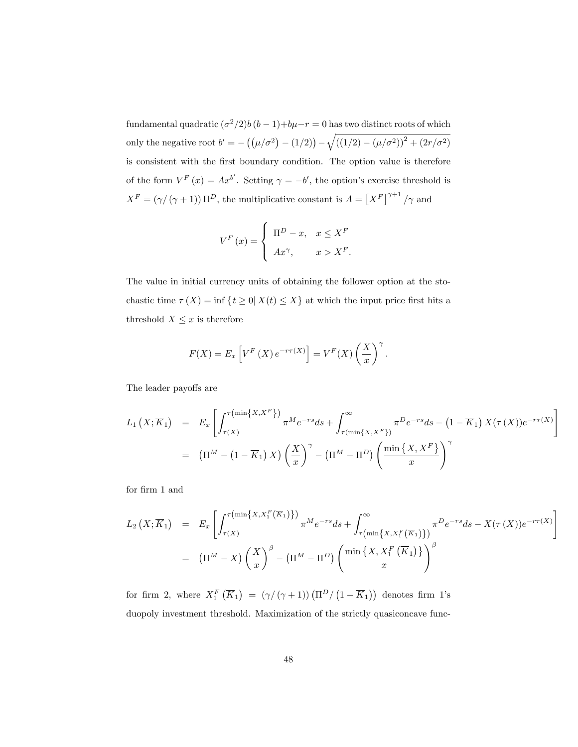fundamental quadratic $(\sigma^2/2)b(b-1)+b\mu-r=0$ has two distinct roots of which only the negative root $b' = -\left((\mu/\sigma^2)-(1/2)\right)-\sqrt{((1/2)-(\mu/\sigma^2))^2+(2r/\sigma^2)}$ is consistent with the first boundary condition. The option value is therefore of the form $V^F(x) = Ax^{b'}$. Setting $\gamma = -b'$, the option's exercise threshold is $X^F = (\gamma/(\gamma+1))\,\Pi^D$, the multiplicative constant is $A = \left[X^F\right]^{\gamma+1}/\gamma$ and

$$
V^F(x) = \begin{cases} \Pi^D - x, & x \le X^F \\ Ax^{\gamma}, & x > X^F. \end{cases}
$$

The value in initial currency units of obtaining the follower option at the stochastic time $\tau(X) = \inf\{t \ge 0 | \, X(t) \le X\}$ at which the input price first hits a threshold $X \le x$ is therefore

$$
F(X) = E_x\left[V^F(X)\, e^{-r\tau(X)}\right] = V^F(X)\left(\frac{X}{x}\right)^{\gamma}.
$$

The leader payoffs are

$$
\begin{aligned}
L_1\left(X;\overline{K}_1\right) &= E_x\left[\int_{\tau(X)}^{\tau\left(\min\{X,X^F\}\right)} \pi^M e^{-rs}ds + \int_{\tau(\min\{X,X^F\})}^{\infty} \pi^D e^{-rs}ds - \left(1-\overline{K}_1\right)X(\tau(X))e^{-r\tau(X)}\right] \\
&= \left(\Pi^M - \left(1-\overline{K}_1\right)X\right)\left(\frac{X}{x}\right)^{\gamma} - \left(\Pi^M - \Pi^D\right)\left(\frac{\min\{X,X^F\}}{x}\right)^{\gamma}
\end{aligned}
$$

for firm 1 and

$$
\begin{aligned}
L_2\left(X;\overline{K}_1\right) &= E_x\left[\int_{\tau(X)}^{\tau\left(\min\{X,X_1^F(\overline{K}_1)\}\right)} \pi^M e^{-rs}ds + \int_{\tau\left(\min\{X,X_1^F(\overline{K}_1)\}\right)}^{\infty} \pi^D e^{-rs}ds - X(\tau(X))e^{-r\tau(X)}\right] \\
&= \left(\Pi^M - X\right)\left(\frac{X}{x}\right)^{\beta} - \left(\Pi^M - \Pi^D\right)\left(\frac{\min\{X,X_1^F(\overline{K}_1)\}}{x}\right)^{\beta}
\end{aligned}
$$

for firm 2, where $X_1^F\left(\overline{K}_1\right) = (\gamma/(\gamma+1))\left(\Pi^D/\left(1-\overline{K}_1\right)\right)$ denotes firm 1's duopoly investment threshold. Maximization of the strictly quasiconcave func-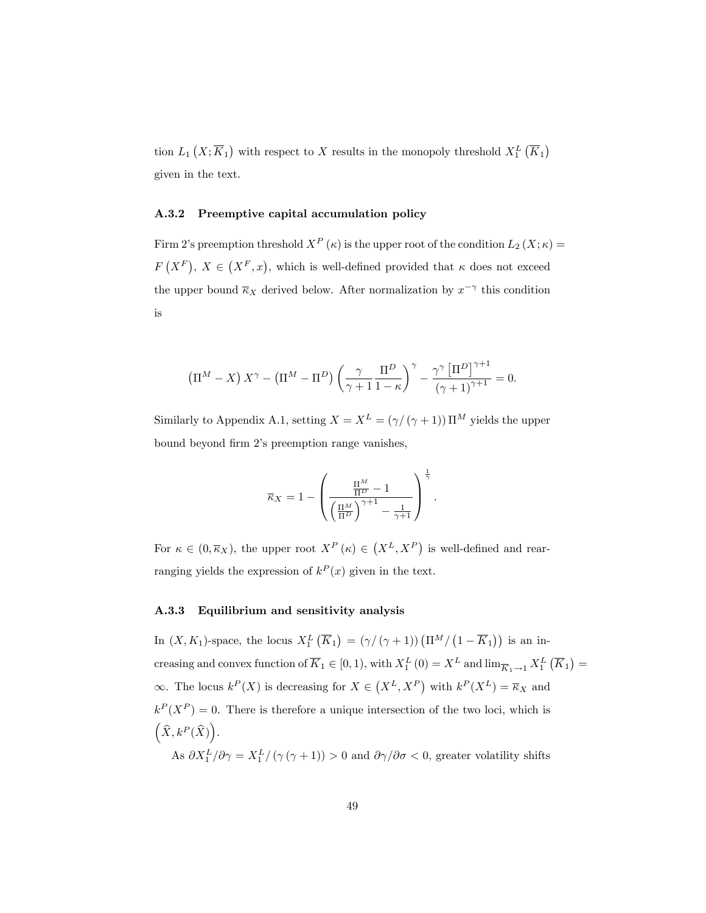tion $L_1\left(X;\overline{K}_1\right)$ with respect to $X$ results in the monopoly threshold $X_1^L\left(\overline{K}_1\right)$ given in the text.

### A.3.2 Preemptive capital accumulation policy

Firm 2's preemption threshold $X^P(\kappa)$ is the upper root of the condition $L_2(X;\kappa) = F\left(X^F\right)$, $X \in \left(X^F, x\right)$, which is well-defined provided that $\kappa$ does not exceed the upper bound $\overline{\kappa}_X$ derived below. After normalization by $x^{-\gamma}$ this condition is

$$\left(\Pi^M - X\right) X^{\gamma} - \left(\Pi^M - \Pi^D\right)\left(\frac{\gamma}{\gamma+1}\frac{\Pi^D}{1-\kappa}\right)^{\gamma} - \frac{\gamma^{\gamma}\left[\Pi^D\right]^{\gamma+1}}{(\gamma+1)^{\gamma+1}} = 0.$$

Similarly to Appendix A.1, setting $X = X^L = \left(\gamma/\left(\gamma+1\right)\right)\Pi^M$ yields the upper bound beyond firm 2's preemption range vanishes,

$$\overline{\kappa}_X = 1 - \left(\frac{\frac{\Pi^M}{\Pi^D} - 1}{\left(\frac{\Pi^M}{\Pi^D}\right)^{\gamma+1} - \frac{1}{\gamma+1}}\right)^{\frac{1}{\gamma}}.$$

For $\kappa \in (0, \overline{\kappa}_X)$, the upper root $X^P(\kappa) \in \left(X^L, X^P\right)$ is well-defined and rearranging yields the expression of $k^P(x)$ given in the text.

### A.3.3 Equilibrium and sensitivity analysis

In $(X, K_1)$-space, the locus $X_1^L\left(\overline{K}_1\right) = \left(\gamma/\left(\gamma+1\right)\right)\left(\Pi^M/\left(1-\overline{K}_1\right)\right)$ is an increasing and convex function of $\overline{K}_1 \in [0,1)$, with $X_1^L(0) = X^L$ and $\lim_{\overline{K}_1 \to 1} X_1^L\left(\overline{K}_1\right) = \infty$. The locus $k^P(X)$ is decreasing for $X \in \left(X^L, X^P\right)$ with $k^P(X^L) = \overline{\kappa}_X$ and $k^P(X^P) = 0$. There is therefore a unique intersection of the two loci, which is $\left(\widehat{X}, k^P(\widehat{X})\right)$.

As $\partial X_1^L/\partial\gamma = X_1^L/\left(\gamma\left(\gamma+1\right)\right) > 0$ and $\partial\gamma/\partial\sigma < 0$, greater volatility shifts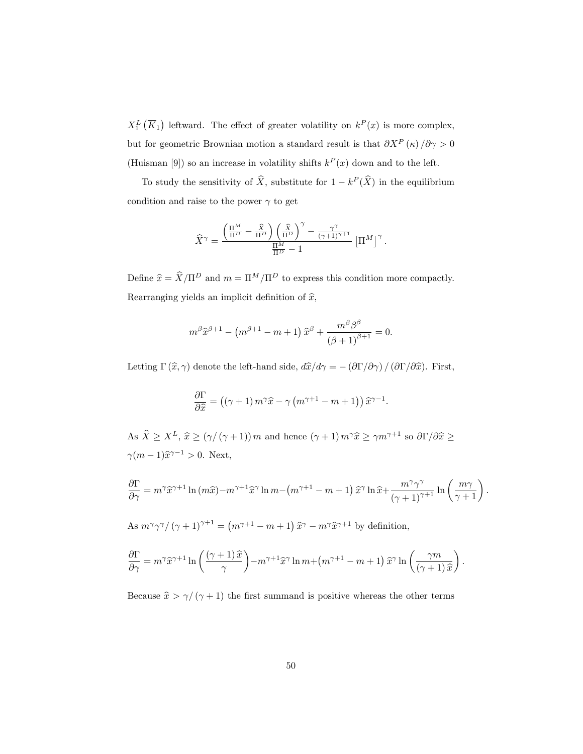$X_1^L\left(\overline{K}_1\right)$ leftward. The effect of greater volatility on $k^P(x)$ is more complex, but for geometric Brownian motion a standard result is that $\partial X^P(\kappa)/\partial\gamma > 0$ (Huisman [9]) so an increase in volatility shifts $k^P(x)$ down and to the left.

To study the sensitivity of $\widehat{X}$, substitute for $1 - k^P(\widehat{X})$ in the equilibrium condition and raise to the power $\gamma$ to get

$$\widehat{X}^\gamma = \frac{\left(\frac{\Pi^M}{\Pi^D} - \frac{\widehat{X}}{\Pi^D}\right)\left(\frac{\widehat{X}}{\Pi^D}\right)^\gamma - \frac{\gamma^\gamma}{(\gamma+1)^{\gamma+1}}}{\frac{\Pi^M}{\Pi^D} - 1}\left[\Pi^M\right]^\gamma.$$

Define $\widehat{x} = \widehat{X}/\Pi^D$ and $m = \Pi^M/\Pi^D$ to express this condition more compactly. Rearranging yields an implicit definition of $\widehat{x}$,

$$m^\beta \widehat{x}^{\beta+1} - \left(m^{\beta+1} - m + 1\right)\widehat{x}^\beta + \frac{m^\beta \beta^\beta}{(\beta+1)^{\beta+1}} = 0.$$

Letting $\Gamma(\widehat{x}, \gamma)$ denote the left-hand side, $d\widehat{x}/d\gamma = -\left(\partial\Gamma/\partial\gamma\right)/\left(\partial\Gamma/\partial\widehat{x}\right)$. First,

$$\frac{\partial\Gamma}{\partial\widehat{x}} = \left((\gamma+1)\,m^\gamma\widehat{x} - \gamma\left(m^{\gamma+1} - m + 1\right)\right)\widehat{x}^{\gamma-1}.$$

As $\widehat{X} \geq X^L$, $\widehat{x} \geq (\gamma/(\gamma+1))\,m$ and hence $(\gamma+1)\,m^\gamma\widehat{x} \geq \gamma m^{\gamma+1}$ so $\partial\Gamma/\partial\widehat{x} \geq \gamma(m-1)\widehat{x}^{\gamma-1} > 0$. Next,

$$\frac{\partial\Gamma}{\partial\gamma} = m^\gamma\widehat{x}^{\gamma+1}\ln(m\widehat{x}) - m^{\gamma+1}\widehat{x}^\gamma\ln m - \left(m^{\gamma+1} - m + 1\right)\widehat{x}^\gamma\ln\widehat{x} + \frac{m^\gamma\gamma^\gamma}{(\gamma+1)^{\gamma+1}}\ln\left(\frac{m\gamma}{\gamma+1}\right).$$

As $m^\gamma\gamma^\gamma/(\gamma+1)^{\gamma+1} = \left(m^{\gamma+1} - m + 1\right)\widehat{x}^\gamma - m^\gamma\widehat{x}^{\gamma+1}$ by definition,

$$\frac{\partial\Gamma}{\partial\gamma} = m^\gamma\widehat{x}^{\gamma+1}\ln\left(\frac{(\gamma+1)\,\widehat{x}}{\gamma}\right) - m^{\gamma+1}\widehat{x}^\gamma\ln m + \left(m^{\gamma+1} - m + 1\right)\widehat{x}^\gamma\ln\left(\frac{\gamma m}{(\gamma+1)\,\widehat{x}}\right).$$

Because $\widehat{x} > \gamma/(\gamma+1)$ the first summand is positive whereas the other terms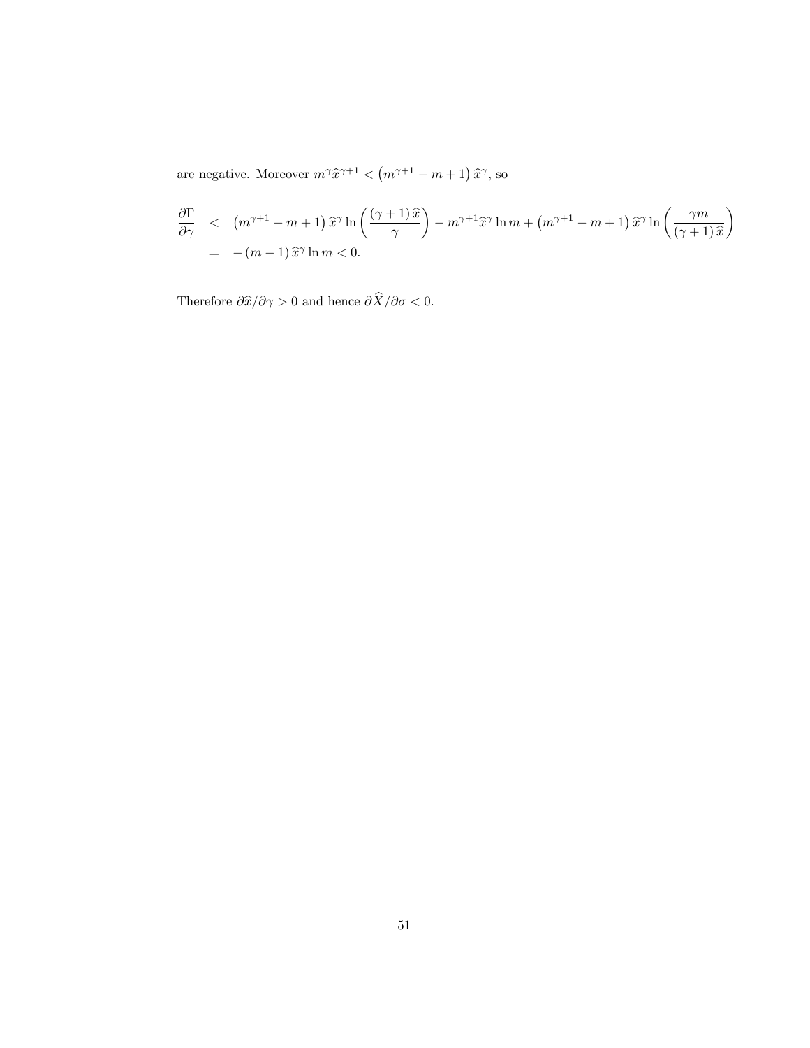are negative. Moreover $m^{\gamma}\widehat{x}^{\gamma+1} < \left(m^{\gamma+1} - m + 1\right)\widehat{x}^{\gamma}$, so

$$
\begin{aligned}
\frac{\partial \Gamma}{\partial \gamma} &< \left(m^{\gamma+1} - m + 1\right)\widehat{x}^{\gamma} \ln\left(\frac{(\gamma+1)\,\widehat{x}}{\gamma}\right) - m^{\gamma+1}\widehat{x}^{\gamma}\ln m + \left(m^{\gamma+1} - m + 1\right)\widehat{x}^{\gamma}\ln\left(\frac{\gamma m}{(\gamma+1)\,\widehat{x}}\right) \\
&= -\left(m-1\right)\widehat{x}^{\gamma}\ln m < 0.
\end{aligned}
$$

Therefore $\partial \widehat{x}/\partial \gamma > 0$ and hence $\partial \widehat{X}/\partial \sigma < 0$.